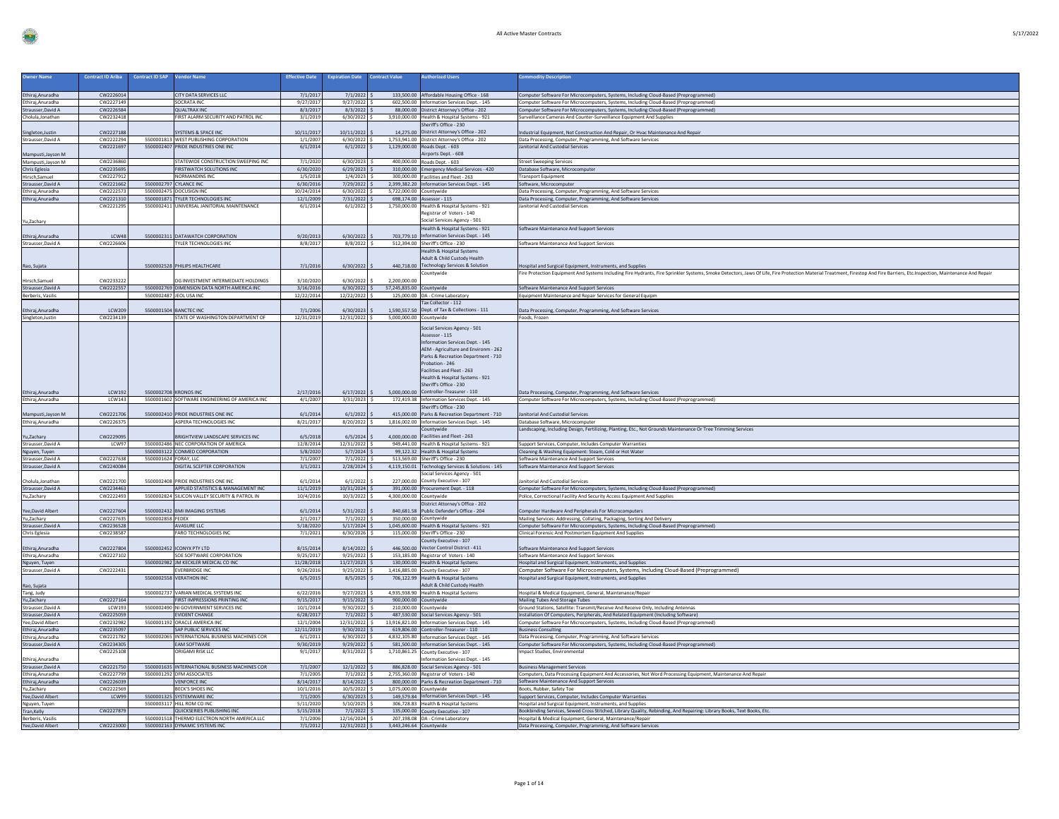# All Active Master Contracts

5/17/2022

| Owner Name | Contract ID Ariba | Contract ID SAP | Vendor Name | Effective Date | Expiration Date | Contract Value | Authorized Users | Commodity Description |
|---|---|---|---|---|---|---|---|---|
| Ethiraj,Anuradha | CW2226014 | | CITY DATA SERVICES LLC | 7/1/2017 | 7/1/2022 | $ 133,500.00 | Affordable Housing Office - 168 | Computer Software For Microcomputers, Systems, Including Cloud-Based (Preprogrammed) |
| Ethiraj,Anuradha | CW2227149 | | SOCRATA INC | 9/27/2017 | 9/27/2022 | $ 602,500.00 | Information Services Dept. - 145 | Computer Software For Microcomputers, Systems, Including Cloud-Based (Preprogrammed) |
| Strausser,David A | CW2226584 | | QUALTRAX INC | 8/3/2017 | 8/3/2022 | $ 88,000.00 | District Attorney's Office - 202 | Computer Software For Microcomputers, Systems, Including Cloud-Based (Preprogrammed) |
| Cholula,Jonathan | CW2232418 | | FIRST ALARM SECURITY AND PATROL INC | 3/1/2019 | 6/30/2022 | $ 3,910,000.00 | Health & Hospital Systems - 921 | Surveillance Cameras And Counter-Surveillance Equipment And Supplies |
| Singleton,Justin | CW2227188 | | SYSTEMS & SPACE INC | 10/11/2017 | 10/11/2022 | $ 14,275.00 | Sheriff's Office - 230<br>District Attorney's Office - 202 | Industrial Equipment, Not Construction And Repair, Or Hvac Maintenance And Repair |
| Strausser,David A | CW2222294 | 5500001813 | WEST PUBLISHING CORPORATION | 1/1/2007 | 6/30/2022 | $ 1,753,941.00 | District Attorney's Office - 202 | Data Processing, Computer, Programming, And Software Services |
| Mampusti,Jayson M | CW2221697 | 5500002407 | PRIDE INDUSTRIES ONE INC | 6/1/2014 | 6/1/2022 | $ 1,129,000.00 | Roads Dept. - 603<br>Airports Dept. - 608 | Janitorial And Custodial Services |
| Mampusti,Jayson M | CW2236860 | | STATEWIDE CONSTRUCTION SWEEPING INC | 7/1/2020 | 6/30/2023 | $ 400,000.00 | Roads Dept. - 603 | Street Sweeping Services |
| Chris Eglesia | CW2235695 | | FIRSTWATCH SOLUTIONS INC | 6/30/2020 | 6/29/2023 | $ 310,000.00 | Emergency Medical Services - 420 | Database Software, Microcomputer |
| Hirsch,Samuel | CW2227912 | | NORMANDINS INC | 1/5/2018 | 1/4/2023 | $ 300,000.00 | Facilities and Fleet - 263 | Transport Equipment |
| Strausser,David A | CW2221662 | 5500002797 | CYLANCE INC | 6/30/2016 | 7/29/2022 | $ 2,399,382.20 | Information Services Dept. - 145 | Software, Microcomputer |
| Ethiraj,Anuradha | CW2222573 | 5500002475 | DOCUSIGN INC | 10/24/2014 | 6/30/2022 | $ 5,722,000.00 | Countywide | Data Processing, Computer, Programming, And Software Services |
| Ethiraj,Anuradha | CW2221310 | 5500001871 | TYLER TECHNOLOGIES INC | 12/1/2009 | 7/31/2022 | $ 698,174.00 | Assessor - 115 | Data Processing, Computer, Programming, And Software Services |
| Yu,Zachary | CW2221295 | 5500002411 | UNIVERSAL JANITORIAL MAINTENANCE | 6/1/2014 | 6/1/2022 | $ 1,750,000.00 | Health & Hospital Systems - 921<br>Registrar of Voters - 140<br>Social Services Agency - 501 | Janitorial And Custodial Services |
| Ethiraj,Anuradha | LCW48 | 5500002311 | DATAWATCH CORPORATION | 9/20/2013 | 6/30/2022 | $ 703,779.10 | Health & Hospital Systems - 921<br>Information Services Dept. - 145 | Software Maintenance And Support Services |
| Strausser,David A | CW2226606 | | TYLER TECHNOLOGIES INC | 8/8/2017 | 8/8/2022 | $ 512,394.00 | Sheriff's Office - 230 | Software Maintenance And Support Services |
| Rao, Sujata | | 5500002528 | PHILIPS HEALTHCARE | 7/1/2016 | 6/30/2022 | $ 440,718.00 | Health & Hospital Systems<br>Adult & Child Custody Health<br>Technology Services & Solution | Hospital and Surgical Equipment, Instruments, and Supplies |
| Hirsch,Samuel | CW2233222 | | DG INVESTMENT INTERMEDIATE HOLDINGS | 3/10/2020 | 6/30/2022 | $ 2,200,000.00 | Countywide | Fire Protection Equipment And Systems Including Fire Hydrants, Fire Sprinkler Systems, Smoke Detectors, Jaws Of Life, Fire Protection Material Treatment, Firestop And Fire Barriers, Etc.Inspection, Maintenance And Repair |
| Strausser,David A | CW2222557 | 5500002769 | DIMENSION DATA NORTH AMERICA INC | 3/16/2016 | 6/30/2022 | $ 57,245,835.00 | Countywide | Software Maintenance And Support Services |
| Berberis, Vasilis | | 5500002487 | JEOL USA INC | 12/22/2014 | 12/22/2022 | $ 125,000.00 | DA - Crime Laboratory | Equipment Maintenance and Repair Services for General Equipm |
| Ethiraj,Anuradha | LCW209 | 5500001504 | BANCTEC INC | 7/1/2006 | 6/30/2023 | $ 1,590,557.50 | Tax Collector - 112<br>Dept. of Tax & Collections - 111 | Data Processing, Computer, Programming, And Software Services |
| Singleton,Justin | CW2234139 | | STATE OF WASHINGTON DEPARTMENT OF | 12/31/2019 | 12/31/2022 | $ 5,000,000.00 | Countywide | Foods, Frozen |
| Ethiraj,Anuradha | LCW192 | 5500002708 | KRONOS INC | 2/17/2016 | 6/17/2022 | $ 5,000,000.00 | Social Services Agency - 501<br>Assessor - 115<br>Information Services Dept. - 145<br>AEM - Agriculture and Environm - 262<br>Parks & Recreation Department - 710<br>Probation - 246<br>Facilities and Fleet - 263<br>Health & Hospital Systems - 921<br>Sheriff's Office - 230<br>Controller-Treasurer - 110 | Data Processing, Computer, Programming, And Software Services |
| Ethiraj,Anuradha | LCW143 | 5500001602 | SOFTWARE ENGINEERING OF AMERICA INC | 4/1/2007 | 3/31/2023 | $ 172,419.38 | Information Services Dept. - 145 | Computer Software For Microcomputers, Systems, Including Cloud-Based (Preprogrammed) |
| Mampusti,Jayson M | CW2221706 | 5500002410 | PRIDE INDUSTRIES ONE INC | 6/1/2014 | 6/1/2022 | $ 415,000.00 | Sheriff's Office - 230<br>Parks & Recreation Department - 710 | Janitorial And Custodial Services |
| Ethiraj,Anuradha | CW2226375 | | ASPERA TECHNOLOGIES INC | 8/21/2017 | 8/20/2022 | $ 1,816,002.00 | Information Services Dept. - 145 | Database Software, Microcomputer |
| Yu,Zachary | CW2229095 | | BRIGHTVIEW LANDSCAPE SERVICES INC | 6/5/2018 | 6/5/2024 | $ 4,000,000.00 | Countywide<br>Facilities and Fleet - 263 | Landscaping, Including Design, Fertilizing, Planting, Etc., Not Grounds Maintenance Or Tree Trimming Services |
| Strausser,David A | LCW97 | 5500002486 | NEC CORPORATION OF AMERICA | 12/8/2014 | 12/31/2022 | $ 949,441.00 | Health & Hospital Systems - 921 | Support Services, Computer, Includes Computer Warranties |
| Nguyen, Tuyen | | 5500003122 | CONMED CORPORATION | 5/8/2020 | 5/7/2024 | $ 99,122.32 | Health & Hospital Systems | Cleaning & Washing Equipment: Steam, Cold or Hot Water |
| Strausser,David A | CW2227638 | 5500001624 | FORAY, LLC | 7/1/2007 | 7/1/2022 | $ 513,569.00 | Sheriff's Office - 230 | Software Maintenance And Support Services |
| Strausser,David A | CW2240084 | | DIGITAL SCEPTER CORPORATION | 3/1/2021 | 2/28/2024 | $ 4,119,150.01 | Technology Services & Solutions - 145 | Software Maintenance And Support Services |
| Cholula,Jonathan | CW2221700 | 5500002408 | PRIDE INDUSTRIES ONE INC | 6/1/2014 | 6/1/2022 | $ 227,000.00 | Social Services Agency - 501<br>County Executive - 107 | Janitorial And Custodial Services |
| Strausser,David A | CW2234463 | | APPLIED STATISTICS & MANAGEMENT INC | 11/1/2019 | 10/31/2024 | $ 391,000.00 | Procurement Dept. - 118 | Computer Software For Microcomputers, Systems, Including Cloud-Based (Preprogrammed) |
| Yu,Zachary | CW2222493 | 5500002824 | SILICON VALLEY SECURITY & PATROL IN | 10/4/2016 | 10/3/2022 | $ 4,300,000.00 | Countywide | Police, Correctional Facility And Security Access Equipment And Supplies |
| Yee,David Albert | CW2227604 | 5500002432 | BMI IMAGING SYSTEMS | 6/1/2014 | 5/31/2022 | $ 840,681.58 | District Attorney's Office - 202<br>Public Defender's Office - 204 | Computer Hardware And Peripherals For Microcomputers |
| Yu,Zachary | CW2227635 | 5500002858 | FEDEX | 2/1/2017 | 7/1/2022 | $ 350,000.00 | Countywide | Mailing Services: Addressing, Collating, Packaging, Sorting And Delivery |
| Strausser,David A | CW2236528 | | AVASURE LLC | 5/18/2020 | 5/17/2024 | $ 1,045,600.00 | Health & Hospital Systems - 921 | Computer Software For Microcomputers, Systems, Including Cloud-Based (Preprogrammed) |
| Chris Eglesia | CW2238587 | | FARO TECHNOLOGIES INC | 7/1/2021 | 6/30/2026 | $ 115,000.00 | Sheriff's Office - 230 | Clinical Forensic And Postmortem Equipment And Supplies |
| Ethiraj,Anuradha | CW2227804 | 5500002452 | ICONYX PTY LTD | 8/15/2014 | 8/14/2022 | $ 446,500.00 | County Executive - 107<br>Vector Control District - 411 | Software Maintenance And Support Services |
| Ethiraj,Anuradha | CW2227102 | | SOE SOFTWARE CORPORATION | 9/25/2017 | 9/25/2022 | $ 153,185.00 | Registrar of Voters - 140 | Software Maintenance And Support Services |
| Nguyen, Tuyen | | 5500002982 | JM KECKLER MEDICAL CO INC | 11/28/2018 | 11/27/2023 | $ 130,000.00 | Health & Hospital Systems | Hospital and Surgical Equipment, Instruments, and Supplies |
| Strausser,David A | CW2222431 | | EVERBRIDGE INC | 9/26/2016 | 9/25/2022 | $ 1,416,885.00 | County Executive - 107 | Computer Software For Microcomputers, Systems, Including Cloud-Based (Preprogrammed) |
| Rao, Sujata | | 5500002558 | VERATHON INC | 6/5/2015 | 8/5/2025 | $ 706,122.99 | Health & Hospital Systems<br>Adult & Child Custody Health | Hospital and Surgical Equipment, Instruments, and Supplies |
| Tang, Judy | | 5500002737 | VARIAN MEDICAL SYSTEMS INC | 6/22/2016 | 9/27/2023 | $ 4,935,938.90 | Health & Hospital Systems | Hospital & Medical Equipment, General, Maintenance/Repair |
| Yu,Zachary | CW2227164 | | FIRST IMPRESSIONS PRINTING INC | 9/15/2017 | 9/15/2022 | $ 900,000.00 | Countywide | Mailing Tubes And Storage Tubes |
| Strausser,David A | LCW193 | 5500002490 | NI GOVERNMENT SERVICES INC | 10/1/2014 | 9/30/2022 | $ 210,000.00 | Countywide | Ground Stations, Satellite: Transmit/Receive And Receive Only, Including Antennas |
| Strausser,David A | CW2225059 | | EVIDENT CHANGE | 6/28/2017 | 7/1/2022 | $ 487,530.00 | Social Services Agency - 501 | Installation Of Computers, Peripherals, And Related Equipment (Including Software) |
| Yee,David Albert | CW2232982 | 5500001192 | ORACLE AMERICA INC | 12/1/2004 | 12/31/2022 | $ 13,916,821.00 | Information Services Dept. - 145 | Computer Software For Microcomputers, Systems, Including Cloud-Based (Preprogrammed) |
| Ethiraj,Anuradha | CW2235097 | | SAP PUBLIC SERVICES INC | 12/11/2019 | 9/30/2022 | $ 619,806.00 | Controller-Treasurer - 110 | Business Consulting |
| Ethiraj,Anuradha | CW2221782 | 5500002065 | INTERNATIONAL BUSINESS MACHINES COR | 6/1/2011 | 6/30/2022 | $ 4,832,105.80 | Information Services Dept. - 145 | Data Processing, Computer, Programming, And Software Services |
| Strausser,David A | CW2234305 | | EAM SOFTWARE | 9/30/2019 | 9/29/2022 | $ 581,500.00 | Information Services Dept. - 145 | Computer Software For Microcomputers, Systems, Including Cloud-Based (Preprogrammed) |
| Ethiraj,Anuradha | CW2225108 | | ORIGAMI RISK LLC | 9/1/2017 | 8/31/2022 | $ 1,710,861.25 | County Executive - 107<br>Information Services Dept. - 145 | Impact Studies, Environmental |
| Strausser,David A | CW2221750 | 5500001635 | INTERNATIONAL BUSINESS MACHINES COR | 7/1/2007 | 12/1/2022 | $ 886,828.00 | Social Services Agency - 501 | Business Management Services |
| Ethiraj,Anuradha | CW2227799 | 5500001292 | DFM ASSOCIATES | 7/1/2005 | 7/1/2022 | $ 2,755,360.00 | Registrar of Voters - 140 | Computers, Data Processing Equipment And Accessories, Not Word Processing Equipment, Maintenance And Repair |
| Ethiraj,Anuradha | CW2226039 | | VENFORCE INC | 8/14/2017 | 8/14/2022 | $ 800,000.00 | Parks & Recreation Department - 710 | Software Maintenance And Support Services |
| Yu,Zachary | CW2222569 | | BECK'S SHOES INC | 10/1/2016 | 10/5/2022 | $ 1,075,000.00 | Countywide | Boots, Rubber, Safety Toe |
| Yee,David Albert | LCW99 | 5500001325 | SYSTEMWARE INC | 7/1/2005 | 6/30/2023 | $ 149,579.84 | Information Services Dept. - 145 | Support Services, Computer, Includes Computer Warranties |
| Nguyen, Tuyen | | 5500003117 | HILL ROM CO INC | 5/11/2020 | 5/10/2025 | $ 306,728.83 | Health & Hospital Systems | Hospital and Surgical Equipment, Instruments, and Supplies |
| Tran,Kelly | CW2227879 | | QUICKSERIES PUBLISHING INC | 5/15/2018 | 7/1/2022 | $ 135,000.00 | County Executive - 107 | Bookbinding Services, Sewed Cross Stitched, Library Quality, Rebinding, And Repairing: Library Books, Text Books, Etc. |
| Berberis, Vasilis | | 5500001518 | THERMO ELECTRON NORTH AMERICA LLC | 7/1/2006 | 12/16/2024 | $ 207,198.08 | DA - Crime Laboratory | Hospital & Medical Equipment, General, Maintenance/Repair |
| Yee,David Albert | CW2223000 | 5500002163 | DYNAMIC SYSTEMS INC | 7/1/2012 | 12/31/2022 | $ 3,443,246.64 | Countywide | Data Processing, Computer, Programming, And Software Services |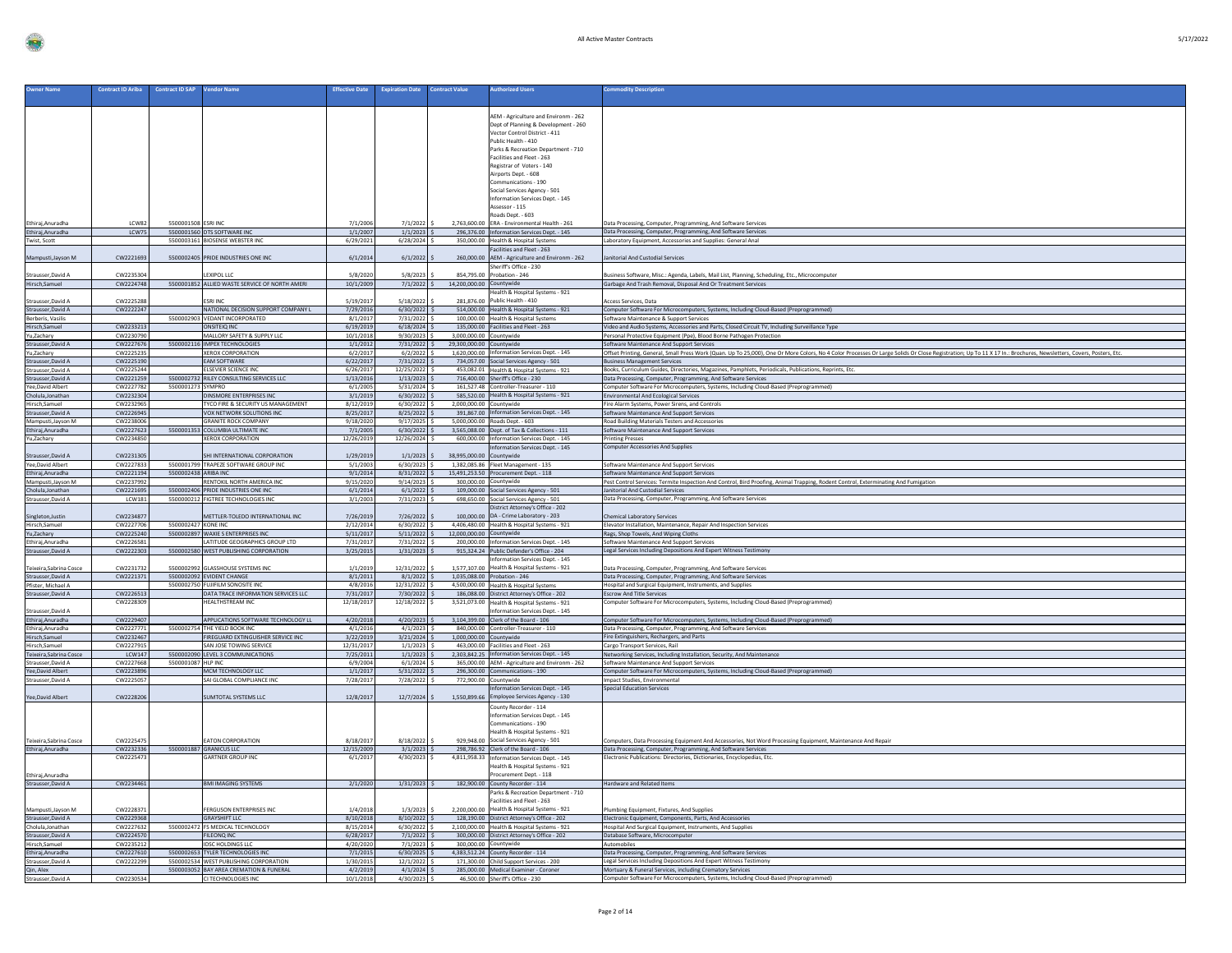| Owner Name | Contract ID Ariba | Contract ID SAP | Vendor Name | Effective Date | Expiration Date | Contract Value | Authorized Users | Commodity Description |
|---|---|---|---|---|---|---|---|---|
| Ethiraj,Anuradha | LCW82 | 5500001508 | ESRI INC | 7/1/2006 | 7/1/2022 | $ 2,763,600.00 | AEM - Agriculture and Environm - 262<br>Dept of Planning & Development - 260<br>Vector Control District - 411<br>Public Health - 410<br>Parks & Recreation Department - 710<br>Facilities and Fleet - 263<br>Registrar of Voters - 140<br>Airports Dept. - 608<br>Communications - 190<br>Social Services Agency - 501<br>Information Services Dept. - 145<br>Assessor - 115<br>Roads Dept. - 603<br>ERA - Environmental Health - 261 | Data Processing, Computer, Programming, And Software Services |
| Ethiraj,Anuradha | LCW75 | 5500001560 | OTS SOFTWARE INC | 1/1/2007 | 1/1/2023 | $ 296,376.00 | Information Services Dept. - 145 | Data Processing, Computer, Programming, And Software Services |
| Twist, Scott | | 5500003161 | BIOSENSE WEBSTER INC | 6/29/2021 | 6/28/2024 | $ 350,000.00 | Health & Hospital Systems | Laboratory Equipment, Accessories and Supplies: General Anal |
| Mampusti,Jayson M | CW2221693 | 5500002405 | PRIDE INDUSTRIES ONE INC | 6/1/2014 | 6/1/2022 | $ 260,000.00 | Facilities and Fleet - 263<br>AEM - Agriculture and Environm - 262 | Janitorial And Custodial Services |
| Strausser,David A | CW2235304 | | LEXIPOL LLC | 5/8/2020 | 5/8/2023 | $ 854,795.00 | Sheriff's Office - 230<br>Probation - 246 | Business Software, Misc.: Agenda, Labels, Mail List, Planning, Scheduling, Etc., Microcomputer |
| Hirsch,Samuel | CW2224748 | 5500001852 | ALLIED WASTE SERVICE OF NORTH AMERI | 10/1/2009 | 7/1/2022 | $ 14,200,000.00 | Countywide | Garbage And Trash Removal, Disposal And Or Treatment Services |
| Strausser,David A | CW2225288 | | ESRI INC | 5/19/2017 | 5/18/2022 | $ 281,876.00 | Health & Hospital Systems - 921<br>Public Health - 410 | Access Services, Data |
| Strausser,David A | CW2222247 | | NATIONAL DECISION SUPPORT COMPANY L | 7/29/2016 | 6/30/2022 | $ 514,000.00 | Health & Hospital Systems - 921 | Computer Software For Microcomputers, Systems, Including Cloud-Based (Preprogrammed) |
| Berberis, Vasilis | | 5500002903 | VEDANT INCORPORATED | 8/1/2017 | 7/31/2022 | $ 100,000.00 | Health & Hospital Systems | Software Maintenance & Support Services |
| Hirsch,Samuel | CW2233213 | | ONSITEIQ INC | 6/19/2019 | 6/18/2024 | $ 135,000.00 | Facilities and Fleet - 263 | Video and Audio Systems, Accessories and Parts, Closed Circuit TV, Including Surveillance Type |
| Yu,Zachary | CW2230790 | | MALLORY SAFETY & SUPPLY LLC | 10/1/2018 | 9/30/2023 | $ 3,000,000.00 | Countywide | Personal Protective Equipment (Ppe), Blood Borne Pathogen Protection |
| Strausser,David A | CW2227676 | 5500002116 | IMPEX TECHNOLOGIES | 1/1/2012 | 7/31/2022 | $ 29,300,000.00 | Countywide | Software Maintenance And Support Services |
| Yu,Zachary | CW2225235 | | XEROX CORPORATION | 6/2/2017 | 6/2/2022 | $ 1,620,000.00 | Information Services Dept. - 145 | Offset Printing, General, Small Press Work (Quan. Up To 25,000), One Or More Colors, No 4 Color Processes Or Large Solids Or Close Registration; Up To 11 X 17 In.: Brochures, Newsletters, Covers, Posters, Etc. |
| Strausser,David A | CW2225190 | | EAM SOFTWARE | 6/22/2017 | 7/31/2022 | $ 734,057.00 | Social Services Agency - 501 | Business Management Services |
| Strausser,David A | CW2225244 | | ELSEVIER SCIENCE INC | 6/26/2017 | 12/25/2022 | $ 453,082.01 | Health & Hospital Systems - 921 | Books, Curriculum Guides, Directories, Magazines, Pamphlets, Periodicals, Publications, Reprints, Etc. |
| Strausser,David A | CW2221259 | 5500002732 | RILEY CONSULTING SERVICES LLC | 1/13/2016 | 1/13/2023 | $ 716,400.00 | Sheriff's Office - 230 | Data Processing, Computer, Programming, And Software Services |
| Yee,David Albert | CW2227782 | 5500001273 | SYMPRO | 6/1/2005 | 5/31/2024 | $ 161,527.48 | Controller-Treasurer - 110 | Computer Software For Microcomputers, Systems, Including Cloud-Based (Preprogrammed) |
| Cholula,Jonathan | CW2232304 | | DINSMORE ENTERPRISES INC | 3/1/2019 | 6/30/2022 | $ 585,520.00 | Health & Hospital Systems - 921 | Environmental And Ecological Services |
| Hirsch,Samuel | CW2232965 | | TYCO FIRE & SECURITY US MANAGEMENT | 8/12/2019 | 6/30/2022 | $ 2,000,000.00 | Countywide | Fire Alarm Systems, Power Sirens, and Controls |
| Strausser,David A | CW2226945 | | VOX NETWORK SOLUTIONS INC | 8/25/2017 | 8/25/2022 | $ 391,867.00 | Information Services Dept. - 145 | Software Maintenance And Support Services |
| Mampusti,Jayson M | CW2238006 | | GRANITE ROCK COMPANY | 9/18/2020 | 9/17/2025 | $ 5,000,000.00 | Roads Dept. - 603 | Road Building Materials Testers and Accessories |
| Ethiraj,Anuradha | CW2227623 | 5500001353 | COLUMBIA ULTIMATE INC | 7/1/2005 | 6/30/2022 | $ 3,565,088.00 | Dept. of Tax & Collections - 111 | Software Maintenance And Support Services |
| Yu,Zachary | CW2234850 | | XEROX CORPORATION | 12/26/2019 | 12/26/2024 | $ 600,000.00 | Information Services Dept. - 145 | Printing Presses |
| Strausser,David A | CW2231305 | | SHI INTERNATIONAL CORPORATION | 1/29/2019 | 1/1/2023 | $ 38,995,000.00 | Information Services Dept. - 145<br>Countywide | Computer Accessories And Supplies |
| Yee,David Albert | CW2227833 | 5500001799 | TRAPEZE SOFTWARE GROUP INC | 5/1/2003 | 6/30/2023 | $ 1,382,085.86 | Fleet Management - 135 | Software Maintenance And Support Services |
| Ethiraj,Anuradha | CW2221194 | 5500002438 | ARIBA INC | 9/1/2014 | 8/31/2022 | $ 15,491,253.50 | Procurement Dept. - 118 | Software Maintenance And Support Services |
| Mampusti,Jayson M | CW2237992 | | RENTOKIL NORTH AMERICA INC | 9/15/2020 | 9/14/2023 | $ 300,000.00 | Countywide | Pest Control Services: Termite Inspection And Control, Bird Proofing, Animal Trapping, Rodent Control, Exterminating And Fumigation |
| Cholula,Jonathan | CW2221695 | 5500002406 | PRIDE INDUSTRIES ONE INC | 6/1/2014 | 6/1/2022 | $ 109,000.00 | Social Services Agency - 501 | Janitorial And Custodial Services |
| Strausser,David A | LCW181 | 5500000212 | FIGTREE TECHNOLOGIES INC | 3/1/2003 | 7/31/2023 | $ 698,650.00 | Social Services Agency - 501 | Data Processing, Computer, Programming, And Software Services |
| Singleton,Justin | CW2234877 | | METTLER-TOLEDO INTERNATIONAL INC | 7/26/2019 | 7/26/2022 | $ 100,000.00 | District Attorney's Office - 202<br>DA - Crime Laboratory - 203 | Chemical Laboratory Services |
| Hirsch,Samuel | CW2227706 | 5500002427 | KONE INC | 2/12/2014 | 6/30/2022 | $ 4,406,480.00 | Health & Hospital Systems - 921 | Elevator Installation, Maintenance, Repair And Inspection Services |
| Yu,Zachary | CW2225240 | 5500002897 | WAXIE S ENTERPRISES INC | 5/11/2017 | 5/11/2022 | $ 12,000,000.00 | Countywide | Rags, Shop Towels, And Wiping Cloths |
| Ethiraj,Anuradha | CW2226581 | | LATITUDE GEOGRAPHICS GROUP LTD | 7/31/2017 | 7/31/2022 | $ 200,000.00 | Information Services Dept. - 145 | Software Maintenance And Support Services |
| Strausser,David A | CW2222303 | 5500002580 | WEST PUBLISHING CORPORATION | 3/25/2015 | 1/31/2023 | $ 915,324.24 | Public Defender's Office - 204 | Legal Services Including Depositions And Expert Witness Testimony |
| Teixeira,Sabrina Cosce | CW2231732 | 5500002992 | GLASSHOUSE SYSTEMS INC | 1/1/2019 | 12/31/2022 | $ 1,577,107.00 | Information Services Dept. - 145<br>Health & Hospital Systems - 921 | Data Processing, Computer, Programming, And Software Services |
| Strausser,David A | CW2221371 | 5500002092 | EVIDENT CHANGE | 8/1/2011 | 8/1/2022 | $ 1,035,088.00 | Probation - 246 | Data Processing, Computer, Programming, And Software Services |
| Pfister, Michael A | | 5500002750 | FUJIFILM SONOSITE INC | 4/8/2016 | 12/31/2022 | $ 4,500,000.00 | Health & Hospital Systems | Hospital and Surgical Equipment, Instruments, and Supplies |
| Strausser,David A | CW2226513 | | DATA TRACE INFORMATION SERVICES LLC | 7/31/2017 | 7/30/2022 | $ 186,088.00 | District Attorney's Office - 202 | Escrow And Title Services |
| Strausser,David A | CW2228309 | | HEALTHSTREAM INC | 12/18/2017 | 12/18/2022 | $ 3,521,073.00 | Health & Hospital Systems - 921<br>Information Services Dept. - 145 | Computer Software For Microcomputers, Systems, Including Cloud-Based (Preprogrammed) |
| Ethiraj,Anuradha | CW2229407 | | APPLICATIONS SOFTWARE TECHNOLOGY LL | 4/20/2018 | 4/20/2023 | $ 3,104,399.00 | Clerk of the Board - 106 | Computer Software For Microcomputers, Systems, Including Cloud-Based (Preprogrammed) |
| Ethiraj,Anuradha | CW2227771 | 5500002754 | THE YIELD BOOK INC | 4/1/2016 | 4/1/2023 | $ 840,000.00 | Controller-Treasurer - 110 | Data Processing, Computer, Programming, And Software Services |
| Hirsch,Samuel | CW2232467 | | FIREGUARD EXTINGUISHER SERVICE INC | 3/22/2019 | 3/21/2024 | $ 1,000,000.00 | Countywide | Fire Extinguishers, Rechargers, and Parts |
| Hirsch,Samuel | CW2227915 | | SAN JOSE TOWING SERVICE | 12/31/2017 | 1/1/2023 | $ 463,000.00 | Facilities and Fleet - 263 | Cargo Transport Services, Rail |
| Teixeira,Sabrina Cosce | LCW147 | 5500002090 | LEVEL 3 COMMUNICATIONS | 7/25/2011 | 1/1/2023 | $ 2,303,842.25 | Information Services Dept. - 145 | Networking Services, Including Installation, Security, And Maintenance |
| Strausser,David A | CW2227668 | 5500001087 | HLP INC | 6/9/2004 | 6/1/2024 | $ 365,000.00 | AEM - Agriculture and Environm - 262 | Software Maintenance And Support Services |
| Yee,David Albert | CW2223896 | | MCM TECHNOLOGY LLC | 1/1/2017 | 5/31/2022 | $ 296,300.00 | Communications - 190 | Computer Software For Microcomputers, Systems, Including Cloud-Based (Preprogrammed) |
| Strausser,David A | CW2225057 | | SAI GLOBAL COMPLIANCE INC | 7/28/2017 | 7/28/2022 | $ 772,900.00 | Countywide | Impact Studies, Environmental |
| Yee,David Albert | CW2228206 | | SUMTOTAL SYSTEMS LLC | 12/8/2017 | 12/7/2024 | $ 1,550,899.66 | Information Services Dept. - 145<br>Employee Services Agency - 130 | Special Education Services |
| Teixeira,Sabrina Cosce | CW2225475 | | EATON CORPORATION | 8/18/2017 | 8/18/2022 | $ 929,948.00 | County Recorder - 114<br>Information Services Dept. - 145<br>Communications - 190<br>Health & Hospital Systems - 921<br>Social Services Agency - 501 | Computers, Data Processing Equipment And Accessories, Not Word Processing Equipment, Maintenance And Repair |
| Ethiraj,Anuradha | CW2232336 | 5500001887 | GRANICUS LLC | 12/15/2009 | 3/1/2023 | $ 298,786.92 | Clerk of the Board - 106 | Data Processing, Computer, Programming, And Software Services |
| Ethiraj,Anuradha | CW2225473 | | GARTNER GROUP INC | 6/1/2017 | 4/30/2023 | $ 4,811,958.33 | Information Services Dept. - 145<br>Health & Hospital Systems - 921<br>Procurement Dept. - 118 | Electronic Publications: Directories, Dictionaries, Encyclopedias, Etc. |
| Strausser,David A | CW2234461 | | BMI IMAGING SYSTEMS | 2/1/2020 | 1/31/2023 | $ 182,900.00 | County Recorder - 114 | Hardware and Related Items |
| Mampusti,Jayson M | CW2228371 | | FERGUSON ENTERPRISES INC | 1/4/2018 | 1/3/2023 | $ 2,200,000.00 | Parks & Recreation Department - 710<br>Facilities and Fleet - 263<br>Health & Hospital Systems - 921 | Plumbing Equipment, Fixtures, And Supplies |
| Strausser,David A | CW2229368 | | GRAYSHIFT LLC | 8/10/2018 | 8/10/2022 | $ 128,190.00 | District Attorney's Office - 202 | Electronic Equipment, Components, Parts, And Accessories |
| Cholula,Jonathan | CW2227632 | 5500002472 | FS MEDICAL TECHNOLOGY | 8/15/2014 | 6/30/2022 | $ 2,100,000.00 | Health & Hospital Systems - 921 | Hospital and Surgical Equipment, Instruments, And Supplies |
| Strausser,David A | CW2224570 | | FILEONQ INC | 6/28/2017 | 7/1/2022 | $ 300,000.00 | District Attorney's Office - 202 | Database Software, Microcomputer |
| Hirsch,Samuel | CW2235212 | | IDSC HOLDINGS LLC | 4/20/2020 | 7/1/2023 | $ 300,000.00 | Countywide | Automobiles |
| Ethiraj,Anuradha | CW2227610 | 5500002653 | TYLER TECHNOLOGIES INC | 7/1/2015 | 6/30/2025 | $ 4,383,512.24 | County Recorder - 114 | Data Processing, Computer, Programming, And Software Services |
| Strausser,David A | CW2222299 | 5500002534 | WEST PUBLISHING CORPORATION | 1/30/2015 | 12/1/2022 | $ 171,300.00 | Child Support Services - 200 | Legal Services Including Depositions And Expert Witness Testimony |
| Qin, Alex | | 5500003052 | BAY AREA CREMATION & FUNERAL | 4/2/2019 | 4/1/2024 | $ 285,000.00 | Medical Examiner - Coroner | Mortuary & Funeral Services, including Crematory Services |
| Strausser,David A | CW2230534 | | CI TECHNOLOGIES INC | 10/1/2018 | 4/30/2023 | $ 46,500.00 | Sheriff's Office - 230 | Computer Software For Microcomputers, Systems, Including Cloud-Based (Preprogrammed) |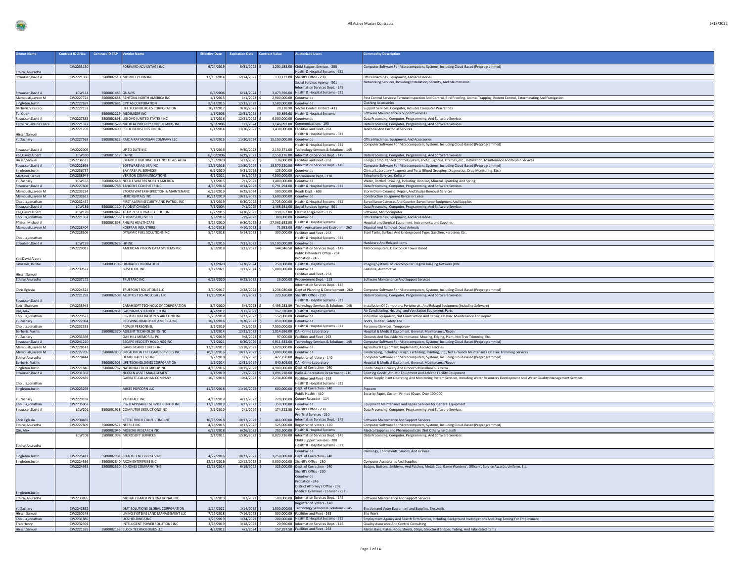| Owner Name | Contract ID Ariba | Contract ID SAP | Vendor Name | Effective Date | Expiration Date | Contract Value | Authorized Users | Commodity Description |
|---|---|---|---|---|---|---|---|---|
| Ethiraj,Anuradha | CW2233150 | | FORWARD ADVANTAGE INC | 6/24/2019 | 8/31/2022 | $ 1,230,183.00 | Child Support Services - 200<br>Health & Hospital Systems - 921 | Computer Software For Microcomputers, Systems, Including Cloud-Based (Preprogrammed) |
| Strausser,David A | CW2221360 | 5500002510 | MICROCEPTION INC | 12/15/2014 | 12/14/2022 | $ 133,122.00 | Sheriff's Office - 230 | Office Machines, Equipment, And Accessories |
| Strausser,David A | LCW114 | 5500001483 | QUALYS | 6/8/2006 | 6/14/2024 | $ 3,473,596.00 | Social Services Agency - 501<br>Information Services Dept. - 145<br>Health & Hospital Systems - 921 | Networking Services, Including Installation, Security, And Maintenance |
| Mampusti,Jayson M | CW2227724 | 5500002688 | RENTOKIL NORTH AMERICA INC | 1/1/2015 | 1/1/2023 | $ 2,900,000.00 | Countywide | Pest Control Services: Termite Inspection And Control, Bird Proofing, Animal Trapping, Rodent Control, Exterminating And Fumigation |
| Singleton,Justin | CW2227697 | 5500002681 | CINTAS CORPORATION | 8/31/2015 | 12/31/2022 | $ 1,580,000.00 | Countywide | Clothing Accessories |
| Berberis,Vasilis G | CW2227151 | | LIFE TECHNOLOGIES CORPORATION | 10/1/2017 | 9/30/2022 | $ 28,118.90 | Vector Control District - 411 | Support Services, Computer, Includes Computer Warranties |
| Tu, Quan | | 5500002225 | MEDIMIZER INC | 1/1/2003 | 12/31/2022 | $ 80,869.68 | Health & Hospital Systems | Software Maintenance & Support Services |
| Strausser,David A | CW2227535 | 5500002698 | LENOVO (UNITED STATES) INC | 1/1/2016 | 12/31/2022 | $ 6,000,000.00 | Countywide | Data Processing, Computer, Programming, And Software Services |
| Teixeira,Sabrina Cosce | CW2221327 | 5500001529 | MEDICAL PRIORITY CONSULTANTS INC | 9/6/2006 | 1/1/2024 | $ 1,146,092.00 | Communications - 190 | Data Processing, Computer, Programming, And Software Services |
| Hirsch,Samuel | CW2221703 | 5500002409 | PRIDE INDUSTRIES ONE INC | 6/1/2014 | 11/30/2022 | $ 1,438,000.00 | Facilities and Fleet - 263<br>Health & Hospital Systems - 921 | Janitorial And Custodial Services |
| Yu,Zachary | CW2227563 | 5500002622 | RMC A RAY MORGAN COMPANY LLC | 6/9/2015 | 11/30/2024 | $ 15,150,000.00 | Countywide | Office Machines, Equipment, And Accessories |
| Strausser,David A | CW2222005 | | UP TO DATE INC | 7/1/2016 | 9/30/2023 | $ 2,150,371.00 | Health & Hospital Systems - 921<br>Technology Services & Solutions - 145 | Computer Software For Microcomputers, Systems, Including Cloud-Based (Preprogrammed) |
| Yee,David Albert | LCW180 | 5500001517 | CA INC | 6/30/2006 | 6/29/2022 | $ 2,558,176.80 | Information Services Dept. - 145 | Data Processing, Computer, Programming, And Software Services |
| Hirsch,Samuel | CW2236513 | | SMARTER BUILDING TECHNOLOGIES ALLIA | 5/13/2020 | 5/12/2025 | $ 136,000.00 | Facilities and Fleet - 263 | Energy Computerized Control System, HVAC, Lighting, Utilities, etc., Installation, Maintenance and Repair Services |
| Strausser,David A | CW2222698 | | SOFTWARE AG USA INC | 12/1/2016 | 11/30/2024 | $ 13,570,520.00 | Information Services Dept. - 145 | Computer Software For Microcomputers, Systems, Including Cloud-Based (Preprogrammed) |
| Singleton,Justin | CW2236737 | | BAY AREA PL SERVICES | 6/1/2020 | 5/31/2025 | $ 125,000.00 | Countywide | Clinical Laboratory Reagents and Tests (Blood Grouping, Diagnostics, Drug Monitoring, Etc.) |
| Martinez,Daniel | CW2238945 | | VERIZON COMMUNICATIONS | 4/1/2021 | 6/1/2022 | $ 4,500,000.00 | Procurement Dept. - 118 | Telephone Services, Cellular |
| Yu,Zachary | LCW163 | 5500002648 | NESTLE WATERS NORTH AMERICA | 7/1/2015 | 7/1/2022 | $ 1,400,000.00 | Countywide | Water, Bottled, Drinking, Including Distilled, Mineral, Sparkling And Spring |
| Strausser,David A | CW2227608 | 5500002788 | TANGENT COMPUTER INC | 4/15/2016 | 4/14/2023 | $ 6,791,294.00 | Health & Hospital Systems - 921 | Data Processing, Computer, Programming, And Software Services |
| Mampusti,Jayson M | CW2233234 | | STORM WATER INSPECTION & MAINTENANC | 6/26/2019 | 6/25/2024 | $ 500,000.00 | Roads Dept. - 603 | Storm Drain Cleaning, Repair, And Sludge Removal Services |
| Mampusti,Jayson M | CW2232612 | | HERC RENTALS INC | 10/21/2019 | 10/31/2023 | $ 1,600,000.00 | Countywide | Construction Equipment Rental or Lease |
| Cholula,Jonathan | CW2232457 | | FIRST ALARM SECURITY AND PATROL INC | 3/1/2019 | 6/30/2022 | $ 2,723,000.00 | Health & Hospital Systems - 921 | Surveillance Cameras And Counter-Surveillance Equipment And Supplies |
| Strausser,David A | LCW186 | 5500001110 | EVIDENT CHANGE | 7/1/2004 | 7/1/2025 | $ 1,468,981.00 | Social Services Agency - 501 | Data Processing, Computer, Programming, And Software Services |
| Yee,David Albert | LCW128 | 5500002642 | TRAPEZE SOFTWARE GROUP INC | 6/2/2015 | 6/30/2023 | $ 998,652.80 | Fleet Management - 135 | Software, Microcomputer |
| Cholula,Jonathan | CW2221362 | 5500002756 | THOMPSON, EVETTE | 2/9/2016 | 2/9/2023 | $ 300,000.00 | Countywide | Office Machines, Equipment, And Accessories |
| Pfister, Michael A | | 5500001898 | PHILIPS HEALTHCARE | 5/25/2010 | 6/30/2022 | $ 27,062,683.00 | Health & Hospital Systems | Hospital and Surgical Equipment, Instruments, and Supplies |
| Mampusti,Jayson M | CW2228404 | | KOEFRAN INDUSTRIES | 4/10/2018 | 4/10/2023 | $ 71,983.00 | AEM - Agriculture and Environm - 262 | Disposal And Removal, Dead Animals |
| Cholula,Jonathan | CW2228306 | | DYNAMIC FUEL SOLUTIONS INC | 5/14/2018 | 5/14/2023 | $ 300,000.00 | Facilities and Fleet - 263<br>Health & Hospital Systems - 921 | Steel Tanks, Surface And Underground Type: Gasoline, Kerosene, Etc. |
| Strausser,David A | LCW159 | 5500002676 | HP INC | 9/15/2015 | 7/31/2023 | $ 59,100,000.00 | Countywide | Hardware And Related Items |
| Yee,David Albert | CW2229013 | | AMERICAN PRISON DATA SYSTEMS PBC | 3/9/2018 | 1/31/2023 | $ 544,946.50 | Information Services Dept. - 145<br>Public Defender's Office - 204<br>Probation - 246 | Microcomputers, Desktop Or Tower Based |
| Gonzales, Kristie | | 5500003106 | DIGIRAD CORPORATION | 2/1/2020 | 6/30/2024 | $ 250,000.00 | Health & Hospital Systems | Imaging Systems, Microcomputer: Digital Imaging Network (DIN |
| Hirsch,Samuel | CW2239572 | | BOSCO OIL INC | 1/12/2021 | 1/11/2024 | $ 5,000,000.00 | Countywide<br>Facilities and Fleet - 263 | Gasoline, Automotive |
| Ethiraj,Anuradha | CW2237172 | | TRUSTARC INC | 6/25/2020 | 6/25/2022 | $ 25,000.00 | Procurement Dept. - 118 | Software Maintenance And Support Services |
| Chris Eglesia | CW2224524 | | TRUEPOINT SOLUTIONS LLC | 3/10/2017 | 2/28/2024 | $ 1,236,030.00 | Information Services Dept. - 145<br>Dept of Planning & Development - 260 | Computer Software For Microcomputers, Systems, Including Cloud-Based (Preprogrammed) |
| Strausser,David A | CW2221292 | 5500002508 | ALERTUS TECHNOLOGIES LLC | 11/26/2014 | 7/1/2022 | $ 229,160.00 | Sheriff's Office - 230<br>Health & Hospital Systems - 921 | Data Processing, Computer, Programming, And Software Services |
| Sadri,Shahram | CW2235945 | | CARAHSOFT TECHNOLOGY CORPORATION | 3/5/2020 | 3/4/2023 | $ 4,495,233.59 | Technology Services & Solutions - 145 | Installation Of Computers, Peripherals, And Related Equipment (Including Software) |
| Qin, Alex | | 5500002861 | GAUMARD SCIENTIFIC CO INC | 4/7/2017 | 7/31/2022 | $ 167,330.00 | Health & Hospital Systems | Air Conditioning, Heating, and Ventilation Equipment, Parts |
| Cholula,Jonathan | CW2229573 | | R & R REFRIGERATION & AIR COND INC | 5/28/2018 | 5/27/2023 | $ 552,000.00 | Countywide | Industrial Equipment, Not Construction And Repair, Or Hvac Maintenance And Repair |
| Yu,Zachary | CW2222964 | | RED WING BRANDS OF AMERICA INC | 10/1/2016 | 9/30/2022 | $ 850,000.00 | Countywide | Boots, Rubber, Safety Toe |
| Cholula,Jonathan | CW2232353 | | POWER PERSONNEL | 3/1/2019 | 7/1/2022 | $ 7,500,000.00 | Health & Hospital Systems - 921 | Personnel Services, Temporary |
| Berberis, Vasilis | | 5500002370 | AGILENT TECHNOLOGIES INC | 1/1/2014 | 12/31/2023 | $ 1,014,696.00 | DA - Crime Laboratory | Hospital & Medical Equipment, General, Maintenance/Repair |
| Yu,Zachary | CW2233398 | | OAK HILL MEMORIAL PK | 9/9/2019 | 9/8/2023 | $ 97,000.00 | Facilities and Fleet - 263 | Grounds And Roadside Maintenance: Mowing, Edging, Plant, Not Tree Trimming, Etc. |
| Strausser,David A | CW2241210 | | ESCAPE VELOCITY HOLDINGS INC | 7/1/2021 | 6/30/2026 | $ 4,911,632.00 | Technology Services & Solutions - 145 | Computer Software For Microcomputers, Systems, Including Cloud-Based (Preprogrammed) |
| Mampusti,Jayson M | CW2228141 | | GARDENLAND CENTER INC | 12/18/2017 | 12/18/2022 | $ 1,020,000.00 | Countywide | Agricultural Equipment, Implements, And Accessories |
| Mampusti,Jayson M | CW2222705 | 5500002833 | BRIGHTVIEW TREE CARE SERVICES INC | 10/18/2016 | 10/17/2022 | $ 3,000,000.00 | Countywide | Landscaping, Including Design, Fertilizing, Planting, Etc., Not Grounds Maintenance Or Tree Trimming Services |
| Ethiraj,Anuradha | CW2228444 | | DEMOCRACY LIVE INC | 1/2/2018 | 1/1/2023 | $ 422,750.00 | Registrar of Voters - 140 | Computer Software For Microcomputers, Systems, Including Cloud-Based (Preprogrammed) |
| Berberis, Vasilis | | 5500002303 | LIFE TECHNOLOGIES CORPORATION | 1/1/2014 | 12/31/2024 | $ 840,809.00 | DA - Crime Laboratory | Hospital & Medical Equipment, General, Maintenance/Repair |
| Singleton,Justin | CW2221846 | 5500002782 | NATIONAL FOOD GROUP INC | 4/15/2016 | 10/15/2022 | $ 4,900,000.00 | Dept. of Correction - 240 | Foods: Staple Grocery And Grocer'S Miscellaneous Items |
| Strausser,David A | CW2231363 | | NEXGEN ASSET MANAGEMENT | 1/1/2019 | 7/1/2022 | $ 1,096,228.00 | Parks & Recreation Department - 710 | Sporting Goods, Athletic Equipment And Athletic Facility Equipment |
| Cholula,Jonathan | CW2222659 | | GARRATT-CALLAHAN COMPANY | 10/5/2016 | 10/4/2023 | $ 2,234,400.00 | Facilities and Fleet - 263<br>Health & Hospital Systems - 921 | Water Supply Plant Operating And Monitoring System Services, Including Water Resources Development And Water Quality Management Services |
| Singleton,Justin | CW2223293 | | MIKES POPCORN LLC | 11/16/2016 | 11/16/2022 | $ 600,000.00 | Dept. of Correction - 240 | Popcorn |
| Yu,Zachary | CW2229187 | | VERITRACE INC | 4/13/2018 | 4/12/2023 | $ 270,000.00 | Public Health - 410<br>County Recorder - 114 | Security Paper, Custom Printed (Quan. Over 100,000) |
| Cholula,Jonathan | CW2235062 | | P & D APPLIANCE SERVICE CENTER INC | 12/13/2019 | 3/27/2023 | $ 350,000.00 | Countywide | Equipment Maintenance and Repair Services for General Equipment |
| Strausser,David A | LCW201 | 5500001918 | COMPUTER DEDUCTIONS INC | 2/1/2010 | 2/1/2024 | $ 174,522.50 | Sheriff's Office - 230 | Data Processing, Computer, Programming, And Software Services |
| Chris Eglesia | CW2230469 | | KETTLE RIVER CONSULTING INC | 10/18/2018 | 10/17/2023 | $ 466,000.00 | Pre-Trial Services - 210<br>Information Services Dept. - 145 | Software Maintenance And Support Services |
| Ethiraj,Anuradha | CW2227809 | 5500002571 | NETFILE INC | 4/18/2015 | 4/17/2025 | $ 525,000.00 | Registrar of Voters - 140 | Computer Software For Microcomputers, Systems, Including Cloud-Based (Preprogrammed) |
| Qin, Alex | | 5500002945 | MOBERG RESEARCH INC | 6/27/2018 | 6/26/2023 | $ 203,500.00 | Health & Hospital Systems | Medical Supplies and Pharmaceuticals (Not Otherwise Classifi |
| Ethiraj,Anuradha | LCW108 | 5500001998 | MICROSOFT SERVICES | 2/1/2011 | 12/30/2022 | $ 8,023,736.00 | Information Services Dept. - 145<br>Child Support Services - 200<br>Health & Hospital Systems - 921 | Data Processing, Computer, Programming, And Software Services |
| Singleton,Justin | CW2225411 | 5500002781 | CITADEL ENTERPRISES INC | 4/22/2016 | 10/22/2022 | $ 1,250,000.00 | Countywide<br>Dept. of Correction - 240 | Dressings, Condiments, Sauces, And Gravies |
| Singleton,Justin | CW2224536 | 5500002840 | AXON ENTERPRISE INC | 12/13/2016 | 12/12/2022 | $ 8,000,000.00 | Sheriff's Office - 230 | Computer Accessories And Supplies |
| Singleton,Justin | CW2224935 | 5500002530 | ED JONES COMPANY, THE | 12/18/2014 | 6/19/2022 | $ 325,000.00 | Dept. of Correction - 240<br>Sheriff's Office - 230<br>Countywide<br>Probation - 246<br>District Attorney's Office - 202<br>Medical Examiner - Coroner - 293 | Badges, Buttons, Emblems, And Patches, Metal: Cap, Game Wardens', Officers', Service Awards, Uniform, Etc. |
| Ethiraj,Anuradha | CW2233895 | | MICHAEL BAKER INTERNATIONAL INC | 9/3/2019 | 9/2/2022 | $ 500,000.00 | Information Services Dept. - 145 | Software Maintenance And Support Services |
| Yu,Zachary | CW2242852 | | DMT SOLUTIONS GLOBAL CORPORATION | 1/14/2022 | 1/14/2025 | $ 1,500,000.00 | Registrar of Voters - 140<br>Technology Services & Solutions - 145 | Election and Voter Equipment and Supplies, Electronic |
| Hirsch,Samuel | CW2230148 | | LIVING SYSTEMS LAND MANAGEMENT LLC | 7/16/2018 | 7/16/2023 | $ 500,000.00 | Facilities and Fleet - 263 | Site Work |
| Cholula,Jonathan | CW2231885 | | UCS HOLDINGS INC | 1/25/2019 | 1/24/2023 | $ 200,000.00 | Health & Hospital Systems - 921 | Employment Agency And Search Firm Service, Including Background Investigations And Drug Testing For Employment |
| Tran,Henry | CW2232391 | | INTELLIGENT POWER SOLUTIONS INC | 3/18/2019 | 3/18/2023 | $ 20,960.00 | Information Services Dept. - 145 | Quality Assurance And Control Consulting |
| Hirsch,Samuel | CW2221335 | 5500002153 | ELOCK TECHNOLOGIES LLC | 4/2/2012 | 4/1/2024 | $ 157,297.50 | Facilities and Fleet - 263 | Metal: Bars, Plates, Rods, Sheets, Strips, Structural Shapes, Tubing, And Fabricated Items |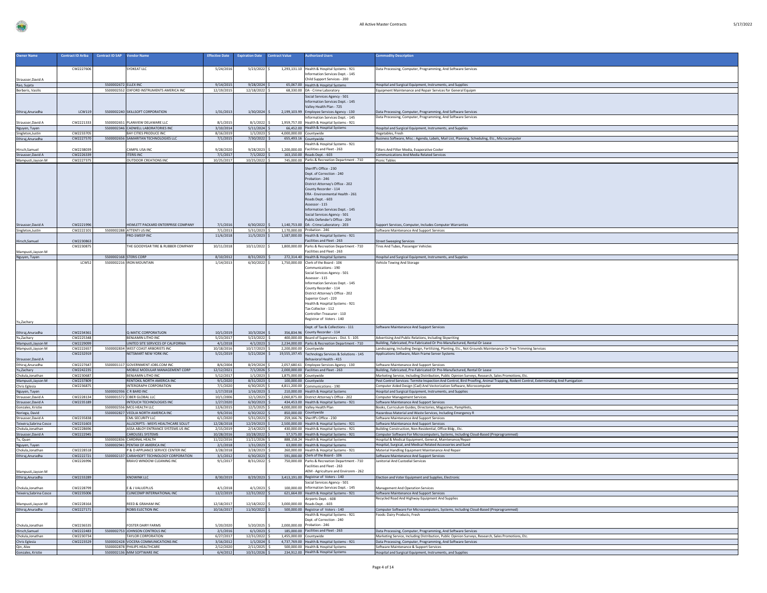# All Active Master Contracts

| Owner Name | Contract ID Ariba | Contract ID SAP | Vendor Name | Effective Date | Expiration Date | Contract Value | Authorized Users | Commodity Description |
|---|---|---|---|---|---|---|---|---|
| Strausser,David A | CW2227606 | | SYDKEAT LLC | 5/24/2016 | 5/23/2022 | $ 1,293,131.10 | Health & Hospital Systems - 921<br>Information Services Dept. - 145<br>Child Support Services - 200 | Data Processing, Computer, Programming, And Software Services |
| Rao, Sujata | | 5500002672 | ELLEX INC | 9/14/2015 | 9/28/2024 | $ 65,067.00 | Health & Hospital Systems | Hospital and Surgical Equipment, Instruments, and Supplies |
| Berberis, Vasilis | | 5500002552 | OXFORD INSTRUMENTS AMERICA INC | 12/19/2015 | 12/18/2022 | $ 68,330.00 | DA - Crime Laboratory | Equipment Maintenance and Repair Services for General Equipm |
| Ethiraj,Anuradha | LCW119 | 5500002240 | SKILLSOFT CORPORATION | 1/31/2013 | 1/30/2024 | $ 2,199,103.99 | Social Services Agency - 501<br>Information Services Dept. - 145<br>Valley Health Plan - 725<br>Employee Services Agency - 130 | Data Processing, Computer, Programming, And Software Services |
| Strausser,David A | CW2221333 | 5500002651 | PLANVIEW DELAWARE LLC | 8/1/2015 | 8/1/2022 | $ 1,959,757.00 | Information Services Dept. - 145<br>Health & Hospital Systems - 921 | Data Processing, Computer, Programming, And Software Services |
| Nguyen, Tuyen | | 5500002346 | CADWELL LABORATORIES INC | 3/10/2014 | 5/11/2024 | $ 66,452.00 | Health & Hospital Systems | Hospital and Surgical Equipment, Instruments, and Supplies |
| Singleton,Justin | CW2233705 | | BAY CITIES PRODUCE INC | 8/16/2019 | 1/1/2023 | $ 4,000,000.00 | Countywide | Vegetables, Fresh |
| Ethiraj,Anuradha | CW2227570 | 5500002656 | SAMARITAN TECHNOLOGIES LLC | 7/1/2015 | 7/30/2022 | $ 655,493.16 | Countywide | Business Software, Misc.: Agenda, Labels, Mail List, Planning, Scheduling, Etc., Microcomputer |
| Hirsch,Samuel | CW2238039 | | CAMFIL USA INC | 9/28/2020 | 9/28/2023 | $ 1,200,000.00 | Health & Hospital Systems - 921<br>Facilities and Fleet - 263 | Filters And Filter Media, Evaporative Cooler |
| Strausser,David A | CW2226339 | | ITERIS INC | 7/1/2017 | 7/1/2022 | $ 163,150.00 | Roads Dept. - 603 | Communications And Media Related Services |
| Mampusti,Jayson M | CW2227375 | | OUTDOOR CREATIONS INC | 10/25/2017 | 10/25/2022 | $ 745,000.00 | Parks & Recreation Department - 710 | Picnic Tables |
| Strausser,David A | CW2221996 | | HEWLETT PACKARD ENTERPRISE COMPANY | 7/1/2016 | 6/30/2022 | $ 1,140,753.00 | Sheriff's Office - 230<br>Dept. of Correction - 240<br>Probation - 246<br>District Attorney's Office - 202<br>County Recorder - 114<br>ERA - Environmental Health - 261<br>Roads Dept. - 603<br>Assessor - 115<br>Information Services Dept. - 145<br>Social Services Agency - 501<br>Public Defender's Office - 204<br>DA - Crime Laboratory - 203 | Support Services, Computer, Includes Computer Warranties |
| Singleton,Justin | CW2230101 | 5500002288 | ATTENTI US INC | 7/1/2013 | 5/31/2023 | $ 1,170,000.00 | Probation - 246 | Software Maintenance And Support Services |
| Hirsch,Samuel | CW2230863 | | PRO-SWEEP INC | 11/6/2018 | 11/5/2023 | $ 1,587,000.00 | Health & Hospital Systems - 921<br>Facilities and Fleet - 263 | Street Sweeping Services |
| Mampusti,Jayson M | CW2230875 | | THE GOODYEAR TIRE & RUBBER COMPANY | 10/11/2018 | 10/11/2022 | $ 1,800,000.00 | Parks & Recreation Department - 710<br>Facilities and Fleet - 263 | Tires And Tubes, Passenger Vehicles |
| Nguyen, Tuyen | | 5500002168 | STERIS CORP | 8/10/2012 | 8/31/2023 | $ 272,314.40 | Health & Hospital Systems | Hospital and Surgical Equipment, Instruments, and Supplies |
| Yu,Zachary | LCW52 | 5500002216 | IRON MOUNTAIN | 1/14/2013 | 6/30/2022 | $ 1,750,000.00 | Clerk of the Board - 106<br>Communications - 190<br>Social Services Agency - 501<br>Assessor - 115<br>Information Services Dept. - 145<br>County Recorder - 114<br>District Attorney's Office - 202<br>Superior Court - 220<br>Health & Hospital Systems - 921<br>Tax Collector - 112<br>Controller-Treasurer - 110<br>Registrar of Voters - 140 | Vehicle Towing And Storage |
| Ethiraj,Anuradha | CW2234361 | | Q-MATIC CORPORATION | 10/1/2019 | 10/3/2024 | $ 356,834.96 | Dept. of Tax & Collections - 111<br>County Recorder - 114 | Software Maintenance And Support Services |
| Yu,Zachary | CW2225348 | | BENJAMIN LITHO INC | 5/23/2017 | 5/23/2022 | $ 400,000.00 | Board of Supervisors - Dist. 5 - 105 | Advertising And Public Relations, Including Skywriting |
| Mampusti,Jayson M | CW2229099 | | UNITED SITE SERVICES OF CALIFORNIA | 4/1/2018 | 4/1/2023 | $ 2,234,000.00 | Parks & Recreation Department - 710 | Building, Fabricated, Pre-Fabricated Or Pre-Manufactured, Rental Or Lease |
| Mampusti,Jayson M | CW2222657 | 5500002834 | WEST COAST ARBORISTS INC | 10/18/2016 | 10/17/2023 | $ 2,200,000.00 | Countywide | Landscaping, Including Design, Fertilizing, Planting, Etc., Not Grounds Maintenance Or Tree Trimming Services |
| Strausser,David A | CW2232919 | | NETSMART NEW YORK INC | 5/21/2019 | 5/21/2024 | $ 19,555,197.45 | Technology Services & Solutions - 145<br>Behavioral Health - 415 | Applications Software, Main Frame Server Systems |
| Ethiraj,Anuradha | CW2227647 | 5500001117 | GOVERNMENT JOBS.COM INC | 8/6/2004 | 8/29/2024 | $ 2,057,680.61 | Employee Services Agency - 130 | Software Maintenance And Support Services |
| Yu,Zachary | CW2242235 | | MOBILE MODULAR MANAGEMENT CORP | 12/12/2021 | 7/1/2026 | $ 2,000,000.00 | Facilities and Fleet - 263 | Building, Fabricated, Pre-Fabricated Or Pre-Manufactured, Rental Or Lease |
| Cholula,Jonathan | CW2230687 | | BENJAMIN LITHO INC | 5/12/2017 | 1/1/2023 | $ 1,875,000.00 | Countywide | Marketing Service, Including Distribution, Public Opinion Surveys, Research, Sales Promotions, Etc. |
| Mampusti,Jayson M | CW2237809 | | RENTOKIL NORTH AMERICA INC | 9/1/2020 | 8/31/2023 | $ 100,000.00 | Countywide | Pest Control Services: Termite Inspection And Control, Bird Proofing, Animal Trapping, Rodent Control, Exterminating And Fumigation |
| Chris Eglesia | CW2236875 | | INTERGRAPH CORPORATION | 7/1/2020 | 6/30/2025 | $ 4,811,200.00 | Communications - 190 | Computer Aided Design (Cad) And Vectorization Software, Microcomputer |
| Nguyen, Tuyen | | 5500002936 | C R BARD INC | 1/17/2018 | 1/16/2023 | $ 210,000.00 | Health & Hospital Systems | Hospital and Surgical Equipment, Instruments, and Supplies |
| Strausser,David A | CW2228134 | 5500001572 | CIBER GLOBAL LLC | 10/1/2006 | 12/1/2023 | $ 2,060,875.00 | District Attorney's Office - 202 | Computer Management Services |
| Strausser,David A | CW2235189 | | INTOUCH TECHNOLOGIES INC | 1/27/2020 | 6/30/2023 | $ 434,453.00 | Health & Hospital Systems - 921 | Software Maintenance And Support Services |
| Gonzales, Kristie | | 5500002556 | MCG HEALTH LLC | 12/6/2015 | 12/5/2025 | $ 4,000,000.00 | Valley Health Plan | Books, Curriculum Guides, Directories, Magazines, Pamphlets, |
| Noriega, David | | 5500002827 | VEOLIA NORTH AMERICA INC | 9/6/2016 | 6/30/2022 | $ 850,000.00 | Countywide | Hazardous Material and Waste Services, Including Emergency R |
| Strausser,David A | CW2235838 | | CML SECURITY LLC | 6/1/2020 | 5/31/2023 | $ 259,166.76 | Sheriff's Office - 230 | Software Maintenance And Support Services |
| Teixeira,Sabrina Cosce | CW2231603 | | ALLSCRIPTS - MISYS HEALTHCARE SOLUT | 12/28/2018 | 12/29/2023 | $ 2,500,000.00 | Health & Hospital Systems - 921 | Software Maintenance And Support Services |
| Cholula,Jonathan | CW2228696 | | ASSA ABLOY ENTRANCE SYSTEMS US INC | 2/15/2019 | 2/14/2023 | $ 430,000.00 | Health & Hospital Systems - 921 | Building Construction, Non-Residential, Office Bldg., Etc. |
| Strausser,David A | CW2222945 | | CAROUSEL SYSTEMS | 10/28/2016 | 10/28/2022 | $ 57,575.00 | Health & Hospital Systems - 921 | Computer Software For Microcomputers, Systems, Including Cloud-Based (Preprogrammed) |
| Tu, Quan | | 5500002836 | CARDINAL HEALTH | 11/22/2016 | 11/21/2026 | $ 888,158.24 | Health & Hospital Systems | Hospital & Medical Equipment, General, Maintenance/Repair |
| Nguyen, Tuyen | | 5500002941 | PENTAX OF AMERICA INC | 2/1/2018 | 1/31/2023 | $ 63,000.00 | Health & Hospital Systems | Hospital, Surgical, and Medical Related Accessories and Sund |
| Cholula,Jonathan | CW2228518 | | P & D APPLIANCE SERVICE CENTER INC | 3/28/2018 | 3/28/2023 | $ 260,000.00 | Health & Hospital Systems - 921 | Material Handling Equipment Maintenance And Repair |
| Ethiraj,Anuradha | CW2222721 | 5500002137 | CARAHSOFT TECHNOLOGY CORPORATION | 3/1/2012 | 6/30/2023 | $ 591,000.00 | Clerk of the Board - 106 | Software Maintenance And Support Services |
| Mampusti,Jayson M | CW2226996 | | BRAVO WINDOW CLEANING INC | 9/1/2017 | 8/31/2022 | $ 750,000.00 | Parks & Recreation Department - 710<br>Facilities and Fleet - 263<br>AEM - Agriculture and Environm - 262 | Janitorial And Custodial Services |
| Ethiraj,Anuradha | CW2233289 | | KNOWINK LLC | 8/30/2019 | 8/29/2023 | $ 3,413,191.00 | Registrar of Voters - 140 | Election and Voter Equipment and Supplies, Electronic |
| Cholula,Jonathan | CW2228799 | | E & J VALUEPLUS | 4/1/2018 | 4/1/2023 | $ 100,000.00 | Social Services Agency - 501<br>Information Services Dept. - 145 | Management And Operation Services |
| Teixeira,Sabrina Cosce | CW2235006 | | CLINICOMP INTERNATIONAL INC | 12/2/2019 | 12/31/2022 | $ 621,664.00 | Health & Hospital Systems - 921 | Software Maintenance And Support Services |
| Mampusti,Jayson M | CW2228164 | | REED & GRAHAM INC | 12/18/2017 | 12/18/2022 | $ 3,000,000.00 | Airports Dept. - 608<br>Roads Dept. - 603 | Recycled Road And Highway Equipment And Supplies |
| Ethiraj,Anuradha | CW2227171 | | ROBIS ELECTION INC | 10/16/2017 | 11/30/2022 | $ 500,000.00 | Registrar of Voters - 140 | Computer Software For Microcomputers, Systems, Including Cloud-Based (Preprogrammed) |
| Cholula,Jonathan | CW2236535 | | FOSTER DAIRY FARMS | 5/20/2020 | 5/20/2025 | $ 2,000,000.00 | Health & Hospital Systems - 921<br>Dept. of Correction - 240<br>Probation - 246 | Foods: Dairy Products, Fresh |
| Hirsch,Samuel | CW2222483 | 5500002753 | JOHNSON CONTROLS INC | 2/1/2016 | 6/1/2023 | $ 185,000.00 | Facilities and Fleet - 263 | Data Processing, Computer, Programming, And Software Services |
| Cholula,Jonathan | CW2230734 | | TAYLOR CORPORATION | 6/27/2017 | 12/31/2022 | $ 1,455,000.00 | Countywide | Marketing Service, Including Distribution, Public Opinion Surveys, Research, Sales Promotions, Etc. |
| Chris Eglesia | CW2223529 | 5500002428 | VOCERA COMMUNICATIONS INC | 3/16/2012 | 1/1/2024 | $ 4,737,769.00 | Health & Hospital Systems - 921 | Data Processing, Computer, Programming, And Software Services |
| Qin, Alex | | 5500002878 | PHILIPS HEALTHCARE | 2/12/2020 | 2/11/2025 | $ 500,000.00 | Health & Hospital Systems | Software Maintenance & Support Services |
| Gonzales, Kristie | | 5500002136 | MIM SOFTWARE INC | 6/4/2012 | 10/31/2026 | $ 234,912.00 | Health & Hospital Systems | Hospital and Surgical Equipment, Instruments, and Supplies |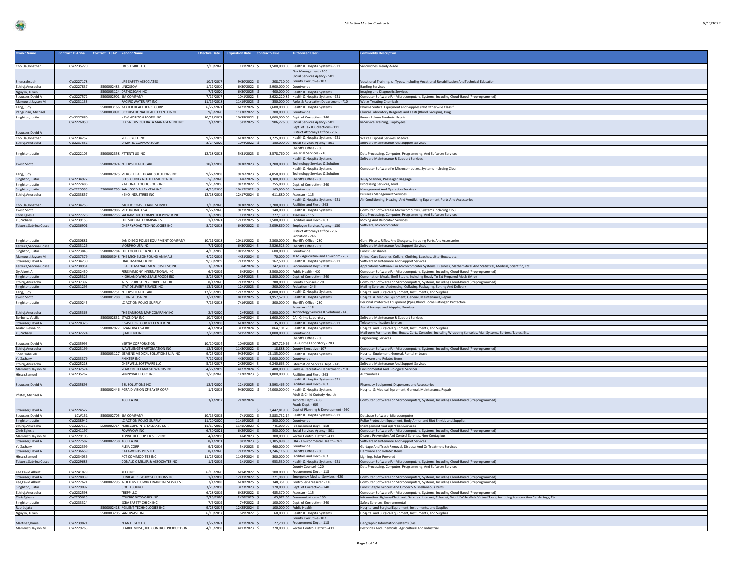| Owner Name | Contract ID Ariba | Contract ID SAP | Vendor Name | Effective Date | Expiration Date | Contract Value | Authorized Users | Commodity Description |
|---|---|---|---|---|---|---|---|---|
| Cholula,Jonathan | CW2235270 | | FRESH GRILL LLC | 2/10/2020 | 1/1/2023 | $ 1,500,000.00 | Health & Hospital Systems - 921 | Sandwiches, Ready-Made |
| Shen,Yahsueh | CW2227178 | | LIFE SAFETY ASSOCIATES | 10/1/2017 | 9/30/2022 | $ 208,710.00 | Risk Management - 108<br>Social Services Agency - 501<br>County Executive - 107 | Vocational Training, All Types, Including Vocational Rehabilitation And Technical Education |
| Ethiraj,Anuradha | CW2227837 | 5500002483 | LINK2GOV | 1/12/2010 | 6/30/2022 | $ 5,900,000.00 | Countywide | Banking Services |
| Nguyen, Tuyen | | 5500003124 | ORTHOSCAN INC | 7/1/2020 | 6/30/2025 | $ 400,000.00 | Health & Hospital Systems | Imaging and Diagnostic Services |
| Straussser,David A | CW2227572 | 5500002903 | 3M COMPANY | 7/17/2017 | 10/1/2022 | $ 3,622,220.82 | Health & Hospital Systems - 921 | Computer Software For Microcomputers, Systems, Including Cloud-Based (Preprogrammed) |
| Mampusti,Jayson M | CW2231133 | | PACIFIC WATER ART INC | 11/19/2018 | 11/19/2023 | $ 350,000.00 | Parks & Recreation Department - 710 | Water Treating Chemicals |
| Tang, Judy | | 5500003166 | BAXTER HEALTHCARE CORP | 6/22/2021 | 6/21/2026 | $ 7,600,000.00 | Health & Hospital Systems | Pharmaceutical Equipment and Supplies (Not Otherwise Classif |
| Pangilinan, Michael | | 5500003091 | OCCUPATIONAL HEALTH CENTERS OF | 9/8/2020 | 11/30/2022 | $ 700,000.00 | Countywide | Clinical Laboratory Reagents and Tests (Blood Grouping, Diag |
| Singleton,Justin | CW2227660 | | NEW HORIZON FOODS INC | 10/25/2017 | 10/25/2022 | $ 1,000,000.00 | Dept. of Correction - 240 | Foods: Bakery Products, Fresh |
| Straussser,David A | CW2226050 | | LEXISNEXIS RISK DATA MANAGEMENT INC | 2/1/2015 | 5/1/2025 | $ 906,276.00 | Social Services Agency - 501<br>Dept. of Tax & Collections - 111<br>District Attorney's Office - 202 | In-Service Training, Employees |
| Cholula,Jonathan | CW2234257 | | STERICYCLE INC | 9/27/2019 | 6/30/2022 | $ 1,225,000.00 | Health & Hospital Systems - 921 | Waste Disposal Services, Medical |
| Ethiraj,Anuradha | CW2237532 | | Q-MATIC CORPORATUON | 8/24/2020 | 10/4/2022 | $ 150,000.00 | Social Services Agency - 501 | Software Maintenance And Support Services |
| Singleton,Justin | CW2222105 | 5500002358 | ATTENTI US INC | 12/18/2013 | 5/31/2023 | $ 3,578,760.00 | Sheriff's Office - 230<br>Pre-Trial Services - 210 | Data Processing, Computer, Programming, And Software Services |
| Twist, Scott | | 5500002974 | PHILIPS HEALTHCARE | 10/1/2018 | 9/30/2023 | $ 1,200,000.00 | Health & Hospital Systems<br>Technology Services & Solution | Software Maintenance & Support Services |
| Tang, Judy | | 5500002975 | MERGE HEALTHCARE SOLUTIONS INC | 9/27/2018 | 9/26/2023 | $ 4,050,000.00 | Health & Hospital Systems<br>Technology Services & Solution | Computer Software for Microcomputers, Systems including Clou |
| Singleton,Justin | CW2234972 | | OD SECURITY NORTH AMERICA LLC | 5/5/2020 | 4/6/2026 | $ 1,300,000.00 | Sheriff's Office - 230 | X-Ray Scanner, Passenger Baggage |
| Singleton,Justin | CW2222486 | | NATIONAL FOOD GROUP INC | 9/23/2016 | 9/23/2022 | $ 255,000.00 | Dept. of Correction - 240 | Processing Services, Food |
| Singleton,Justin | CW2223593 | 5500002783 | SAN JOSE VALLEY VEAL INC | 4/15/2016 | 10/15/2022 | $ 165,000.00 | Countywide | Management And Operation Services |
| Ethiraj,Anuradha | CW2233857 | | NEKO INDUSTRIES INC | 12/18/2019 | 12/17/2024 | $ 611,880.00 | Assessor - 115 | Business Management Services |
| Cholula,Jonathan | CW2234255 | | PACIFIC COAST TRANE SERVICE | 3/10/2020 | 9/30/2022 | $ 3,700,000.00 | Health & Hospital Systems - 921<br>Facilities and Fleet - 263 | Air Conditioning, Heating, And Ventilating Equipment, Parts And Accessories |
| Twist, Scott | | 5500002986 | MEDTRONIC USA | 9/22/2020 | 9/21/2025 | $ 140,000.00 | Health & Hospital Systems | Computer Software for Microcomputers, Systems including Clou |
| Chris Eglesia | CW2227726 | 5500002755 | SACRAMENTO COMPUTER POWER INC | 3/9/2016 | 1/1/2023 | $ 277,139.00 | Assessor - 115 | Data Processing, Computer, Programming, And Software Services |
| Yu,Zachary | CW2239153 | | THE SUDDATH COMPANIES | 1/1/2021 | 12/31/2025 | $ 2,500,000.00 | Facilities and Fleet - 263 | Moving And Relocation Services |
| Teixeira,Sabrina Cosce | CW2236901 | | CHERRYROAD TECHNOLOGIES INC | 8/27/2018 | 6/30/2022 | $ 2,059,860.00 | Employee Services Agency - 130 | Software, Microcomputer |
| Singleton,Justin | CW2230881 | | SAN DIEGO POLICE EQUIPMENT COMPANY | 10/11/2018 | 10/11/2022 | $ 2,300,000.00 | District Attorney's Office - 202<br>Probation - 246<br>Sheriff's Office - 230 | Guns, Pistols, Rifles, And Shotguns, Including Parts And Accessories |
| Teixeira,Sabrina Cosce | CW2233126 | | MORPHO USA INC | 7/1/2019 | 6/30/2024 | $ 2,526,523.00 | Sheriff's Office - 230 | Software Maintenance And Support Services |
| Singleton,Justin | CW2223843 | 5500002784 | THE FOOD EXCHANGE LLC | 4/15/2016 | 10/15/2022 | $ 600,000.00 | Countywide | Foods: Perishable |
| Mampusti,Jayson M | CW2237379 | 5500003048 | THE MICHELSON FOUND ANIMALS | 4/22/2019 | 4/21/2024 | $ 70,000.00 | AEM - Agriculture and Environm - 262 | Animal Care Supplies: Collars, Clothing, Leashes, Litter Boxes, etc. |
| Straussser,David A | CW2234230 | | TRACTMANAGER INC | 9/30/2019 | 7/31/2022 | $ 162,500.00 | Health & Hospital Systems - 921 | Software Maintenance And Support Services |
| Teixeira,Sabrina Cosce | CW2238951 | | HEALTH MANAGEMENT SYSTEMS INC | 3/5/2021 | 3/4/2024 | $ 742,400.00 | Procurement Dept. - 118 | Applications Software For Microcomputer Systems: Business, Mathematical And Statistical, Medical, Scientific, Etc. |
| Dy,Albert A | CW2232450 | | PERSIMMONY INTERNATIONAL INC | 6/9/2019 | 6/8/2024 | $ 3,500,000.00 | Public Health - 410 | Computer Software For Microcomputers, Systems, Including Cloud-Based (Preprogrammed) |
| Singleton,Justin | CW2225325 | | HIGHLAND WHOLESALE FOODS INC | 8/25/2017 | 2/24/2023 | $ 1,800,000.00 | Dept. of Correction - 240 | Combination Meals, Shelf Stable, Including Ready To Eat Prepared Meals (Mre) |
| Ethiraj,Anuradha | CW2237392 | | WEST PUBLISHING CORPORATION | 8/1/2020 | 7/31/2023 | $ 280,000.00 | County Counsel - 120 | Computer Software For Microcomputers, Systems, Including Cloud-Based (Preprogrammed) |
| Singleton,Justin | CW2231295 | | STAT DELIVERY SERVICE INC | 12/1/2018 | 12/1/2023 | $ 200,000.00 | Probation - 246 | Mailing Services: Addressing, Collating, Packaging, Sorting And Delivery |
| Tang, Judy | | 5500002751 | PHILIPS HEALTHCARE | 12/28/2016 | 12/27/2022 | $ 4,000,000.00 | Health & Hospital Systems | Hospital and Surgical Equipment, Instruments, and Supplies |
| Twist, Scott | | 5500001288 | GETINGE USA INC | 3/21/2005 | 8/31/2025 | $ 1,957,520.00 | Health & Hospital Systems | Hospital & Medical Equipment, General, Maintenance/Repair |
| Singleton,Justin | CW2230245 | | LC ACTION POLICE SUPPLY | 7/16/2018 | 7/16/2023 | $ 800,000.00 | Sheriff's Office - 230 | Personal Protective Equipment (Ppe), Blood Borne Pathogen Protection |
| Ethiraj,Anuradha | CW2235363 | | THE SANBORN MAP COMPANY INC | 2/5/2020 | 2/4/2023 | $ 4,800,000.00 | Assessor - 115<br>Technology Services & Solutions - 145 | Aerial Surveys and Mapping Services |
| Berberis, Vasilis | | 5500002831 | STACS DNA INC | 10/7/2016 | 10/6/2024 | $ 1,600,000.00 | DA - Crime Laboratory | Software Maintenance & Support Services |
| Straussser,David A | CW2228326 | | DISASTER RECOVERY CENTER INC | 7/1/2018 | 6/30/2022 | $ 35,000.00 | Health & Hospital Systems - 921 | Telecommunication Services |
| Aralar, Reynaldo | | 5500002927 | LIVANOVA USA INC | 4/1/2014 | 3/31/2024 | $ 864,101.70 | Health & Hospital Systems | Hospital and Surgical Equipment, Instruments, and Supplies |
| Yu,Zachary | CW2232224 | | QUADIENT INC | 2/28/2019 | 5/15/2022 | $ 1,000,000.00 | Countywide | Mailroom Furniture: Bins, Boxes, Carts, Consoles, Including Wrapping Consoles, Mail Systems, Sorters, Tables, Etc. |
| Straussser,David A | CW2235995 | | VERTIV CORPORATION | 10/10/2014 | 10/9/2025 | $ 267,729.66 | Sheriff's Office - 230<br>DA - Crime Laboratory - 203 | Engineering Services |
| Ethiraj,Anuradha | CW2223199 | | WAVELENGTH AUTOMATION INC | 12/1/2016 | 11/30/2022 | $ 18,888.00 | County Executive - 107 | Computer Software For Microcomputers, Systems, Including Cloud-Based (Preprogrammed) |
| Shen, Yahsueh | | 5500003127 | SIEMENS MEDICAL SOLUTIONS USA INC | 9/25/2019 | 9/24/2024 | $ 15,135,000.00 | Health & Hospital Systems | Hospital Equipment, General, Rental or Lease |
| Yu,Zachary | CW2233379 | | ANIXTER INC | 7/12/2019 | 4/30/2023 | $ 2,000,000.00 | Countywide | Hardware and Related Items |
| Ethiraj,Anuradha | CW2225218 | | CHERWELL SOFTWARE LLC | 5/16/2017 | 2/29/2024 | $ 6,240,663.00 | Information Services Dept. - 145 | Software Maintenance And Support Services |
| Mampusti,Jayson M | CW2232574 | | STAR CREEK LAND STEWARDS INC | 4/22/2019 | 4/22/2024 | $ 480,000.00 | Parks & Recreation Department - 710 | Environmental And Ecological Services |
| Hirsch,Samuel | CW2235262 | | SUNNYVALE FORD INC | 1/20/2020 | 1/20/2023 | $ 1,800,000.00 | Facilities and Fleet - 263 | Automobiles |
| Straussser,David A | CW2235893 | | GSL SOLUTIONS INC | 12/1/2020 | 12/1/2025 | $ 3,593,465.00 | Health & Hospital Systems - 921<br>Facilities and Fleet - 263 | Pharmacy Equipment, Dispensers and Accessories |
| Pfister, Michael A | | 5500002446 | AGFA DIVISION OF BAYER CORP | 1/1/2015 | 9/30/2022 | $ 14,000,000.00 | Health & Hospital Systems | Hospital & Medical Equipment, General, Maintenance/Repair |
| Straussser,David A | CW2224522 | | ACCELA INC | 3/1/2017 | 2/28/2024 | $ 3,442,819.00 | Adult & Child Custody Health<br>Airports Dept. - 608<br>Roads Dept. - 603<br>Dept of Planning & Development - 260 | Computer Software For Microcomputers, Systems, Including Cloud-Based (Preprogrammed) |
| Straussser,David A | LCW151 | 5500002705 | 3M COMPANY | 10/16/2015 | 7/1/2022 | $ 2,883,732.14 | Health & Hospital Systems - 921 | Database Software, Microcomputer |
| Singleton,Justin | CW2238942 | | LC ACTION POLICE SUPPLY | 11/20/2020 | 11/19/2025 | $ 300,000.00 | Countywide | Police Protection Equipment, Body Armor and Riot Shields and Supplies |
| Ethiraj,Anuradha | CW2227556 | 5500002714 | PERISCOPE INTERMEDIATE CORP | 11/15/2005 | 11/15/2023 | $ 745,000.00 | Procurement Dept. - 118 | Management And Operation Services |
| Chris Eglesia | CW2241197 | | POWWOW INC | 6/30/2021 | 6/29/2024 | $ 500,000.00 | Social Services Agency - 501 | Computer Software For Microcomputers, Systems, Including Cloud-Based (Preprogrammed) |
| Mampusti,Jayson M | CW2229106 | | ALPINE HELICOPTER SERV INC | 4/4/2018 | 4/4/2023 | $ 300,000.00 | Vector Control District - 411 | Disease Prevention And Control Services, Non-Contagious |
| Straussser,David A | CW2227587 | 5500002738 | ACCELA INC | 8/1/2011 | 8/1/2023 | $ 2,305,898.33 | ERA - Environmental Health - 261 | Software Maintenance And Support Services |
| Yu,Zachary | CW2222399 | | ALEIA CORP | 9/1/2016 | 5/1/2023 | $ 460,000.00 | Countywide | Garbage And Trash Removal, Disposal And Or Treatment Services |
| Straussser,David A | CW2236659 | | DATAWORKS PLUS LLC | 8/1/2020 | 7/31/2025 | $ 1,246,116.00 | Sheriff's Office - 230 | Hardware and Related Items |
| Hirsch,Samuel | CW2234036 | | ACT COMMODITIES INC | 11/25/2019 | 11/24/2024 | $ 300,000.00 | Facilities and Fleet - 263 | Lighting, Solar Powered |
| Teixeira,Sabrina Cosce | CW2229683 | | DONALD C MILLER & ASSOCIATES INC | 1/1/2019 | 1/1/2024 | $ 953,530.00 | Health & Hospital Systems - 921 | Computer Software For Microcomputers, Systems, Including Cloud-Based (Preprogrammed) |
| Yee,David Albert | CW2241879 | | RELX INC | 6/15/2020 | 6/14/2022 | $ 100,000.00 | County Counsel - 120<br>Procurement Dept. - 118 | Data Processing, Computer, Programming, And Software Services |
| Straussser,David A | CW2228039 | | CLINICAL REGISTRY SOLUTIONS LLC | 1/1/2018 | 12/31/2022 | $ 271,980.00 | Emergency Medical Services - 420 | Computer Software For Microcomputers, Systems, Including Cloud-Based (Preprogrammed) |
| Yee,David Albert | CW2227621 | 5500002295 | WOLTERS KLUWER FINANCIAL SERVICES I | 7/1/2008 | 6/30/2025 | $ 348,351.00 | Controller-Treasurer - 110 | Computer Software For Microcomputers, Systems, Including Cloud-Based (Preprogrammed) |
| Singleton,Justin | CW2229097 | | GOOD SOURCE | 3/23/2018 | 3/23/2023 | $ 170,000.00 | Dept. of Correction - 240 | Foods: Staple Grocery And Grocer'S Miscellaneous Items |
| Ethiraj,Anuradha | CW2232598 | | TREPP LLC | 6/28/2019 | 6/28/2022 | $ 485,370.00 | Assessor - 115 | Computer Software For Microcomputers, Systems, Including Cloud-Based (Preprogrammed) |
| Chris Eglesia | CW2235613 | | ETHERIC NETWORKS INC | 2/28/2020 | 2/28/2025 | $ 63,871.00 | Communications - 190 | Information Highway Electronic Services: Internet, Ethernet, World Wide Web, Virtual Tours, Including Construction Renderings, Etc. |
| Singleton,Justin | CW2233324 | | SCBA SAFETY CHECK INC | 7/5/2019 | 7/4/2022 | $ 100,000.00 | Dept. of Correction - 240 | Safety Services, Environmental |
| Rao, Sujata | | 5500002418 | AGILENT TECHNOLOGIES INC | 9/23/2014 | 12/25/2024 | $ 100,000.00 | Public Health | Hospital and Surgical Equipment, Instruments, and Supplies |
| Nguyen, Tuyen | | 5500003205 | SANUWAVE INC | 6/10/2017 | 6/9/2022 | $ 60,000.00 | Health & Hospital Systems | Hospital and Surgical Equipment, Instruments, and Supplies |
| Martinez,Daniel | CW2239821 | | PLAN IT GEO LLC | 3/22/2021 | 3/21/2024 | $ 27,200.00 | County Executive - 107<br>Procurement Dept. - 118 | Geographic Information Systems (Gis) |
| Mampusti,Jayson M | CW2229263 | | CLARKE MOSQUITO CONTROL PRODUCTS IN | 4/13/2018 | 4/13/2023 | $ 270,000.00 | Vector Control District - 411 | Pesticides And Chemicals: Agricultural And Industrial |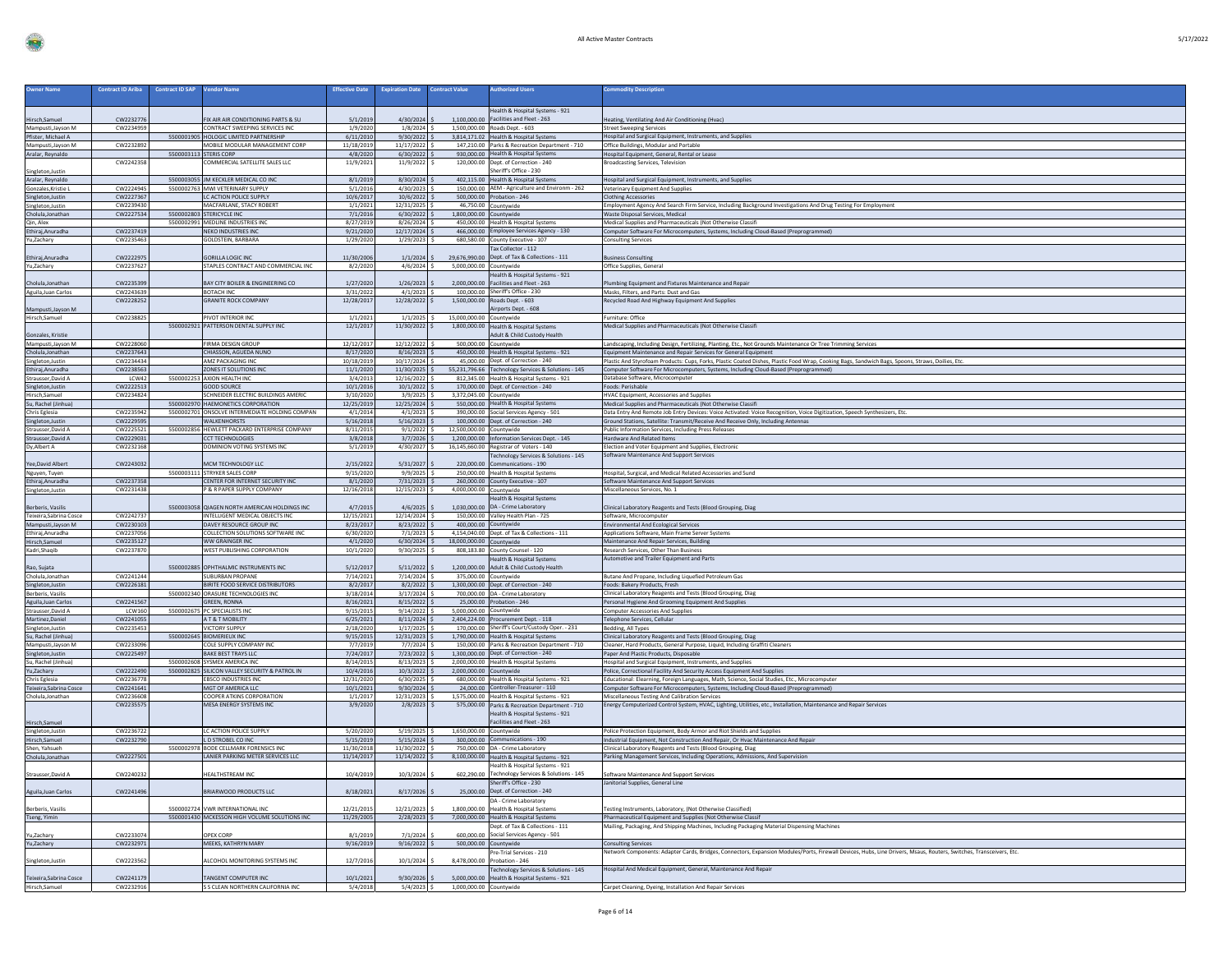| Owner Name | Contract ID Ariba | Contract ID SAP | Vendor Name | Effective Date | Expiration Date | Contract Value | Authorized Users | Commodity Description |
|---|---|---|---|---|---|---|---|---|
| Hirsch,Samuel | CW2232776 | | FIX AIR AIR CONDITIONING PARTS & SU | 5/1/2019 | 4/30/2024 | $ 1,100,000.00 | Health & Hospital Systems - 921 Facilities and Fleet - 263 | Heating, Ventilating And Air Conditioning (Hvac) |
| Mampusti,Jayson M | CW2234959 | | CONTRACT SWEEPING SERVICES INC | 1/9/2020 | 1/8/2024 | $ 1,500,000.00 | Roads Dept. - 603 | Street Sweeping Services |
| Pfister, Michael A | | 5500001905 | HOLOGIC LIMITED PARTNERSHIP | 6/11/2010 | 9/30/2022 | $ 3,814,171.02 | Health & Hospital Systems | Hospital and Surgical Equipment, Instruments, and Supplies |
| Mampusti,Jayson M | CW2232892 | | MOBILE MODULAR MANAGEMENT CORP | 11/18/2019 | 11/17/2022 | $ 147,210.00 | Parks & Recreation Department - 710 | Office Buildings, Modular and Portable |
| Aralar, Reynaldo | | 5500003113 | STERIS CORP | 4/8/2020 | 6/30/2022 | $ 930,000.00 | Health & Hospital Systems | Hospital Equipment, General, Rental or Lease |
| Singleton,Justin | CW2242358 | | COMMERCIAL SATELLITE SALES LLC | 11/9/2021 | 11/9/2022 | $ 120,000.00 | Dept. of Correction - 240 Sheriff's Office - 230 | Broadcasting Services, Television |
| Aralar, Reynaldo | | 5500003055 | JM KECKLER MEDICAL CO INC | 8/1/2019 | 8/30/2024 | $ 402,115.00 | Health & Hospital Systems | Hospital and Surgical Equipment, Instruments, and Supplies |
| Gonzales,Kristie L | CW2224945 | 5500002763 | MWI VETERINARY SUPPLY | 5/1/2016 | 4/30/2023 | $ 150,000.00 | AEM - Agriculture and Environm - 262 | Veterinary Equipment And Supplies |
| Singleton,Justin | CW2227367 | | LC ACTION POLICE SUPPLY | 10/6/2017 | 10/6/2022 | $ 500,000.00 | Probation - 246 | Clothing Accessories |
| Singleton,Justin | CW2239430 | | MACFARLANE, STACY ROBERT | 1/1/2021 | 12/31/2025 | $ 46,750.00 | Countywide | Employment Agency And Search Firm Service, Including Background Investigations And Drug Testing For Employment |
| Cholula,Jonathan | CW2227534 | 5500002803 | STERICYCLE INC | 7/1/2016 | 6/30/2022 | $ 1,800,000.00 | Countywide | Waste Disposal Services, Medical |
| Qin, Alex | | 5500002991 | MEDLINE INDUSTRIES INC | 8/27/2019 | 8/26/2024 | $ 450,000.00 | Health & Hospital Systems | Medical Supplies and Pharmaceuticals (Not Otherwise Classifi |
| Ethiraj,Anuradha | CW2237419 | | NEKO INDUSTRIES INC | 9/21/2020 | 12/17/2024 | $ 466,000.00 | Employee Services Agency - 130 | Computer Software For Microcomputers, Systems, Including Cloud-Based (Preprogrammed) |
| Yu,Zachary | CW2235463 | | GOLDSTEIN, BARBARA | 1/29/2020 | 1/29/2023 | $ 680,580.00 | County Executive - 107 | Consulting Services |
| Ethiraj,Anuradha | CW2222975 | | GORILLA LOGIC INC | 11/30/2006 | 1/1/2024 | $ 29,676,990.00 | Tax Collector - 112 Dept. of Tax & Collections - 111 | Business Consulting |
| Yu,Zachary | CW2237627 | | STAPLES CONTRACT AND COMMERCIAL INC | 8/2/2020 | 4/6/2024 | $ 5,000,000.00 | Countywide | Office Supplies, General |
| Cholula,Jonathan | CW2235399 | | BAY CITY BOILER & ENGINEERING CO | 1/27/2020 | 1/26/2023 | $ 2,000,000.00 | Health & Hospital Systems - 921 Facilities and Fleet - 263 | Plumbing Equipment and Fixtures Maintenance and Repair |
| Aguila,Juan Carlos | CW2243639 | | BOTACH INC | 3/31/2022 | 4/1/2023 | $ 100,000.00 | Sheriff's Office - 230 | Masks, Filters, and Parts: Dust and Gas |
| Mampusti,Jayson M | CW2228252 | | GRANITE ROCK COMPANY | 12/28/2017 | 12/28/2022 | $ 1,500,000.00 | Roads Dept. - 603 Airports Dept. - 608 | Recycled Road And Highway Equipment And Supplies |
| Hirsch,Samuel | CW2238825 | | PIVOT INTERIOR INC | 1/1/2021 | 1/1/2025 | $ 15,000,000.00 | Countywide | Furniture: Office |
| Gonzales, Kristie | | 5500002921 | PATTERSON DENTAL SUPPLY INC | 12/1/2017 | 11/30/2022 | $ 1,800,000.00 | Health & Hospital Systems Adult & Child Custody Health | Medical Supplies and Pharmaceuticals (Not Otherwise Classifi |
| Mampusti,Jayson M | CW2228060 | | FIRMA DESIGN GROUP | 12/12/2017 | 12/12/2022 | $ 500,000.00 | Countywide | Landscaping, Including Design, Fertilizing, Planting, Etc., Not Grounds Maintenance Or Tree Trimming Services |
| Cholula,Jonathan | CW2237643 | | CHIASSON, AGUEDA NUNO | 8/17/2020 | 8/16/2023 | $ 450,000.00 | Health & Hospital Systems - 921 | Equipment Maintenance and Repair Services for General Equipment |
| Singleton,Justin | CW2234434 | | AMZ PACKAGING INC | 10/18/2019 | 10/17/2024 | $ 45,000.00 | Dept. of Correction - 240 | Plastic And Styrofoam Products: Cups, Forks, Plastic Coated Dishes, Plastic Food Wrap, Cooking Bags, Sandwich Bags, Spoons, Straws, Doilies, Etc. |
| Ethiraj,Anuradha | CW2238563 | | ZONES IT SOLUTIONS INC | 11/1/2020 | 11/30/2023 | $ 55,231,796.66 | Technology Services & Solutions - 145 | Computer Software For Microcomputers, Systems, Including Cloud-Based (Preprogrammed) |
| Strausser,David A | LCW42 | 5500002253 | AXION HEALTH INC | 3/4/2013 | 12/16/2022 | $ 812,345.00 | Health & Hospital Systems - 921 | Database Software, Microcomputer |
| Singleton,Justin | CW2222513 | | GOOD SOURCE | 10/1/2016 | 10/1/2022 | $ 170,000.00 | Dept. of Correction - 240 | Foods: Perishable |
| Hirsch,Samuel | CW2234824 | | SCHNEIDER ELECTRIC BUILDINGS AMERIC | 3/10/2020 | 3/9/2025 | $ 3,372,045.00 | Countywide | HVAC Equipment, Accessories and Supplies |
| Su, Rachel (Jinhua) | | 5500002970 | HAEMONETICS CORPORATION | 12/25/2019 | 12/25/2024 | $ 550,000.00 | Health & Hospital Systems | Medical Supplies and Pharmaceuticals (Not Otherwise Classifi |
| Chris Eglesia | CW2235942 | 5500002701 | ONSOLVE INTERMEDIATE HOLDING COMPAN | 4/1/2014 | 4/1/2023 | $ 390,000.00 | Social Services Agency - 501 | Data Entry And Remote Job Entry Devices: Voice Activated: Voice Recognition, Voice Digitization, Speech Synthesizers, Etc. |
| Singleton,Justin | CW2229595 | | WALKENHORSTS | 5/16/2018 | 5/16/2023 | $ 100,000.00 | Dept. of Correction - 240 | Ground Stations, Satellite: Transmit/Receive And Receive Only, Including Antennas |
| Strausser,David A | CW2225521 | 5500002856 | HEWLETT PACKARD ENTERPRISE COMPANY | 8/11/2015 | 9/1/2022 | $ 12,500,000.00 | Countywide | Public Information Services, Including Press Releases |
| Strausser,David A | CW2229031 | | CCT TECHNOLOGIES | 3/8/2018 | 3/7/2026 | $ 1,200,000.00 | Information Services Dept. - 145 | Hardware And Related Items |
| Dy,Albert A | CW2232168 | | DOMINION VOTING SYSTEMS INC | 5/1/2019 | 4/30/2027 | $ 16,145,660.00 | Registrar of Voters - 140 | Election and Voter Equipment and Supplies, Electronic |
| Yee,David Albert | CW2243032 | | MCM TECHNOLOGY LLC | 2/15/2022 | 5/31/2027 | $ 220,000.00 | Technology Services & Solutions - 145 Communications - 190 | Software Maintenance And Support Services |
| Nguyen, Tuyen | | 5500003111 | STRYKER SALES CORP | 9/15/2020 | 9/9/2025 | $ 250,000.00 | Health & Hospital Systems | Hospital, Surgical, and Medical Related Accessories and Sund |
| Ethiraj,Anuradha | CW2237358 | | CENTER FOR INTERNET SECURITY INC | 8/1/2020 | 7/31/2023 | $ 260,000.00 | County Executive - 107 | Software Maintenance And Support Services |
| Singleton,Justin | CW2231438 | | P & R PAPER SUPPLY COMPANY | 12/16/2018 | 12/15/2023 | $ 4,000,000.00 | Countywide | Miscellaneous Services, No. 1 |
| Berberis, Vasilis | | 5500003058 | QIAGEN NORTH AMERICAN HOLDINGS INC | 4/7/2015 | 4/6/2025 | $ 1,030,000.00 | Health & Hospital Systems DA - Crime Laboratory | Clinical Laboratory Reagents and Tests (Blood Grouping, Diag |
| Teixeira,Sabrina Cosce | CW2242737 | | INTELLIGENT MEDICAL OBJECTS INC | 12/15/2021 | 12/14/2024 | $ 150,000.00 | Valley Health Plan - 725 | Software, Microcomputer |
| Mampusti,Jayson M | CW2230103 | | DAVEY RESOURCE GROUP INC | 8/23/2017 | 8/23/2022 | $ 400,000.00 | Countywide | Environmental And Ecological Services |
| Ethiraj,Anuradha | CW2237056 | | COLLECTION SOLUTIONS SOFTWARE INC | 6/30/2020 | 7/1/2023 | $ 4,154,040.00 | Dept. of Tax & Collections - 111 | Applications Software, Main Frame Server Systems |
| Hirsch,Samuel | CW2235127 | | WW GRAINGER INC | 4/1/2020 | 6/30/2024 | $ 18,000,000.00 | Countywide | Maintenance And Repair Services, Building |
| Kadri,Shaqib | CW2237870 | | WEST PUBLISHING CORPORATION | 10/1/2020 | 9/30/2025 | $ 808,183.80 | County Counsel - 120 | Research Services, Other Than Business |
| Rao, Sujata | | 5500002885 | OPHTHALMIC INSTRUMENTS INC | 5/12/2017 | 5/11/2022 | $ 1,200,000.00 | Health & Hospital Systems Adult & Child Custody Health | Automotive and Trailer Equipment and Parts |
| Cholula,Jonathan | CW2241244 | | SUBURBAN PROPANE | 7/14/2021 | 7/14/2024 | $ 375,000.00 | Countywide | Butane And Propane, Including Liquefied Petroleum Gas |
| Singleton,Justin | CW2226181 | | BIRITE FOOD SERVICE DISTRIBUTORS | 8/2/2017 | 8/2/2022 | $ 1,300,000.00 | Dept. of Correction - 240 | Foods: Bakery Products, Fresh |
| Berberis, Vasilis | | 5500002340 | ORASURE TECHNOLOGIES INC | 3/18/2014 | 3/17/2024 | $ 700,000.00 | DA - Crime Laboratory | Clinical Laboratory Reagents and Tests (Blood Grouping, Diag |
| Aguila,Juan Carlos | CW2241567 | | GREEN, RONNA | 8/16/2021 | 8/15/2022 | $ 25,000.00 | Probation - 246 | Personal Hygiene And Grooming Equipment And Supplies |
| Strausser,David A | LCW160 | 5500002675 | PC SPECIALISTS INC | 9/15/2015 | 9/14/2022 | $ 5,000,000.00 | Countywide | Computer Accessories And Supplies |
| Martinez,Daniel | CW2241055 | | A T & T MOBILITY | 6/25/2021 | 8/11/2024 | $ 2,404,224.00 | Procurement Dept. - 118 | Telephone Services, Cellular |
| Singleton,Justin | CW2235453 | | VICTORY SUPPLY | 2/18/2020 | 1/17/2025 | $ 170,000.00 | Sheriff's Court/Custody Oper. - 231 | Bedding, All Types |
| Su, Rachel (Jinhua) | | 5500002645 | BIOMERIEUX INC | 9/15/2015 | 12/31/2023 | $ 1,790,000.00 | Health & Hospital Systems | Clinical Laboratory Reagents and Tests (Blood Grouping, Diag |
| Mampusti,Jayson M | CW2233096 | | COLE SUPPLY COMPANY INC | 7/7/2019 | 7/7/2024 | $ 150,000.00 | Parks & Recreation Department - 710 | Cleaner, Hard Products, General Purpose, Liquid, Including Graffiti Cleaners |
| Singleton,Justin | CW2225497 | | BAKE BEST TRAYS LLC | 7/24/2017 | 7/23/2022 | $ 1,300,000.00 | Dept. of Correction - 240 | Paper And Plastic Products, Disposable |
| Su, Rachel (Jinhua) | | 5500002608 | SYSMEX AMERICA INC | 8/14/2015 | 8/13/2023 | $ 2,000,000.00 | Health & Hospital Systems | Hospital and Surgical Equipment, Instruments, and Supplies |
| Yu,Zachary | CW2222490 | 5500002825 | SILICON VALLEY SECURITY & PATROL IN | 10/4/2016 | 10/3/2022 | $ 2,000,000.00 | Countywide | Police, Correctional Facility And Security Access Equipment And Supplies |
| Chris Eglesia | CW2236778 | | EBSCO INDUSTRIES INC | 12/31/2020 | 6/30/2025 | $ 680,000.00 | Health & Hospital Systems - 921 | Educational: Elearning, Foreign Languages, Math, Science, Social Studies, Etc., Microcomputer |
| Teixeira,Sabrina Cosce | CW2241641 | | MGT OF AMERICA LLC | 10/1/2021 | 9/30/2024 | $ 24,000.00 | Controller-Treasurer - 110 | Computer Software For Microcomputers, Systems, Including Cloud-Based (Preprogrammed) |
| Cholula,Jonathan | CW2236608 | | COOPER ATKINS CORPORATION | 1/1/2017 | 12/31/2023 | $ 1,575,000.00 | Health & Hospital Systems - 921 | Miscellaneous Testing And Calibration Services |
| Hirsch,Samuel | CW2235575 | | MESA ENERGY SYSTEMS INC | 3/9/2020 | 2/8/2023 | $ 575,000.00 | Parks & Recreation Department - 710 Health & Hospital Systems - 921 Facilities and Fleet - 263 | Energy Computerized Control System, HVAC, Lighting, Utilities, etc., Installation, Maintenance and Repair Services |
| Singleton,Justin | CW2236722 | | LC ACTION POLICE SUPPLY | 5/20/2020 | 5/19/2025 | $ 1,650,000.00 | Countywide | Police Protection Equipment, Body Armor and Riot Shields and Supplies |
| Hirsch,Samuel | CW2232790 | | L D STROBEL CO INC | 5/15/2019 | 5/15/2024 | $ 300,000.00 | Communications - 190 | Industrial Equipment, Not Construction And Repair, Or Hvac Maintenance And Repair |
| Shen, Yahsueh | | 5500002978 | BODE CELLMARK FORENSICS INC | 11/30/2018 | 11/30/2022 | $ 750,000.00 | DA - Crime Laboratory | Clinical Laboratory Reagents and Tests (Blood Grouping, Diag |
| Cholula,Jonathan | CW2227501 | | LANIER PARKING METER SERVICES LLC | 11/14/2017 | 11/14/2022 | $ 8,100,000.00 | Health & Hospital Systems - 921 | Parking Management Services, Including Operations, Admissions, And Supervision |
| Strausser,David A | CW2240232 | | HEALTHSTREAM INC | 10/4/2019 | 10/3/2024 | $ 602,290.00 | Health & Hospital Systems - 921 Technology Services & Solutions - 145 | Software Maintenance And Support Services |
| Aguila,Juan Carlos | CW2241496 | | BRIARWOOD PRODUCTS LLC | 8/18/2021 | 8/17/2026 | $ 25,000.00 | Sheriff's Office - 230 Dept. of Correction - 240 | Janitorial Supplies, General Line |
| Berberis, Vasilis | | 5500002724 | VWR INTERNATIONAL INC | 12/21/2015 | 12/21/2023 | $ 1,800,000.00 | DA - Crime Laboratory Health & Hospital Systems | Testing Instruments, Laboratory, (Not Otherwise Classified) |
| Tseng, Yimin | | 5500001430 | MCKESSON HIGH VOLUME SOLUTIONS INC | 11/29/2005 | 2/28/2023 | $ 7,000,000.00 | Health & Hospital Systems | Pharmaceutical Equipment and Supplies (Not Otherwise Classif |
| Yu,Zachary | CW2233074 | | OPEX CORP | 8/1/2019 | 7/1/2024 | $ 600,000.00 | Dept. of Tax & Collections - 111 Social Services Agency - 501 | Mailing, Packaging, And Shipping Machines, Including Packaging Material Dispensing Machines |
| Yu,Zachary | CW2232971 | | MEEKS, KATHRYN MARY | 9/16/2019 | 9/16/2022 | $ 500,000.00 | Countywide | Consulting Services |
| Singleton,Justin | CW2223562 | | ALCOHOL MONITORING SYSTEMS INC | 12/7/2016 | 10/1/2024 | $ 8,478,000.00 | Pre-Trial Services - 210 Probation - 246 | Network Components: Adapter Cards, Bridges, Connectors, Expansion Modules/Ports, Firewall Devices, Hubs, Line Drivers, Msaus, Routers, Switches, Transceivers, Etc. |
| Teixeira,Sabrina Cosce | CW2241179 | | TANGENT COMPUTER INC | 10/1/2021 | 9/30/2026 | $ 5,000,000.00 | Technology Services & Solutions - 145 Health & Hospital Systems - 921 | Hospital And Medical Equipment, General, Maintenance And Repair |
| Hirsch,Samuel | CW2232916 | | S S CLEAN NORTHERN CALIFORNIA INC | 5/4/2018 | 5/4/2023 | $ 1,000,000.00 | Countywide | Carpet Cleaning, Dyeing, Installation And Repair Services |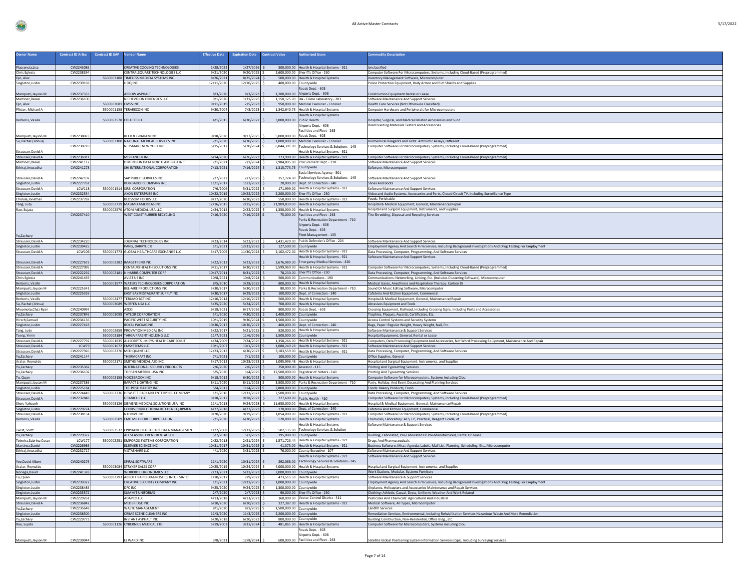| Owner Name | Contract ID Ariba | Contract ID SAP | Vendor Name | Effective Date | Expiration Date | Contract Value | Authorized Users | Commodity Description |
|---|---|---|---|---|---|---|---|---|
| Plascencia,Lisa | CW2243086 | | CREATIVE COOLING TECHNOLOGIES | 1/28/2022 | 1/27/2026 | $ 500,000.00 | Health & Hospital Systems - 921 | Unclassified |
| Chris Eglesia | CW2238394 | | CENTRALSQUARE TECHNOLOGIES LLC | 9/21/2020 | 9/20/2025 | $ 2,600,000.00 | Sheriff's Office - 230 | Computer Software For Microcomputers, Systems, Including Cloud-Based (Preprogrammed) |
| Qin, Alex | | 5500003188 | TIMELESS MEDICAL SYSTEMS INC | 8/26/2021 | 8/25/2024 | $ 500,000.00 | Health & Hospital Systems | Inventory Management Software, Microcomputer |
| Singleton,Justin | CW2239169 | | USIQ INC | 12/11/2020 | 12/10/2025 | $ 400,000.00 | Countywide | Police Protection Equipment, Body Armor and Riot Shields and Supplies |
| Mampusti,Jayson M | CW2237333 | | ARROW ASPHALT | 8/3/2020 | 8/3/2023 | $ 1,200,000.00 | Roads Dept. - 603 Airports Dept. - 608 | Construction Equipment Rental or Lease |
| Martinez,Daniel | CW2236106 | | NICHEVISION FORENSICS LLC | 9/1/2020 | 1/31/2025 | $ 1,150,125.00 | DA - Crime Laboratory - 203 | Software Maintenance And Support Services |
| Qin, Alex | | 5500003081 | CMSS INC | 9/11/2019 | 2/5/2023 | $ 950,000.00 | Medical Examiner - Coroner | Health Care Services (Not Otherwise Classified) |
| Pfister, Michael A | | 5500001158 | TERARECON INC | 9/30/2004 | 7/8/2023 | $ 1,342,640.75 | Health & Hospital Systems | Computer Hardware and Peripherals for Microcomputers |
| Berberis, Vasilis | | 5500002578 | FOLLETT LLC | 4/1/2015 | 6/30/2022 | $ 3,000,000.00 | Health & Hospital Systems Public Health | Hospital, Surgical, and Medical Related Accessories and Sund |
| Mampusti,Jayson M | CW2238073 | | REED & GRAHAM INC | 9/18/2020 | 9/17/2025 | $ 5,000,000.00 | Airports Dept. - 608 Facilities and Fleet - 263 Roads Dept. - 603 | Road Building Materials Testers and Accessories |
| Su, Rachel (Jinhua) | | 5500003100 | NATIONAL MEDICAL SERVICES INC | 7/1/2020 | 6/30/2025 | $ 1,000,000.00 | Medical Examiner - Coroner | Biochemical Reagents and Tests: Antibiotic Assays, Different |
| Strausser,David A | CW2230710 | | NETSMART NEW YORK INC | 5/15/2017 | 5/20/2024 | $ 6,044,391.00 | Technology Services & Solutions - 145 Health & Hospital Systems - 921 | Computer Software For Microcomputers, Systems, Including Cloud-Based (Preprogrammed) |
| Strausser,David A | CW2236911 | | MD RANGER INC | 6/14/2020 | 6/26/2023 | $ 273,900.00 | Health & Hospital Systems - 921 | Computer Software For Microcomputers, Systems, Including Cloud-Based (Preprogrammed) |
| Martinez,Daniel | CW2241117 | | DIMENSION DATA NORTH AMERICA INC | 7/1/2021 | 7/1/2024 | $ 2,984,895.00 | Procurement Dept. - 118 | Software Maintenance And Support Services |
| Ethiraj,Anuradha | CW2241278 | | SHI INTERNATIONAL CORPORATION | 7/13/2021 | 7/16/2024 | $ 1,315,773.75 | Countywide | Software, Microcomputer |
| Strausser,David A | CW2242107 | | SAP PUBLIC SERVICES INC | 2/7/2022 | 2/7/2025 | $ 157,724.00 | Social Services Agency - 501 Technology Services & Solutions - 145 | Software Maintenance And Support Services |
| Singleton,Justin | CW2227761 | | BOB BARKER COMPANY INC | 11/1/2017 | 11/1/2022 | $ 20,000.00 | Dept. of Correction - 240 | Shoes And Boots |
| Strausser,David A | LCW118 | 5500001514 | SIRSI CORPORATION | 7/6/2006 | 5/31/2022 | $ 171,999.00 | Health & Hospital Systems - 921 | Software Maintenance And Support Services |
| Singleton,Justin | CW2232534 | | AXON ENTERPRISE INC | 10/22/2019 | 10/22/2022 | $ 2,200,000.00 | Sheriff's Office - 230 | Video and Audio Systems, Accessories and Parts, Closed Circuit TV, Including Surveillance Type |
| Cholula,Jonathan | CW2237787 | | BLOSSOM FOODS LLC | 8/17/2020 | 6/30/2023 | $ 550,000.00 | Health & Hospital Systems - 921 | Foods: Perishable |
| Tang, Judy | | 5500002719 | MASIMO AMERICAS INC | 12/16/2015 | 2/15/2026 | $ 21,909,839.00 | Health & Hospital Systems | Hospital & Medical Equipment, General, Maintenance/Repair |
| Rao, Sujata | | 5500002570 | ATOM MEDICAL USA LLC | 2/24/2015 | 2/22/2025 | $ 1,350,000.00 | Health & Hospital Systems | Hospital and Surgical Equipment, Instruments, and Supplies |
| Yu,Zachary | CW2237410 | | WEST COAST RUBBER RECYCLING | 7/16/2020 | 7/16/2025 | $ 75,000.00 | Facilities and Fleet - 263 Parks & Recreation Department - 710 Airports Dept. - 608 Roads Dept. - 603 Fleet Management - 135 | Tire Shredding, Disposal and Recycling Services |
| Strausser,David A | CW2234220 | | JOURNAL TECHNOLOGIES INC | 9/23/2014 | 5/22/2022 | $ 2,431,420.00 | Public Defender's Office - 204 | Software Maintenance And Support Services |
| Singleton,Justin | CW2239425 | | PANG, DARRYL C B | 1/1/2021 | 12/31/2025 | $ 127,500.00 | Countywide | Employment Agency And Search Firm Service, Including Background Investigations And Drug Testing For Employment |
| Strausser,David A | LCW106 | 5500001773 | GLOBAL HEALTHCARE EXCHANGE LLC | 3/17/2009 | 11/30/2024 | $ 2,102,472.00 | Health & Hospital Systems - 921 | Data Processing, Computer, Programming, And Software Services |
| Strausser,David A | CW2227673 | 5500002282 | IMAGETREND INC | 5/22/2013 | 5/22/2023 | $ 2,676,989.00 | Health & Hospital Systems - 921 Emergency Medical Services - 420 | Software Maintenance And Support Services |
| Strausser,David A | CW2227095 | | CENTAURI HEALTH SOLUTIONS INC | 9/11/2017 | 6/30/2022 | $ 5,599,960.00 | Health & Hospital Systems - 921 | Computer Software For Microcomputers, Systems, Including Cloud-Based (Preprogrammed) |
| Strausser,David A | CW2222292 | 5500002181 | N HARRIS COMPUTER CORP | 10/17/2011 | 8/31/2022 | $ 78,230.00 | Sheriff's Office - 230 | Data Processing, Computer, Programming, And Software Services |
| Chris Eglesia | CW2241459 | | AVIAT US INC | 10/8/2021 | 10/8/2024 | $ 500,000.00 | Communications - 190 | Communications: Networking, Linking, Etc. (Includes Clustering Software), Microcomputer |
| Berberis, Vasilis | | 5500001977 | WATERS TECHNOLOGIES CORPORATION | 8/5/2010 | 3/28/2025 | $ 800,000.00 | Health & Hospital Systems | Medical Gases, Anesthesia and Respiration Therapy: Carbon Di |
| Mampusti,Jayson M | CW2225341 | | BEL-AIRE PRODUCTIONS INC | 5/30/2017 | 5/30/2022 | $ 80,000.00 | Parks & Recreation Department - 710 | Sound Or Music Editing Software, Microcomputer |
| Singleton,Justin | CW2225339 | | EAST BAY RESTAURANT SUPPLY INC | 6/30/2017 | 6/29/2022 | $ 100,000.00 | Dept. of Correction - 240 | Cafeteria And Kitchen Equipment, Commercial |
| Berberis, Vasilis | | 5500002477 | TERUMO BCT INC | 12/10/2014 | 12/10/2022 | $ 560,000.00 | Health & Hospital Systems | Hospital & Medical Equipment, General, Maintenance/Repair |
| Su, Rachel (Jinhua) | | 5500003089 | WERFEN USA LLC | 5/25/2020 | 5/24/2025 | $ 700,000.00 | Health & Hospital Systems | Abrasives Equipment and Tools |
| Miyamoto,Chaz Ryan | CW2240997 | | AZCO | 6/18/2021 | 6/17/2026 | $ 800,000.00 | Roads Dept. - 603 | Crossing Equipment, Railroad, Including Crossing Signs, Including Parts and Accessories |
| Yu,Zachary | CW2237846 | 5500003098 | TAYLOR CORPORATION | 5/1/2020 | 4/30/2025 | $ 1,400,000.00 | Countywide | Trophies, Plaques, Awards, Certificates, Etc. |
| Hirsch,Samuel | CW2234136 | | PACIFIC WEST SECURITY INC | 10/1/2019 | 9/30/2024 | $ 1,500,000.00 | Countywide | Access Control Systems and Security Systems |
| Singleton,Justin | CW2227418 | | ROYAL PACKAGING | 10/30/2017 | 10/30/2022 | $ 400,000.00 | Dept. of Correction - 240 | Bags, Paper: Regular Weight, Heavy Weight, Nail, Etc. |
| Tang, Judy | | 5500002859 | PROVATION MEDICAL INC | 5/22/2017 | 5/21/2025 | $ 820,000.00 | Health & Hospital Systems | Software Maintenance & Support Services |
| Tseng, Yimin | | 5500003184 | TARGA PARENT HOLDING LLC | 11/7/2021 | 11/6/2026 | $ 1,500,000.00 | Countywide | Hospital Equipment, General, Rental or Lease |
| Strausser,David A | CW2227792 | 5500001835 | ALLSCRIPTS - MISYS HEALTHCARE SOLUT | 4/24/2009 | 7/24/2025 | $ 1,358,266.00 | Health & Hospital Systems - 921 | Computers, Data Processing Equipment And Accessories, Not Word Processing Equipment, Maintenance And Repair |
| Strausser,David A | LCW79 | 5500001672 | EMSYSTEMS LLC | 10/1/2007 | 10/1/2022 | $ 1,080,249.28 | Health & Hospital Systems - 921 | Software Maintenance And Support Services |
| Strausser,David A | CW2227926 | 5500002376 | MEDIQUANT LLC | 12/23/2013 | 4/30/2022 | $ 3,183,559.00 | Health & Hospital Systems - 921 | Data Processing, Computer, Programming, And Software Services |
| Yu,Zachary | CW2241144 | | THERMCRAFT INC | 7/1/2021 | 7/1/2022 | $ 100,000.00 | Countywide | Office Supplies, General |
| Aralar, Reynaldo | | 5500002171 | SMITHS MEDICAL ASD INC | 5/17/2012 | 10/28/2023 | $ 1,095,996.48 | Health & Hospital Systems | Hospital and Surgical Equipment, Instruments, and Supplies |
| Yu,Zachary | CW2235382 | | INTERNATIONAL SECURITY PRODUCTS | 2/6/2020 | 2/6/2023 | $ 250,000.00 | Assessor - 115 | Printing And Typesetting Services |
| Yu,Zachary | CW2236102 | | TOPPAN MERRILL USA INC | 5/5/2020 | 5/4/2025 | $ 12,500,000.00 | Registrar of Voters - 140 | Printing And Typesetting Services |
| Tu, Quan | | 5500002158 | VOICEBROOK INC | 9/18/2012 | 6/30/2022 | $ 500,000.00 | Health & Hospital Systems | Computer Software for Microcomputers, Systems including Clou |
| Mampusti,Jayson M | CW2237386 | | IMPACT LIGHTING INC | 8/11/2020 | 8/11/2025 | $ 3,500,000.00 | Parks & Recreation Department - 710 | Party, Holiday, And Event Decorating And Planning Services |
| Singleton,Justin | CW2225184 | | THE POSH BAKERY INC | 5/4/2017 | 11/4/2022 | $ 2,800,000.00 | Countywide | Foods: Bakery Products, Fresh |
| Strausser,David A | CW2224449 | 5500002736 | HEWLETT PACKARD ENTERPRISE COMPANY | 1/1/2016 | 12/31/2022 | $ 2,500,000.00 | Countywide | Data Processing, Computer, Programming, And Software Services |
| Strausser,David A | CW2232848 | | GRANICUS LLC | 9/18/2017 | 9/18/2022 | $ 227,600.00 | Public Health - 410 | Computer Software For Microcomputers, Systems, Including Cloud-Based (Preprogrammed) |
| Shen, Yahsueh | | 5500003126 | SIEMENS MEDICAL SOLUTIONS USA INC | 11/1/2018 | 9/24/2028 | $ 11,650,000.00 | Health & Hospital Systems | Hospital & Medical Equipment, General, Maintenance/Repair |
| Singleton,Justin | CW2229274 | | COOKS CORRECTIONAL KITCHEN EQUIPMEN | 4/27/2018 | 4/27/2023 | $ 170,000.00 | Dept. of Correction - 240 | Cafeteria And Kitchen Equipment, Commercial |
| Strausser,David A | CW2238154 | | NTHRIVE INC | 9/20/2020 | 9/19/2025 | $ 1,054,000.00 | Health & Hospital Systems - 921 | Computer Software For Microcomputers, Systems, Including Cloud-Based (Preprogrammed) |
| Berberis, Vasilis | | 5500002509 | EMD MILLIPORE CORPORATION | 7/1/2020 | 6/30/2023 | $ 520,000.00 | Health & Hospital Systems | Chemicals, Laboratory: ACS, CP, Practical, Reagent Grade, et |
| Twist, Scott | | 5500002532 | EPIPHANY HEALTHCARE DATA MANAGEMENT | 1/22/2008 | 12/31/2023 | $ 502,135.00 | Health & Hospital Systems Technology Services & Solution | Software Maintenance & Support Services |
| Yu,Zachary | CW2229372 | | ALL SEASONS EVENT RENTALS LLC | 5/7/2018 | 5/7/2023 | $ 195,000.00 | Countywide | Building, Fabricated, Pre-Fabricated Or Pre-Manufactured, Rental Or Lease |
| Teixeira,Sabrina Cosce | LCW177 | 5500002251 | EMPOROS SYSTEMS CORPORATION | 2/22/2013 | 2/21/2024 | $ 1,571,723.44 | Health & Hospital Systems - 921 | Drugs And Pharmaceuticals |
| Martinez,Daniel | CW2226986 | | ELSEVIER SCIENCE INC | 10/31/2017 | 10/31/2022 | $ 41,373.00 | Health & Hospital Systems - 921 | Business Software, Misc.: Agenda, Labels, Mail List, Planning, Scheduling, Etc., Microcomputer |
| Ethiraj,Anuradha | CW2232717 | | VISTASHARE LLC | 4/1/2020 | 3/31/2025 | $ 76,000.00 | County Executive - 107 | Software Maintenance And Support Services |
| Yee,David Albert | CW2240276 | | SPIRAL SOFTWARE | 11/1/2020 | 10/31/2024 | $ 292,068.00 | Health & Hospital Systems - 921 Technology Services & Solutions - 145 | Software Maintenance And Support Services |
| Aralar, Reynaldo | | 5500003084 | STRYKER SALES CORP | 10/25/2019 | 10/24/2024 | $ 4,000,000.00 | Health & Hospital Systems | Hospital and Surgical Equipment, Instruments, and Supplies |
| Noriega,David | CW2241328 | | WORKRITE ERGONOMICS LLC | 7/23/2021 | 5/31/2023 | $ 2,000,000.00 | Countywide | Work Stations, Modular, Systems Furniture |
| Tu, Quan | | 5500002793 | ABBOTT RAPID DIAGNOSTICS INFORMATIC | 1/10/2017 | 7/9/2022 | $ 473,515.50 | Health & Hospital Systems | Software Maintenance & Support Services |
| Singleton,Justin | CW2239322 | | CREATIVE SECURITY COMPANY INC | 1/1/2021 | 12/31/2025 | $ 1,000,000.00 | Countywide | Employment Agency And Search Firm Service, Including Background Investigations And Drug Testing For Employment |
| Singleton,Justin | CW2238485 | | DFC INC | 9/25/2020 | 9/24/2025 | $ 1,300,000.00 | Countywide | Airplanes, Helicopters and Accessories Maintenance and Repair Services |
| Singleton,Justin | CW2235572 | | SUMMIT UNIFORMS | 2/7/2020 | 2/7/2023 | $ 90,000.00 | Sheriff's Office - 230 | Clothing: Athletic, Casual, Dress, Uniform, Weather And Work Related |
| Mampusti,Jayson M | CW2229261 | | ADAPCO LLC | 4/13/2018 | 4/13/2023 | $ 360,000.00 | Vector Control District - 411 | Pesticides And Chemicals: Agricultural And Industrial |
| Strausser,David A | CW2236842 | | MEDBRIDGE INC | 6/10/2020 | 6/10/2023 | $ 327,387.00 | Health & Hospital Systems - 921 | Medical Software, All Types, Microcomputer |
| Yu,Zachary | CW2235648 | | WASTE MANAGEMENT | 8/1/2020 | 8/1/2025 | $ 1,500,000.00 | Countywide | Landfill Services |
| Singleton,Justin | CW2238500 | | CRIME SCENE CLEANERS INC | 11/3/2020 | 11/3/2025 | $ 2,200,000.00 | Countywide | Remediation Services, Environmental, Including Rehabilitation Services Hazardous Waste And Mold Remediation |
| Yu,Zachary | CW2229773 | | INSTANT ASPHALT INC | 6/20/2018 | 6/20/2023 | $ 800,000.00 | Countywide | Building Construction, Non-Residential, Office Bldg., Etc. |
| Rao, Sujata | | 5500001126 | CYBERNIUS MEDICAL LTD | 5/19/2003 | 3/31/2024 | $ 481,861.00 | Health & Hospital Systems | Computer Software for Microcomputers, Systems including Clou |
| Mampusti,Jayson M | CW2239044 | | EJ WARD INC | 3/8/2021 | 12/8/2024 | $ 600,000.00 | Roads Dept. - 603 Airports Dept. - 608 Facilities and Fleet - 263 | Satellite Global Positioning System Information Services (Gps), Including Surveying Services |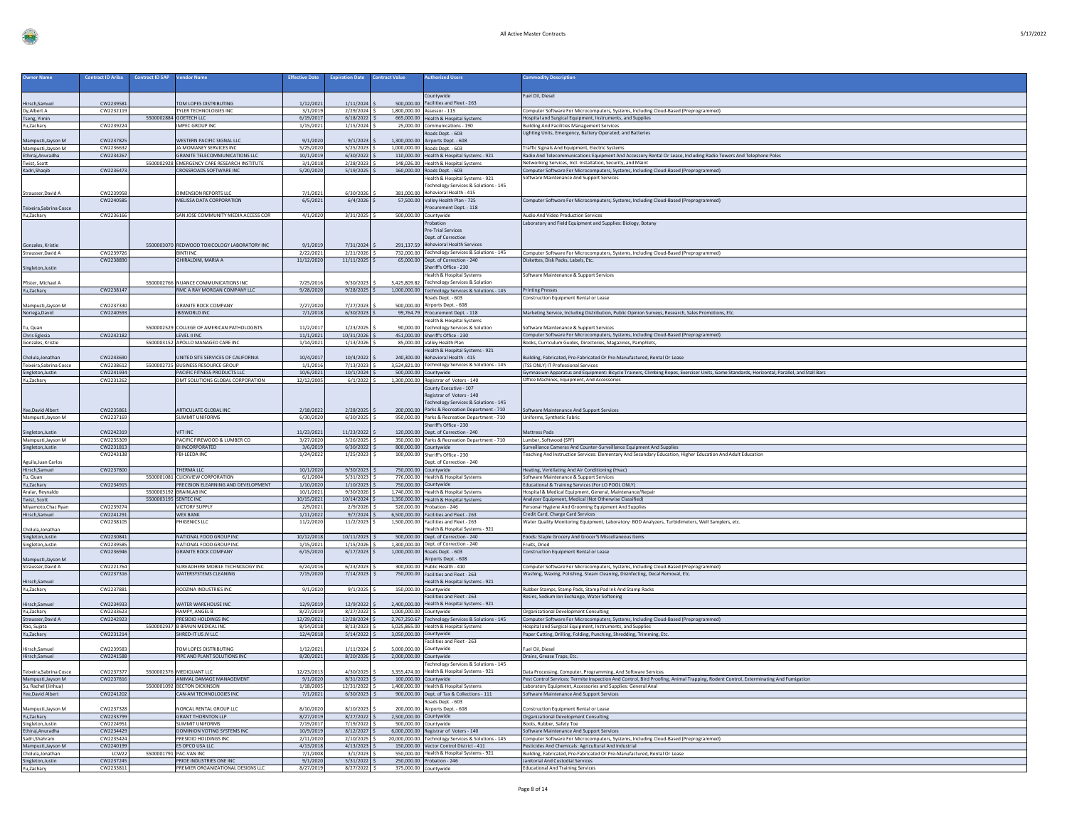| Owner Name | Contract ID Ariba | Contract ID SAP | Vendor Name | Effective Date | Expiration Date | Contract Value | Authorized Users | Commodity Description |
|---|---|---|---|---|---|---|---|---|
| Hirsch,Samuel | CW2239581 | | TOM LOPES DISTRIBUTING | 1/12/2021 | 1/11/2024 | $ 500,000.00 | Countywide<br>Facilities and Fleet - 263 | Fuel Oil, Diesel |
| Dy,Albert A | CW2232119 | | TYLER TECHNOLOGIES INC | 3/1/2019 | 2/29/2024 | $ 1,800,000.00 | Assessor - 115 | Computer Software For Microcomputers, Systems, Including Cloud-Based (Preprogrammed) |
| Tseng, Yimin | | 5500002884 | GOETECH LLC | 6/19/2017 | 6/18/2022 | $ 665,000.00 | Health & Hospital Systems | Hospital and Surgical Equipment, Instruments, and Supplies |
| Yu,Zachary | CW2239224 | | IMPEC GROUP INC | 1/15/2021 | 1/15/2024 | $ 25,000.00 | Communications - 190 | Building And Facilities Management Services |
| Mampusti,Jayson M | CW2237825 | | WESTERN PACIFIC SIGNAL LLC | 9/1/2020 | 9/1/2023 | $ 1,300,000.00 | Roads Dept. - 603<br>Airports Dept. - 608 | Lighting Units, Emergency, Battery Operated; and Batteries |
| Mampusti,Jayson M | CW2236632 | | JA MOMANEY SERVICES INC | 5/25/2020 | 5/25/2023 | $ 1,000,000.00 | Roads Dept. - 603 | Traffic Signals And Equipment, Electric Systems |
| Ethiraj,Anuradha | CW2234267 | | GRANITE TELECOMMUNICATIONS LLC | 10/1/2019 | 6/30/2022 | $ 110,000.00 | Health & Hospital Systems - 921 | Radio And Telecommunications Equipment And Accessory Rental Or Lease, Including Radio Towers And Telephone Poles |
| Twist, Scott | | 5500002928 | EMERGENCY CARE RESEARCH INSTITUTE | 3/1/2018 | 2/28/2023 | $ 148,026.00 | Health & Hospital Systems | Networking Services, Incl. Installation, Security, and Maint |
| Kadri,Shaqib | CW2236473 | | CROSSROADS SOFTWARE INC | 5/20/2020 | 5/19/2025 | $ 160,000.00 | Roads Dept. - 603 | Computer Software For Microcomputers, Systems, Including Cloud-Based (Preprogrammed) |
| Strausser,David A | CW2239958 | | DIMENSION REPORTS LLC | 7/1/2021 | 6/30/2026 | $ 381,000.00 | Health & Hospital Systems - 921<br>Technology Services & Solutions - 145<br>Behavioral Health - 415 | Software Maintenance And Support Services |
| Teixeira,Sabrina Cosce | CW2240585 | | MELISSA DATA CORPORATION | 6/5/2021 | 6/4/2026 | $ 57,500.00 | Valley Health Plan - 725<br>Procurement Dept. - 118 | Computer Software For Microcomputers, Systems, Including Cloud-Based (Preprogrammed) |
| Yu,Zachary | CW2236166 | | SAN JOSE COMMUNITY MEDIA ACCESS COR | 4/1/2020 | 3/31/2025 | $ 500,000.00 | Countywide | Audio And Video Production Services |
| Gonzales, Kristie | | 5500003070 | REDWOOD TOXICOLOGY LABORATORY INC | 9/1/2019 | 7/31/2024 | $ 291,137.59 | Probation<br>Pre-Trial Services<br>Dept. of Correction<br>Behavioral Health Services | Laboratory and Field Equipment and Supplies: Biology, Botany |
| Strausser,David A | CW2239726 | | BINTI INC | 2/22/2021 | 2/21/2026 | $ 732,000.00 | Technology Services & Solutions - 145 | Computer Software For Microcomputers, Systems, Including Cloud-Based (Preprogrammed) |
| Singleton,Justin | CW2238890 | | GHIRALDINI, MARIA A | 11/12/2020 | 11/11/2025 | $ 65,000.00 | Dept. of Correction - 240<br>Sheriff's Office - 230 | Diskettes, Disk Packs, Labels, Etc. |
| Pfister, Michael A | | 5500002766 | NUANCE COMMUNICATIONS INC | 7/25/2016 | 9/30/2023 | $ 5,425,809.82 | Health & Hospital Systems<br>Technology Services & Solution | Software Maintenance & Support Services |
| Yu,Zachary | CW2238147 | | RMC A RAY MORGAN COMPANY LLC | 9/28/2020 | 9/28/2025 | $ 1,000,000.00 | Technology Services & Solutions - 145 | Printing Presses |
| Mampusti,Jayson M | CW2237330 | | GRANITE ROCK COMPANY | 7/27/2020 | 7/27/2023 | $ 500,000.00 | Roads Dept. - 603<br>Airports Dept. - 608 | Construction Equipment Rental or Lease |
| Noriega,David | CW2240593 | | IBISWORLD INC | 7/1/2018 | 6/30/2023 | $ 99,764.79 | Procurement Dept. - 118 | Marketing Service, Including Distribution, Public Opinion Surveys, Research, Sales Promotions, Etc. |
| Tu, Quan | | 5500002529 | COLLEGE OF AMERICAN PATHOLOGISTS | 11/2/2017 | 1/23/2025 | $ 90,000.00 | Health & Hospital Systems<br>Technology Services & Solution | Software Maintenance & Support Services |
| Chris Eglesia | CW2242182 | | LEVEL II INC | 11/1/2021 | 10/31/2026 | $ 451,000.00 | Sheriff's Office - 230 | Computer Software For Microcomputers, Systems, Including Cloud-Based (Preprogrammed) |
| Gonzales, Kristie | | 5500003152 | APOLLO MANAGED CARE INC | 1/14/2021 | 1/13/2026 | $ 85,000.00 | Valley Health Plan | Books, Curriculum Guides, Directories, Magazines, Pamphlets, |
| Cholula,Jonathan | CW2243690 | | UNITED SITE SERVICES OF CALIFORNIA | 10/4/2017 | 10/4/2022 | $ 240,300.00 | Health & Hospital Systems - 921<br>Behavioral Health - 415 | Building, Fabricated, Pre-Fabricated Or Pre-Manufactured, Rental Or Lease |
| Teixeira,Sabrina Cosce | CW2238612 | 5500002725 | BUSINESS RESOURCE GROUP | 1/1/2016 | 7/13/2023 | $ 3,524,821.00 | Technology Services & Solutions - 145 | (TSS ONLY) IT Professional Services |
| Singleton,Justin | CW2241934 | | PACIFIC FITNESS PRODUCTS LLC | 10/6/2021 | 10/1/2024 | $ 500,000.00 | Countywide | Gymnasium Apparatus and Equipment: Bicycle Trainers, Climbing Ropes, Exerciser Units, Game Standards, Horizontal, Parallel, and Stall Bars |
| Yu,Zachary | CW2231262 | | DMT SOLUTIONS GLOBAL CORPORATION | 12/12/2005 | 6/1/2022 | $ 1,300,000.00 | Registrar of Voters - 140 | Office Machines, Equipment, And Accessories |
| Yee,David Albert | CW2235861 | | ARTICULATE GLOBAL INC | 2/18/2022 | 2/28/2025 | $ 200,000.00 | County Executive - 107<br>Registrar of Voters - 140<br>Technology Services & Solutions - 145<br>Parks & Recreation Department - 710 | Software Maintenance And Support Services |
| Mampusti,Jayson M | CW2237169 | | SUMMIT UNIFORMS | 6/30/2020 | 6/30/2025 | $ 950,000.00 | Parks & Recreation Department - 710 | Uniforms, Synthetic Fabric |
| Singleton,Justin | CW2242319 | | VFT INC | 11/23/2021 | 11/23/2022 | $ 120,000.00 | Sheriff's Office - 230<br>Dept. of Correction - 240 | Mattress Pads |
| Mampusti,Jayson M | CW2235309 | | PACIFIC FIREWOOD & LUMBER CO | 3/27/2020 | 3/26/2025 | $ 350,000.00 | Parks & Recreation Department - 710 | Lumber, Softwood (SPF) |
| Singleton,Justin | CW2231813 | | BI INCORPORATED | 3/6/2019 | 6/30/2022 | $ 800,000.00 | Countywide | Surveillance Cameras And Counter-Surveillance Equipment And Supplies |
| Aguila,Juan Carlos | CW2243138 | | FBI-LEEDA INC | 1/24/2022 | 1/25/2023 | $ 100,000.00 | Sheriff's Office - 230<br>Dept. of Correction - 240 | Teaching And Instruction Services: Elementary And Secondary Education, Higher Education And Adult Education |
| Hirsch,Samuel | CW2237800 | | THERMA LLC | 10/1/2020 | 9/30/2023 | $ 750,000.00 | Countywide | Heating, Ventilating And Air Conditioning (Hvac) |
| Tu, Quan | | 5500001081 | CLICKVIEW CORPORATION | 6/1/2004 | 5/31/2023 | $ 776,000.00 | Health & Hospital Systems | Software Maintenance & Support Services |
| Yu,Zachary | CW2234915 | | PRECISION ELEARNING AND DEVELOPMENT | 1/10/2020 | 1/10/2023 | $ 750,000.00 | Countywide | Educational & Training Services (For LO POOL ONLY) |
| Aralar, Reynaldo | | 5500003192 | BRAINLAB INC | 10/1/2021 | 9/30/2026 | $ 1,740,000.00 | Health & Hospital Systems | Hospital & Medical Equipment, General, Maintenance/Repair |
| Twist, Scott | | 5500003195 | SENTEC INC | 10/15/2021 | 10/14/2024 | $ 1,350,000.00 | Health & Hospital Systems | Analyzer Equipment, Medical (Not Otherwise Classified) |
| Miyamoto,Chaz Ryan | CW2239274 | | VICTORY SUPPLY | 2/9/2021 | 2/9/2026 | $ 520,000.00 | Probation - 246 | Personal Hygiene And Grooming Equipment And Supplies |
| Hirsch,Samuel | CW2241291 | | WEX BANK | 1/11/2022 | 9/7/2024 | $ 6,500,000.00 | Facilities and Fleet - 263 | Credit Card, Charge Card Services |
| Cholula,Jonathan | CW2238105 | | PHIGENICS LLC | 11/2/2020 | 11/2/2023 | $ 1,500,000.00 | Facilities and Fleet - 263<br>Health & Hospital Systems - 921 | Water Quality Monitoring Equipment, Laboratory: BOD Analyzers, Turbidimeters, Well Samplers, etc. |
| Singleton,Justin | CW2230841 | | NATIONAL FOOD GROUP INC | 10/12/2018 | 10/11/2023 | $ 500,000.00 | Dept. of Correction - 240 | Foods: Staple Grocery And Grocer'S Miscellaneous Items |
| Singleton,Justin | CW2239585 | | NATIONAL FOOD GROUP INC | 1/15/2021 | 1/15/2026 | $ 1,300,000.00 | Dept. of Correction - 240 | Fruits, Dried |
| Mampusti,Jayson M | CW2236946 | | GRANITE ROCK COMPANY | 6/15/2020 | 6/17/2023 | $ 1,000,000.00 | Roads Dept. - 603<br>Airports Dept. - 608 | Construction Equipment Rental or Lease |
| Strausser,David A | CW2221764 | | SUREADHERE MOBILE TECHNOLOGY INC | 6/24/2016 | 6/23/2023 | $ 300,000.00 | Public Health - 410 | Computer Software For Microcomputers, Systems, Including Cloud-Based (Preprogrammed) |
| Hirsch,Samuel | CW2237316 | | WATERSYSTEMS CLEANING | 7/15/2020 | 7/14/2023 | $ 750,000.00 | Facilities and Fleet - 263<br>Health & Hospital Systems - 921 | Washing, Waxing, Polishing, Steam Cleaning, Disinfecting, Decal Removal, Etc. |
| Yu,Zachary | CW2237881 | | RODZINA INDUSTRIES INC | 9/1/2020 | 9/1/2025 | $ 150,000.00 | Countywide | Rubber Stamps, Stamp Pads, Stamp Pad Ink And Stamp Racks |
| Hirsch,Samuel | CW2234933 | | WATER WAREHOUSE INC | 12/9/2019 | 12/9/2022 | $ 2,400,000.00 | Facilities and Fleet - 263<br>Health & Hospital Systems - 921 | Resins, Sodium Ion Exchange, Water Softening |
| Yu,Zachary | CW2233623 | | RAMPY, ANGEL B | 8/27/2019 | 8/27/2022 | $ 1,000,000.00 | Countywide | Organizational Development Consulting |
| Strausser,David A | CW2242923 | | PRESIDIO HOLDINGS INC | 12/29/2021 | 12/28/2024 | $ 2,767,250.67 | Technology Services & Solutions - 145 | Computer Software For Microcomputers, Systems, Including Cloud-Based (Preprogrammed) |
| Rao, Sujata | | 5500002937 | B BRAUN MEDICAL INC | 8/14/2018 | 8/13/2023 | $ 5,025,865.00 | Health & Hospital Systems | Hospital and Surgical Equipment, Instruments, and Supplies |
| Yu,Zachary | CW2231214 | | SHRED-IT US JV LLC | 12/4/2018 | 5/14/2022 | $ 3,050,000.00 | Countywide | Paper Cutting, Drilling, Folding, Punching, Shredding, Trimming, Etc. |
| Hirsch,Samuel | CW2239583 | | TOM LOPES DISTRIBUTING | 1/12/2021 | 1/11/2024 | $ 5,000,000.00 | Facilities and Fleet - 263<br>Countywide | Fuel Oil, Diesel |
| Hirsch,Samuel | CW2241588 | | PIPE AND PLANT SOLUTIONS INC | 8/20/2021 | 8/20/2026 | $ 2,000,000.00 | Countywide | Drains, Grease Traps, Etc. |
| Teixeira,Sabrina Cosce | CW2237377 | 5500002376 | MEDIQUANT LLC | 12/23/2013 | 4/30/2025 | $ 3,355,474.00 | Technology Services & Solutions - 145<br>Health & Hospital Systems - 921 | Data Processing, Computer, Programming, And Software Services |
| Mampusti,Jayson M | CW2237816 | | ANIMAL DAMAGE MANAGEMENT | 9/1/2020 | 8/31/2023 | $ 100,000.00 | Countywide | Pest Control Services: Termite Inspection And Control, Bird Proofing, Animal Trapping, Rodent Control, Exterminating And Fumigation |
| Su, Rachel (Jinhua) | | 5500001092 | BECTON DICKINSON | 1/18/2005 | 12/31/2022 | $ 1,400,000.00 | Health & Hospital Systems | Laboratory Equipment, Accessories and Supplies: General Anal |
| Yee,David Albert | CW2241202 | | CAN-AM TECHNOLOGIES INC | 7/1/2021 | 6/30/2023 | $ 900,000.00 | Dept. of Tax & Collections - 111 | Software Maintenance And Support Services |
| Mampusti,Jayson M | CW2237328 | | NORCAL RENTAL GROUP LLC | 8/10/2020 | 8/10/2023 | $ 200,000.00 | Roads Dept. - 603<br>Airports Dept. - 608 | Construction Equipment Rental or Lease |
| Yu,Zachary | CW2233799 | | GRANT THORNTON LLP | 8/27/2019 | 8/27/2022 | $ 2,500,000.00 | Countywide | Organizational Development Consulting |
| Singleton,Justin | CW2224951 | | SUMMIT UNIFORMS | 7/19/2017 | 7/19/2022 | $ 500,000.00 | Countywide | Boots, Rubber, Safety Toe |
| Ethiraj,Anuradha | CW2234429 | | DOMINION VOTING SYSTEMS INC | 10/9/2019 | 8/12/2027 | $ 6,000,000.00 | Registrar of Voters - 140 | Software Maintenance And Support Services |
| Sadri,Shahram | CW2235424 | | PRESIDIO HOLDINGS INC | 2/11/2020 | 2/10/2025 | $ 20,000,000.00 | Technology Services & Solutions - 145 | Computer Software For Microcomputers, Systems, Including Cloud-Based (Preprogrammed) |
| Mampusti,Jayson M | CW2240199 | | ES OPCO USA LLC | 4/13/2018 | 4/13/2023 | $ 150,000.00 | Vector Control District - 411 | Pesticides And Chemicals: Agricultural And Industrial |
| Cholula,Jonathan | LCW22 | 5500001791 | PAC-VAN INC | 7/1/2008 | 3/1/2023 | $ 550,000.00 | Health & Hospital Systems - 921 | Building, Fabricated, Pre-Fabricated Or Pre-Manufactured, Rental Or Lease |
| Singleton,Justin | CW2237245 | | PRIDE INDUSTRIES ONE INC | 9/1/2020 | 5/31/2022 | $ 250,000.00 | Probation - 246 | Janitorial And Custodial Services |
| Yu,Zachary | CW2233811 | | PREMIER ORGANIZATIONAL DESIGNS LLC | 8/27/2019 | 8/27/2022 | $ 375,000.00 | Countywide | Educational And Training Services |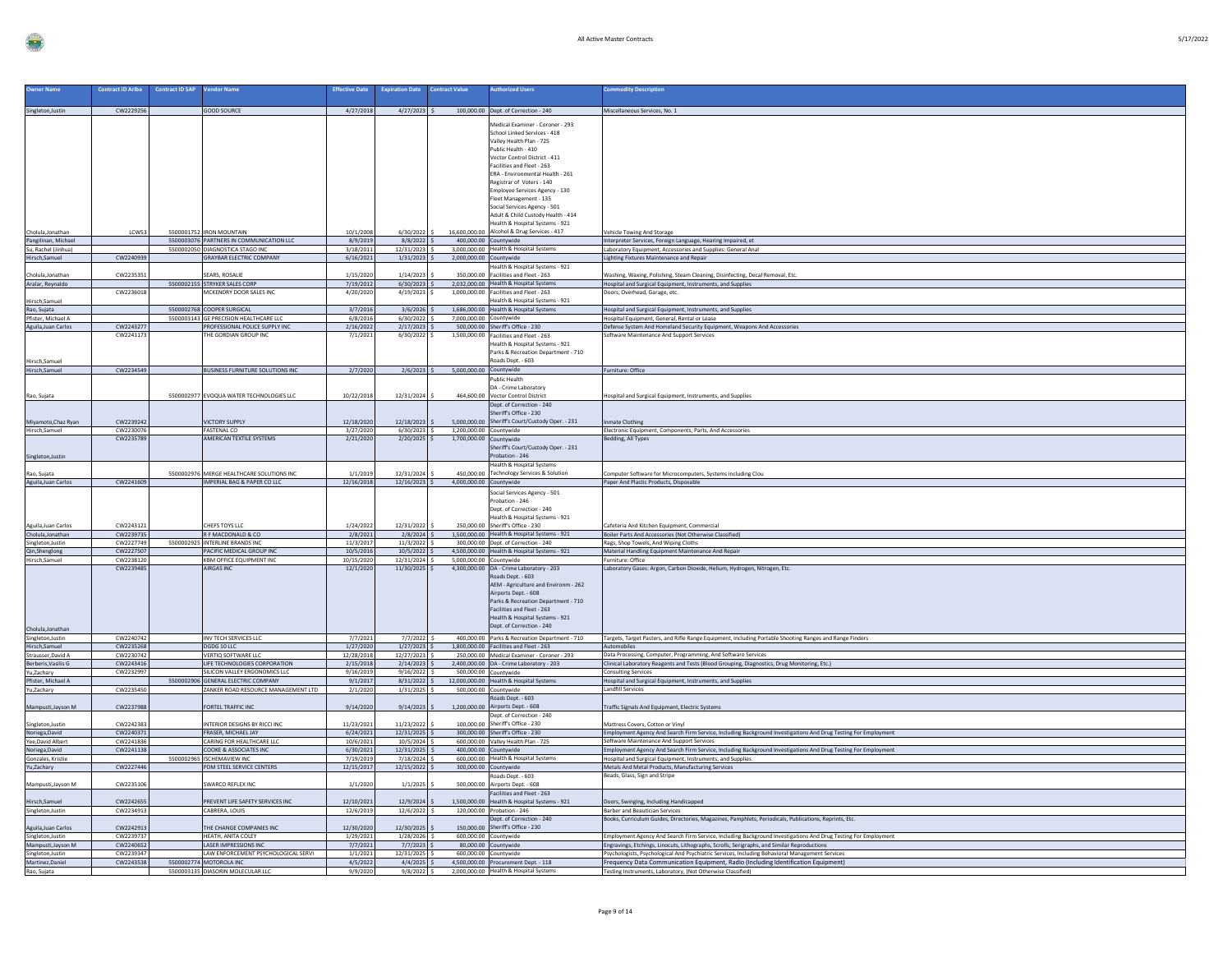| Owner Name | Contract ID Ariba | Contract ID SAP | Vendor Name | Effective Date | Expiration Date | Contract Value | Authorized Users | Commodity Description |
|---|---|---|---|---|---|---|---|---|
| Singleton,Justin | CW2229256 | | GOOD SOURCE | 4/27/2018 | 4/27/2023 | $ 100,000.00 | Dept. of Correction - 240 | Miscellaneous Services, No. 1 |
| Cholula,Jonathan | LCW53 | 5500001752 | IRON MOUNTAIN | 10/1/2008 | 6/30/2022 | $ 16,600,000.00 | Medical Examiner - Coroner - 293<br>School Linked Services - 418<br>Valley Health Plan - 725<br>Public Health - 410<br>Vector Control District - 411<br>Facilities and Fleet - 263<br>ERA - Environmental Health - 261<br>Registrar of Voters - 140<br>Employee Services Agency - 130<br>Fleet Management - 135<br>Social Services Agency - 501<br>Adult & Child Custody Health - 414<br>Health & Hospital Systems - 921<br>Alcohol & Drug Services - 417 | Vehicle Towing And Storage |
| Pangilinan, Michael | | 5500003076 | PARTNERS IN COMMUNICATION LLC | 8/9/2019 | 8/8/2022 | $ 400,000.00 | Countywide | Interpreter Services, Foreign Language, Hearing Impaired, et |
| Su, Rachel (Jinhua) | | 5500002050 | DIAGNOSTICA STAGO INC | 3/18/2011 | 12/31/2023 | $ 3,000,000.00 | Health & Hospital Systems | Laboratory Equipment, Accessories and Supplies: General Anal |
| Hirsch,Samuel | CW2240939 | | GRAYBAR ELECTRIC COMPANY | 6/16/2021 | 1/31/2023 | $ 2,000,000.00 | Countywide | Lighting Fixtures Maintenance and Repair |
| Cholula,Jonathan | CW2235351 | | SEARS, ROSALIE | 1/15/2020 | 1/14/2023 | $ 350,000.00 | Health & Hospital Systems - 921<br>Facilities and Fleet - 263 | Washing, Waxing, Polishing, Steam Cleaning, Disinfecting, Decal Removal, Etc. |
| Aralar, Reynaldo | | 5500002155 | STRYKER SALES CORP | 7/19/2012 | 6/30/2023 | $ 2,032,000.00 | Health & Hospital Systems | Hospital and Surgical Equipment, Instruments, and Supplies |
| Hirsch,Samuel | CW2236018 | | MCKENDRY DOOR SALES INC | 4/20/2020 | 4/19/2023 | $ 1,000,000.00 | Facilities and Fleet - 263<br>Health & Hospital Systems - 921 | Doors, Overhead, Garage, etc. |
| Rao, Sujata | | 5500002768 | COOPER SURGICAL | 3/7/2016 | 3/6/2026 | $ 1,686,000.00 | Health & Hospital Systems | Hospital and Surgical Equipment, Instruments, and Supplies |
| Pfister, Michael A | | 5500003143 | GE PRECISION HEALTHCARE LLC | 6/8/2016 | 6/30/2022 | $ 7,000,000.00 | Countywide | Hospital Equipment, General, Rental or Lease |
| Aguila,Juan Carlos | CW2243277 | | PROFESSIONAL POLICE SUPPLY INC | 2/16/2022 | 2/17/2023 | $ 500,000.00 | Sheriff's Office - 230 | Defense System And Homeland Security Equipment, Weapons And Accessories |
| Hirsch,Samuel | CW2241173 | | THE GORDIAN GROUP INC | 7/1/2021 | 6/30/2022 | $ 1,500,000.00 | Facilities and Fleet - 263<br>Health & Hospital Systems - 921<br>Parks & Recreation Department - 710<br>Roads Dept. - 603 | Software Maintenance And Support Services |
| Hirsch,Samuel | CW2234549 | | BUSINESS FURNITURE SOLUTIONS INC | 2/7/2020 | 2/6/2023 | $ 5,000,000.00 | Countywide | Furniture: Office |
| Rao, Sujata | | 5500002977 | EVOQUA WATER TECHNOLOGIES LLC | 10/22/2018 | 12/31/2024 | $ 464,600.00 | Public Health<br>DA - Crime Laboratory<br>Vector Control District | Hospital and Surgical Equipment, Instruments, and Supplies |
| Miyamoto,Chaz Ryan | CW2239242 | | VICTORY SUPPLY | 12/18/2020 | 12/18/2023 | $ 5,000,000.00 | Dept. of Correction - 240<br>Sheriff's Office - 230<br>Sheriff's Court/Custody Oper. - 231 | Inmate Clothing |
| Hirsch,Samuel | CW2230076 | | FASTENAL CO | 3/27/2020 | 6/30/2023 | $ 1,200,000.00 | Countywide | Electronic Equipment, Components, Parts, And Accessories |
| Singleton,Justin | CW2235789 | | AMERICAN TEXTILE SYSTEMS | 2/21/2020 | 2/20/2025 | $ 1,700,000.00 | Countywide<br>Sheriff's Court/Custody Oper. - 231<br>Probation - 246 | Bedding, All Types |
| Rao, Sujata | | 5500002976 | MERGE HEALTHCARE SOLUTIONS INC | 1/1/2019 | 12/31/2024 | $ 450,000.00 | Health & Hospital Systems<br>Technology Services & Solution | Computer Software for Microcomputers, Systems including Clou |
| Aguila,Juan Carlos | CW2241609 | | IMPERIAL BAG & PAPER CO LLC | 12/16/2018 | 12/16/2023 | $ 4,000,000.00 | Countywide | Paper And Plastic Products, Disposable |
| Aguila,Juan Carlos | CW2243121 | | CHEFS TOYS LLC | 1/24/2022 | 12/31/2022 | $ 250,000.00 | Social Services Agency - 501<br>Probation - 246<br>Dept. of Correction - 240<br>Health & Hospital Systems - 921<br>Sheriff's Office - 230 | Cafeteria And Kitchen Equipment, Commercial |
| Cholula,Jonathan | CW2239735 | | R F MACDONALD & CO | 2/8/2021 | 2/8/2024 | $ 1,500,000.00 | Health & Hospital Systems - 921 | Boiler Parts And Accessories (Not Otherwise Classified) |
| Singleton,Justin | CW2227749 | 5500002925 | INTERLINE BRANDS INC | 11/3/2017 | 11/3/2022 | $ 300,000.00 | Dept. of Correction - 240 | Rags, Shop Towels, And Wiping Cloths |
| Qin,Shanglong | CW2227507 | | PACIFIC MEDICAL GROUP INC | 10/5/2016 | 10/5/2022 | $ 4,500,000.00 | Health & Hospital Systems - 921 | Material Handling Equipment Maintenance And Repair |
| Hirsch,Samuel | CW2238120 | | KBM OFFICE EQUIPMENT INC | 10/15/2020 | 12/31/2024 | $ 5,000,000.00 | Countywide | Furniture: Office |
| Cholula,Jonathan | CW2239485 | | AIRGAS INC | 12/1/2020 | 11/30/2025 | $ 4,300,000.00 | DA - Crime Laboratory - 203<br>Roads Dept. - 603<br>AEM - Agriculture and Environm - 262<br>Airports Dept. - 608<br>Parks & Recreation Department - 710<br>Facilities and Fleet - 263<br>Health & Hospital Systems - 921<br>Dept. of Correction - 240 | Laboratory Gases: Argon, Carbon Dioxide, Helium, Hydrogen, Nitrogen, Etc. |
| Singleton,Justin | CW2240742 | | INV TECH SERVICES LLC | 7/7/2021 | 7/7/2022 | $ 400,000.00 | Parks & Recreation Department - 710 | Targets, Target Pasters, and Rifle Range Equipment, Including Portable Shooting Ranges and Range Finders |
| Hirsch,Samuel | CW2235268 | | DGDG 10 LLC | 1/27/2020 | 1/27/2023 | $ 1,800,000.00 | Facilities and Fleet - 263 | Automobiles |
| Strausser,David A | CW2230742 | | VERTIQ SOFTWARE LLC | 12/28/2018 | 12/27/2023 | $ 250,000.00 | Medical Examiner - Coroner - 293 | Data Processing, Computer, Programming, And Software Services |
| Berberis,Vasilis G | CW2243416 | | LIFE TECHNOLOGIES CORPORATION | 2/15/2018 | 2/14/2023 | $ 2,400,000.00 | DA - Crime Laboratory - 203 | Clinical Laboratory Reagents and Tests (Blood Grouping, Diagnostics, Drug Monitoring, Etc.) |
| Yu,Zachary | CW2232997 | | SILICON VALLEY ERGONOMICS LLC | 9/16/2019 | 9/16/2022 | $ 500,000.00 | Countywide | Consulting Services |
| Pfister, Michael A | | 5500002906 | GENERAL ELECTRIC COMPANY | 9/1/2017 | 8/31/2022 | $ 12,000,000.00 | Health & Hospital Systems | Hospital and Surgical Equipment, Instruments, and Supplies |
| Yu,Zachary | CW2235450 | | ZANKER ROAD RESOURCE MANAGEMENT LTD | 2/1/2020 | 1/31/2025 | $ 500,000.00 | Countywide | Landfill Services |
| Mampusti,Jayson M | CW2237988 | | FORTEL TRAFFIC INC | 9/14/2020 | 9/14/2023 | $ 1,200,000.00 | Roads Dept. - 603<br>Airports Dept. - 608 | Traffic Signals And Equipment, Electric Systems |
| Singleton,Justin | CW2242383 | | INTERIOR DESIGNS BY RICCI INC | 11/23/2021 | 11/23/2022 | $ 100,000.00 | Dept. of Correction - 240<br>Sheriff's Office - 230 | Mattress Covers, Cotton or Vinyl |
| Noriega,David | CW2240371 | | FRASER, MICHAEL JAY | 6/24/2021 | 12/31/2025 | $ 300,000.00 | Sheriff's Office - 230 | Employment Agency And Search Firm Service, Including Background Investigations And Drug Testing For Employment |
| Yee,David Albert | CW2241836 | | CARING FOR HEALTHCARE LLC | 10/6/2021 | 10/5/2024 | $ 600,000.00 | Valley Health Plan - 725 | Software Maintenance And Support Services |
| Noriega,David | CW2241138 | | COOKE & ASSOCIATES INC | 6/30/2021 | 12/31/2025 | $ 400,000.00 | Countywide | Employment Agency And Search Firm Service, Including Background Investigations And Drug Testing For Employment |
| Gonzales, Kristie | | 5500002965 | ISCHEMAVIEW INC | 7/19/2019 | 7/18/2024 | $ 600,000.00 | Health & Hospital Systems | Hospital and Surgical Equipment, Instruments, and Supplies |
| Yu,Zachary | CW2227446 | | PDM STEEL SERVICE CENTERS | 12/15/2017 | 12/15/2022 | $ 300,000.00 | Countywide | Metals And Metal Products, Manufacturing Services |
| Mampusti,Jayson M | CW2235106 | | SWARCO REFLEX INC | 1/1/2020 | 1/1/2025 | $ 500,000.00 | Roads Dept. - 603<br>Airports Dept. - 608 | Beads, Glass, Sign and Stripe |
| Hirsch,Samuel | CW2242655 | | PREVENT LIFE SAFETY SERVICES INC | 12/10/2021 | 12/9/2024 | $ 1,500,000.00 | Facilities and Fleet - 263<br>Health & Hospital Systems - 921 | Doors, Swinging, Including Handicapped |
| Singleton,Justin | CW2234913 | | CABRERA, LOUIS | 12/6/2019 | 12/6/2022 | $ 120,000.00 | Probation - 246 | Barber and Beautician Services |
| Aguila,Juan Carlos | CW2242913 | | THE CHANGE COMPANIES INC | 12/30/2020 | 12/30/2025 | $ 150,000.00 | Dept. of Correction - 240<br>Sheriff's Office - 230 | Books, Curriculum Guides, Directories, Magazines, Pamphlets, Periodicals, Publications, Reprints, Etc. |
| Singleton,Justin | CW2239737 | | HEATH, ANITA COLEY | 1/29/2021 | 1/28/2026 | $ 600,000.00 | Countywide | Employment Agency And Search Firm Service, Including Background Investigations And Drug Testing For Employment |
| Mampusti,Jayson M | CW2240652 | | LASER IMPRESSIONS INC | 7/7/2021 | 7/7/2023 | $ 80,000.00 | Countywide | Engravings, Etchings, Linocuts, Lithographs, Scrolls, Serigraphs, and Similar Reproductions |
| Singleton,Justin | CW2239347 | | LAW ENFORCEMENT PSYCHOLOGICAL SERVI | 1/1/2021 | 12/31/2025 | $ 600,000.00 | Countywide | Psychologists, Psychological And Psychiatric Services, Including Behavioral Management Services |
| Martinez,Daniel | CW2243538 | 5500002774 | MOTOROLA INC | 4/5/2022 | 4/4/2025 | $ 4,500,000.00 | Procurement Dept. - 118 | Frequency Data Communication Equipment, Radio (Including Identification Equipment) |
| Rao, Sujata | | 5500003135 | DIASORIN MOLECULAR LLC | 9/9/2020 | 9/8/2022 | $ 2,000,000.00 | Health & Hospital Systems | Testing Instruments, Laboratory, (Not Otherwise Classified) |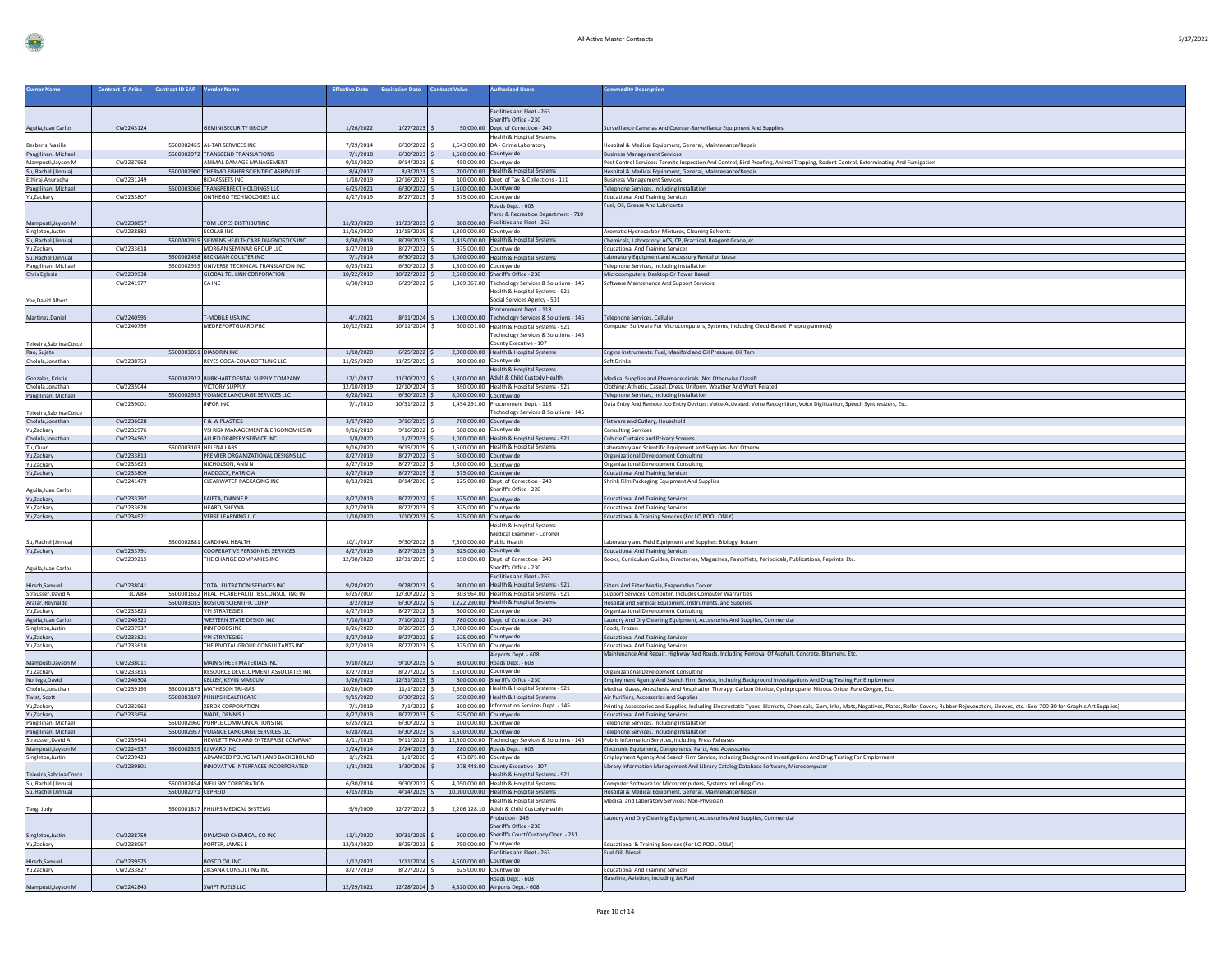| Owner Name | Contract ID Ariba | Contract ID SAP | Vendor Name | Effective Date | Expiration Date | Contract Value | Authorized Users | Commodity Description |
|---|---|---|---|---|---|---|---|---|
| Aguila,Juan Carlos | CW2243124 | | GEMINI SECURITY GROUP | 1/26/2022 | 1/27/2023 | $ 50,000.00 | Facilities and Fleet - 263 Sheriff's Office - 230 Dept. of Correction - 240 | Surveillance Cameras And Counter-Surveillance Equipment And Supplies |
| Berberis, Vasilis | | 5500002455 | AL-TAR SERVICES INC | 7/29/2014 | 6/30/2022 | $ 1,643,000.00 | Health & Hospital Systems DA - Crime Laboratory | Hospital & Medical Equipment, General, Maintenance/Repair |
| Pangilinan, Michael | | 5500002972 | TRANSCEND TRANSLATIONS | 7/1/2018 | 6/30/2023 | $ 1,500,000.00 | Countywide | Business Management Services |
| Mampusti,Jayson M | CW2237968 | | ANIMAL DAMAGE MANAGEMENT | 9/15/2020 | 9/14/2023 | $ 450,000.00 | Countywide | Pest Control Services: Termite Inspection And Control, Bird Proofing, Animal Trapping, Rodent Control, Exterminating And Fumigation |
| Su, Rachel (Jinhua) | | 5500002900 | THERMO FISHER SCIENTIFIC ASHEVILLE | 8/4/2017 | 8/3/2023 | $ 700,000.00 | Health & Hospital Systems | Hospital & Medical Equipment, General, Maintenance/Repair |
| Ethiraj,Anuradha | CW2231249 | | BID4ASSETS INC | 1/10/2019 | 12/16/2022 | $ 100,000.00 | Dept. of Tax & Collections - 111 | Business Management Services |
| Pangilinan, Michael | | 5500003066 | TRANSPERFECT HOLDINGS LLC | 6/25/2021 | 6/30/2022 | $ 1,500,000.00 | Countywide | Telephone Services, Including Installation |
| Yu,Zachary | CW2233807 | | ONTHEGO TECHNOLOGIES LLC | 8/27/2019 | 8/27/2023 | $ 375,000.00 | Countywide | Educational And Training Services |
| Mampusti,Jayson M | CW2238857 | | TOM LOPES DISTRIBUTING | 11/23/2020 | 11/23/2023 | $ 800,000.00 | Roads Dept. - 603 Parks & Recreation Department - 710 Facilities and Fleet - 263 | Fuel, Oil, Grease And Lubricants |
| Singleton,Justin | CW2238882 | | ECOLAB INC | 11/16/2020 | 11/15/2025 | $ 1,300,000.00 | Countywide | Aromatic Hydrocarbon Mixtures, Cleaning Solvents |
| Su, Rachel (Jinhua) | | 5500002915 | SIEMENS HEALTHCARE DIAGNOSTICS INC | 8/30/2018 | 8/29/2023 | $ 1,415,000.00 | Health & Hospital Systems | Chemicals, Laboratory: ACS, CP, Practical, Reagent Grade, et |
| Yu,Zachary | CW2233618 | | MORGAN SEMINAR GROUP LLC | 8/27/2019 | 8/27/2022 | $ 375,000.00 | Countywide | Educational And Training Services |
| Su, Rachel (Jinhua) | | 5500002458 | BECKMAN COULTER INC | 7/1/2014 | 6/30/2022 | $ 3,000,000.00 | Health & Hospital Systems | Laboratory Equipment and Accessory Rental or Lease |
| Pangilinan, Michael | | 5500002955 | UNIVERSE TECHNICAL TRANSLATION INC | 6/25/2021 | 6/30/2022 | $ 1,500,000.00 | Countywide | Telephone Services, Including Installation |
| Chris Eglesia | CW2239938 | | GLOBAL TEL LINK CORPORATION | 10/22/2019 | 10/22/2022 | $ 2,500,000.00 | Sheriff's Office - 230 | Microcomputers, Desktop Or Tower Based |
| Yee,David Albert | CW2241977 | | CA INC | 6/30/2010 | 6/29/2022 | $ 1,869,367.00 | Technology Services & Solutions - 145 Health & Hospital Systems - 921 Social Services Agency - 501 | Software Maintenance And Support Services |
| Martinez,Daniel | CW2240595 | | T-MOBILE USA INC | 4/1/2021 | 8/11/2024 | $ 1,000,000.00 | Procurement Dept. - 118 Technology Services & Solutions - 145 | Telephone Services, Cellular |
| Teixeira,Sabrina Cosce | CW2240799 | | MEDREPORTGUARD PBC | 10/12/2021 | 10/11/2024 | $ 500,001.00 | Health & Hospital Systems - 921 Technology Services & Solutions - 145 County Executive - 107 | Computer Software For Microcomputers, Systems, Including Cloud-Based (Preprogrammed) |
| Rao, Sujata | | 5500003051 | DIASORIN INC | 1/10/2020 | 6/25/2022 | $ 2,000,000.00 | Health & Hospital Systems | Engine Instruments: Fuel, Manifold and Oil Pressure, Oil Tem |
| Cholula,Jonathan | CW2238753 | | REYES COCA-COLA BOTTLING LLC | 11/25/2020 | 11/25/2025 | $ 800,000.00 | Countywide | Soft Drinks |
| Gonzales, Kristie | | 5500002922 | BURKHART DENTAL SUPPLY COMPANY | 12/1/2017 | 11/30/2022 | $ 1,800,000.00 | Health & Hospital Systems Adult & Child Custody Health | Medical Supplies and Pharmaceuticals (Not Otherwise Classifi |
| Cholula,Jonathan | CW2235044 | | VICTORY SUPPLY | 12/10/2019 | 12/10/2024 | $ 390,000.00 | Health & Hospital Systems - 921 | Clothing: Athletic, Casual, Dress, Uniform, Weather And Work Related |
| Pangilinan, Michael | | 5500002953 | VOIANCE LANGUAGE SERVICES LLC | 6/28/2021 | 6/30/2023 | $ 8,000,000.00 | Countywide | Telephone Services, Including Installation |
| Teixeira,Sabrina Cosce | CW2239001 | | INFOR INC | 7/1/2010 | 10/31/2022 | $ 1,454,291.00 | Procurement Dept. - 118 Technology Services & Solutions - 145 | Data Entry And Remote Job Entry Devices: Voice Activated: Voice Recognition, Voice Digitization, Speech Synthesizers, Etc. |
| Cholula,Jonathan | CW2236028 | | F & W PLASTICS | 3/17/2020 | 3/16/2025 | $ 700,000.00 | Countywide | Flatware and Cutlery, Household |
| Yu,Zachary | CW2232976 | | VSI RISK MANAGEMENT & ERGONOMICS IN | 9/16/2019 | 9/16/2022 | $ 500,000.00 | Countywide | Consulting Services |
| Cholula,Jonathan | CW2234562 | | ALLIED DRAPERY SERVICE INC | 1/8/2020 | 1/7/2023 | $ 1,000,000.00 | Health & Hospital Systems - 921 | Cubicle Curtains and Privacy Screens |
| Tu, Quan | | 5500003103 | HELENA LABS | 9/16/2020 | 9/15/2025 | $ 1,500,000.00 | Health & Hospital Systems | Laboratory and Scientific Equipment and Supplies (Not Otherw |
| Yu,Zachary | CW2233813 | | PREMIER ORGANIZATIONAL DESIGNS LLC | 8/27/2019 | 8/27/2022 | $ 500,000.00 | Countywide | Organizational Development Consulting |
| Yu,Zachary | CW2233625 | | NICHOLSON, ANN N | 8/27/2019 | 8/27/2022 | $ 2,500,000.00 | Countywide | Organizational Development Consulting |
| Yu,Zachary | CW2233809 | | HADDOCK, PATRICIA | 8/27/2019 | 8/27/2023 | $ 375,000.00 | Countywide | Educational And Training Services |
| Aguila,Juan Carlos | CW2241479 | | CLEARWATER PACKAGING INC | 8/13/2021 | 8/14/2026 | $ 125,000.00 | Dept. of Correction - 240 Sheriff's Office - 230 | Shrink Film Packaging Equipment And Supplies |
| Yu,Zachary | CW2233797 | | FAIETA, DIANNE P | 8/27/2019 | 8/27/2022 | $ 375,000.00 | Countywide | Educational And Training Services |
| Yu,Zachary | CW2233620 | | HEARD, SHEYNA L | 8/27/2019 | 8/27/2023 | $ 375,000.00 | Countywide | Educational And Training Services |
| Yu,Zachary | CW2234921 | | VERSE LEARNING LLC | 1/10/2020 | 1/10/2023 | $ 375,000.00 | Countywide | Educational & Training Services (For LO POOL ONLY) |
| Su, Rachel (Jinhua) | | 5500002881 | CARDINAL HEALTH | 10/1/2017 | 9/30/2022 | $ 7,500,000.00 | Health & Hospital Systems Medical Examiner - Coroner Public Health | Laboratory and Field Equipment and Supplies: Biology, Botany |
| Yu,Zachary | CW2233791 | | COOPERATIVE PERSONNEL SERVICES | 8/27/2019 | 8/27/2023 | $ 625,000.00 | Countywide | Educational And Training Services |
| Aguila,Juan Carlos | CW2239215 | | THE CHANGE COMPANIES INC | 12/30/2020 | 12/31/2025 | $ 150,000.00 | Dept. of Correction - 240 Sheriff's Office - 230 Facilities and Fleet - 263 | Books, Curriculum Guides, Directories, Magazines, Pamphlets, Periodicals, Publications, Reprints, Etc. |
| Hirsch,Samuel | CW2238041 | | TOTAL FILTRATION SERVICES INC | 9/28/2020 | 9/28/2023 | $ 900,000.00 | Health & Hospital Systems - 921 | Filters And Filter Media, Evaporative Cooler |
| Strausser,David A | LCW84 | 5500001652 | HEALTHCARE FACILITIES CONSULTING IN | 6/25/2007 | 12/30/2022 | $ 303,964.00 | Health & Hospital Systems - 921 | Support Services, Computer, Includes Computer Warranties |
| Aralar, Reynaldo | | 5500003035 | BOSTON SCIENTIFIC CORP | 3/2/2019 | 6/30/2022 | $ 1,222,290.00 | Health & Hospital Systems | Hospital and Surgical Equipment, Instruments, and Supplies |
| Yu,Zachary | CW2233823 | | VPI STRATEGIES | 8/27/2019 | 8/27/2022 | $ 500,000.00 | Countywide | Organizational Development Consulting |
| Aguila,Juan Carlos | CW2240322 | | WESTERN STATE DESIGN INC | 7/10/2017 | 7/10/2022 | $ 780,000.00 | Dept. of Correction - 240 | Laundry And Dry Cleaning Equipment, Accessories And Supplies, Commercial |
| Singleton,Justin | CW2237937 | | INN FOODS INC | 8/26/2020 | 8/26/2025 | $ 2,000,000.00 | Countywide | Foods, Frozen |
| Yu,Zachary | CW2233821 | | VPI STRATEGIES | 8/27/2019 | 8/27/2022 | $ 625,000.00 | Countywide | Educational And Training Services |
| Yu,Zachary | CW2233610 | | THE PIVOTAL GROUP CONSULTANTS INC | 8/27/2019 | 8/27/2023 | $ 375,000.00 | Countywide | Educational And Training Services |
| Mampusti,Jayson M | CW2238011 | | MAIN STREET MATERIALS INC | 9/10/2020 | 9/10/2025 | $ 800,000.00 | Airports Dept. - 608 Roads Dept. - 603 | Maintenance And Repair, Highway And Roads, Including Removal Of Asphalt, Concrete, Bitumens, Etc. |
| Yu,Zachary | CW2233815 | | RESOURCE DEVELOPMENT ASSOCIATES INC | 8/27/2019 | 8/27/2022 | $ 2,500,000.00 | Countywide | Organizational Development Consulting |
| Noriega,David | CW2240308 | | KELLEY, KEVIN MARCUM | 3/26/2021 | 12/31/2025 | $ 300,000.00 | Sheriff's Office - 230 | Employment Agency And Search Firm Service, Including Background Investigations And Drug Testing For Employment |
| Cholula,Jonathan | CW2239195 | 5500001873 | MATHESON TRI-GAS | 10/20/2009 | 11/1/2022 | $ 2,600,000.00 | Health & Hospital Systems - 921 | Medical Gases, Anesthesia And Respiration Therapy: Carbon Dioxide, Cyclopropane, Nitrous Oxide, Pure Oxygen, Etc. |
| Twist, Scott | | 5500003107 | PHILIPS HEALTHCARE | 9/15/2020 | 6/30/2022 | $ 650,000.00 | Health & Hospital Systems | Air Purifiers, Accessories and Supplies |
| Yu,Zachary | CW2232963 | | XEROX CORPORATION | 7/1/2019 | 7/1/2022 | $ 300,000.00 | Information Services Dept. - 145 | Printing Accessories and Supplies, Including Electrostatic Types: Blankets, Chemicals, Gum, Inks, Mats, Negatives, Plates, Roller Covers, Rubber Rejuvenators, Sleeves, etc. (See 700-30 for Graphic Art Supplies) |
| Yu,Zachary | CW2233656 | | WADE, DENNIS J | 8/27/2019 | 8/27/2023 | $ 625,000.00 | Countywide | Educational And Training Services |
| Pangilinan, Michael | | 5500002960 | PURPLE COMMUNICATIONS INC | 6/25/2021 | 6/30/2022 | $ 100,000.00 | Countywide | Telephone Services, Including Installation |
| Pangilinan, Michael | | 5500002957 | VOIANCE LANGUAGE SERVICES LLC | 6/28/2021 | 6/30/2023 | $ 5,500,000.00 | Countywide | Telephone Services, Including Installation |
| Strausser,David A | CW2239943 | | HEWLETT PACKARD ENTERPRISE COMPANY | 8/11/2015 | 9/11/2022 | $ 12,500,000.00 | Technology Services & Solutions - 145 | Public Information Services, Including Press Releases |
| Mampusti,Jayson M | CW2224937 | 5500002329 | EJ WARD INC | 2/24/2014 | 2/24/2023 | $ 280,000.00 | Roads Dept. - 603 | Electronic Equipment, Components, Parts, And Accessories |
| Singleton,Justin | CW2239423 | | ADVANCED POLYGRAPH AND BACKGROUND | 1/1/2021 | 1/1/2026 | $ 473,875.00 | Countywide | Employment Agency And Search Firm Service, Including Background Investigations And Drug Testing For Employment |
| Teixeira,Sabrina Cosce | CW2239801 | | INNOVATIVE INTERFACES INCORPORATED | 1/31/2021 | 1/30/2026 | $ 278,448.00 | County Executive - 107 Health & Hospital Systems - 921 | Library Information Management And Library Catalog Database Software, Microcomputer |
| Su, Rachel (Jinhua) | | 5500002454 | WELLSKY CORPORATION | 6/30/2014 | 9/30/2022 | $ 4,050,000.00 | Health & Hospital Systems | Computer Software for Microcomputers, Systems including Clou |
| Su, Rachel (Jinhua) | | 5500002771 | CEPHEID | 4/15/2016 | 4/14/2025 | $ 10,000,000.00 | Health & Hospital Systems | Hospital & Medical Equipment, General, Maintenance/Repair |
| Tang, Judy | | 5500001817 | PHILIPS MEDICAL SYSTEMS | 9/9/2009 | 12/27/2022 | $ 2,206,128.10 | Health & Hospital Systems Adult & Child Custody Health | Medical and Laboratory Services: Non-Physician |
| Singleton,Justin | CW2238759 | | DIAMOND CHEMICAL CO INC | 11/1/2020 | 10/31/2025 | $ 600,000.00 | Probation - 246 Sheriff's Office - 230 Sheriff's Court/Custody Oper. - 231 | Laundry And Dry Cleaning Equipment, Accessories And Supplies, Commercial |
| Yu,Zachary | CW2238067 | | PORTER, JAMES E | 12/14/2020 | 8/25/2023 | $ 750,000.00 | Countywide | Educational & Training Services (For LO POOL ONLY) |
| Hirsch,Samuel | CW2239575 | | BOSCO OIL INC | 1/12/2021 | 1/11/2024 | $ 4,500,000.00 | Facilities and Fleet - 263 Countywide | Fuel Oil, Diesel |
| Yu,Zachary | CW2233827 | | ZIKSANA CONSULTING INC | 8/27/2019 | 8/27/2022 | $ 625,000.00 | Countywide | Educational And Training Services |
| Mampusti,Jayson M | CW2242843 | | SWIFT FUELS LLC | 12/29/2021 | 12/28/2024 | $ 4,320,000.00 | Roads Dept. - 603 Airports Dept. - 608 | Gasoline, Aviation, Including Jet Fuel |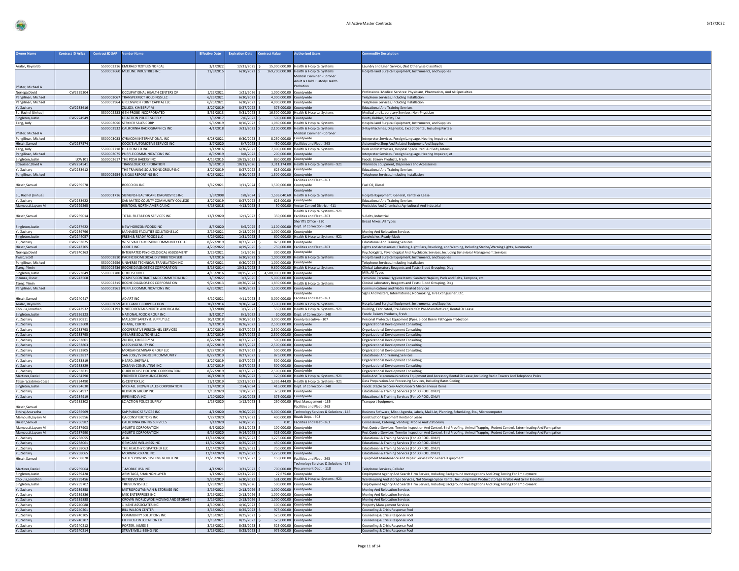| Owner Name | Contract ID Ariba | Contract ID SAP | Vendor Name | Effective Date | Expiration Date | Contract Value | Authorized Users | Commodity Description |
|---|---|---|---|---|---|---|---|---|
| Aralar, Reynaldo | | 5500003216 | EMERALD TEXTILES NORCAL | 3/1/2022 | 12/31/2025 | $ 15,000,000.00 | Health & Hospital Systems | Laundry and Linen Service, (Not Otherwise Classified) |
| Pfister, Michael A | | 5500002660 | MEDLINE INDUSTRIES INC | 11/9/2015 | 6/30/2022 | $ 169,200,000.00 | Health & Hospital Systems Medical Examiner - Coroner Adult & Child Custody Health Probation | Hospital and Surgical Equipment, Instruments, and Supplies |
| Noriega,David | CW2239304 | | OCCUPATIONAL HEALTH CENTERS OF | 1/22/2021 | 1/21/2026 | $ 1,000,000.00 | Countywide | Professional Medical Services: Physicians, Pharmacists, And All Specialties |
| Pangilinan, Michael | | 5500003067 | TRANSPERFECT HOLDINGS LLC | 6/25/2021 | 6/30/2022 | $ 4,000,000.00 | Countywide | Telephone Services, Including Installation |
| Pangilinan, Michael | | 5500002964 | GREENWICH POINT CAPITAL LLC | 6/25/2021 | 6/30/2022 | $ 4,000,000.00 | Countywide | Telephone Services, Including Installation |
| Yu,Zachary | CW2233616 | | ZILLIOX, KIMBERLY M | 8/27/2019 | 8/27/2022 | $ 375,000.00 | Countywide | Educational And Training Services |
| Su, Rachel (Jinhua) | | 5500002283 | GEN-PROBE INCORPORATED | 5/31/2013 | 5/31/2023 | $ 16,500,000.00 | Health & Hospital Systems | Medical and Laboratory Services: Non-Physician |
| Singleton,Justin | CW2224949 | | LC ACTION POLICE SUPPLY | 7/6/2017 | 7/6/2022 | $ 500,000.00 | Countywide | Boots, Rubber, Safety Toe |
| Tang, Judy | | 5500003056 | STRYKER SALES CORP | 5/6/2019 | 8/16/2023 | $ 1,080,000.00 | Health & Hospital Systems | Hospital and Surgical Equipment, Instruments, and Supplies |
| Pfister, Michael A | | 5500002932 | CALIFORNIA RADIOGRAPHICS INC | 4/1/2018 | 3/31/2023 | $ 2,100,000.00 | Health & Hospital Systems Medical Examiner - Coroner | X-Ray Machines, Diagnostic, Except Dental, Including Parts a |
| Pangilinan, Michael | | 5500003083 | CYRACOM INTERNATIONAL INC | 6/28/2021 | 6/30/2023 | $ 8,250,000.00 | Countywide | Interpreter Services, Foreign Language, Hearing Impaired, et |
| Hirsch,Samuel | CW2237574 | | COOK'S AUTOMOTIVE SERVICE INC | 8/7/2020 | 8/7/2023 | $ 450,000.00 | Facilities and Fleet - 263 | Automotive Shop And Related Equipment And Supplies |
| Tang, Judy | | 5500002718 | HILL ROM CO INC | 1/1/2016 | 6/30/2022 | $ 7,800,000.00 | Health & Hospital Systems | Beds and Mattresses, Hospital Specialized: Air Beds, Intensi |
| Pangilinan, Michael | | 5500003075 | PURPLE COMMUNICATIONS INC | 8/9/2019 | 8/8/2022 | $ 200,000.00 | Countywide | Interpreter Services, Foreign Language, Hearing Impaired, et |
| Singleton,Justin | LCW101 | 5500002617 | THE POSH BAKERY INC | 4/15/2015 | 10/15/2022 | $ 830,000.00 | Countywide | Foods: Bakery Products, Fresh |
| Strausser,David A | CW2234541 | | TRANSLOGIC CORPORATION | 9/6/2013 | 10/31/2026 | $ 3,311,174.00 | Health & Hospital Systems - 921 | Pharmacy Equipment, Dispensers and Accessories |
| Yu,Zachary | CW2233612 | | THE TRAINING SOLUTIONS GROUP INC | 8/27/2019 | 8/27/2022 | $ 625,000.00 | Countywide | Educational And Training Services |
| Pangilinan, Michael | | 5500002954 | UBIQUS REPORTING INC | 6/25/2021 | 6/30/2022 | $ 1,500,000.00 | Countywide | Telephone Services, Including Installation |
| Hirsch,Samuel | CW2239578 | | BOSCO OIL INC | 1/12/2021 | 1/11/2024 | $ 1,500,000.00 | Facilities and Fleet - 263 Countywide | Fuel Oil, Diesel |
| Su, Rachel (Jinhua) | | 5500001716 | SIEMENS HEALTHCARE DIAGNOSTICS INC | 1/9/2008 | 1/8/2024 | $ 1,596,040.60 | Countywide Health & Hospital Systems | Hospital Equipment, General, Rental or Lease |
| Yu,Zachary | CW2233622 | | SAN MATEO COUNTY COMMUNITY COLLEGE | 8/27/2019 | 8/27/2022 | $ 625,000.00 | Countywide | Educational And Training Services |
| Mampusti,Jayson M | CW2229265 | | RENTOKIL NORTH AMERICA INC | 4/13/2018 | 4/13/2023 | $ 50,000.00 | Vector Control District - 411 | Pesticides And Chemicals: Agricultural And Industrial |
| Hirsch,Samuel | CW2239014 | | TOTAL FILTRATION SERVICES INC | 12/1/2020 | 12/1/2023 | $ 350,000.00 | Health & Hospital Systems - 921 Facilities and Fleet - 263 | V-Belts, Industrial |
| Singleton,Justin | CW2237622 | | NEW HORIZON FOODS INC | 8/5/2020 | 8/5/2025 | $ 1,100,000.00 | Sheriff's Office - 230 Dept. of Correction - 240 | Bread Mixes, All Types |
| Yu,Zachary | CW2239796 | | MANAGED FACILITIES SOLUTIONS LLC | 2/19/2021 | 2/18/2026 | $ 1,000,000.00 | Countywide | Moving And Relocation Services |
| Singleton,Justin | CW2244057 | | FRESH & READY FOODS LLC | 4/29/2022 | 1/31/2023 | $ 600,000.00 | Health & Hospital Systems - 921 | Sandwiches, Ready-Made |
| Yu,Zachary | CW2233825 | | WEST VALLEY-MISSION COMMUNITY COLLE | 8/27/2019 | 8/27/2022 | $ 875,000.00 | Countywide | Educational And Training Services |
| Hirsch,Samuel | CW2243705 | | CODE 3 INC | 4/20/2022 | 4/19/2025 | $ 750,000.00 | Facilities and Fleet - 263 | Lights and Accessories: Flashing, Light Bars, Revolving, and Warning, Including Strobe/Warning Lights, Automotive |
| Noriega,David | CW2240263 | | INTEGRATED PSYCHOLOGICAL ASSESSMENT | 3/26/2021 | 1/1/2026 | $ 300,000.00 | Countywide | Psychologists, Psychological And Psychiatric Services, Including Behavioral Management Services |
| Twist, Scott | | 5500002810 | PACIFIC BIOMEDICAL DISTRIBUTION SER | 7/1/2016 | 6/30/2023 | $ 1,000,000.00 | Health & Hospital Systems | Hospital and Surgical Equipment, Instruments, and Supplies |
| Pangilinan, Michael | | 5500002956 | UNIVERSE TECHNICAL TRANSLATION INC | 6/25/2021 | 6/30/2022 | $ 1,000,000.00 | Countywide | Telephone Services, Including Installation |
| Tseng, Yimin | | 5500002436 | ROCHE DIAGNOSTICS CORPORATION | 5/13/2014 | 10/31/2023 | $ 9,600,000.00 | Health & Hospital Systems | Clinical Laboratory Reagents and Tests (Blood Grouping, Diag |
| Singleton,Justin | CW2223849 | 5500002780 | GOOD SOURCE | 4/15/2016 | 10/15/2022 | $ 4,500,000,000.00 | Countywide | Milk, All Types |
| Inzunza, Oscar | CW2243568 | | STAPLES CONTRACT AND COMMERCIAL INC | 3/3/2022 | 3/2/2025 | $ 5,000,000.00 | Countywide | Feminine Personal Hygiene Items: Sanitary Napkins, Pads and Belts, Tampons, etc. |
| Tseng, Yimin | | 5500002315 | ROCHE DIAGNOSTICS CORPORATION | 9/24/2013 | 10/26/2024 | $ 1,830,000.00 | Health & Hospital Systems | Clinical Laboratory Reagents and Tests (Blood Grouping, Diag |
| Pangilinan, Michael | | 5500002961 | PURPLE COMMUNICATIONS INC | 6/25/2021 | 6/30/2022 | $ 1,500,000.00 | Countywide | Communications and Media Related Services |
| Hirsch,Samuel | CW2240417 | | AD ART INC | 4/12/2021 | 4/11/2023 | $ 3,000,000.00 | Countywide Facilities and Fleet - 263 | Signs And Posters, Informational, No Smoking, Fire Extinguisher, Etc. |
| Aralar, Reynaldo | | 5500003059 | ALLEGIANCE CORPORATION | 10/1/2014 | 9/30/2024 | $ 7,600,000.00 | Health & Hospital Systems | Hospital and Surgical Equipment, Instruments, and Supplies |
| Cholula,Jonathan | CW2243932 | 5500001791 | UNITED RENTALS NORTH AMERICA INC | 7/1/2008 | 3/1/2023 | $ 550,000.00 | Health & Hospital Systems - 921 | Building, Fabricated, Pre-Fabricated Or Pre-Manufactured, Rental Or Lease |
| Singleton,Justin | CW2226323 | | NATIONAL FOOD GROUP INC | 8/1/2017 | 8/1/2022 | $ 20,000.00 | Dept. of Correction - 240 | Foods: Bakery Products, Fresh |
| Yu,Zachary | CW2230811 | | MALLORY SAFETY & SUPPLY LLC | 10/1/2018 | 9/30/2023 | $ 3,000,000.00 | County Executive - 107 | Personal Protective Equipment (Ppe), Blood Borne Pathogen Protection |
| Yu,Zachary | CW2233608 | | CHANG, CURTIS | 9/1/2019 | 8/26/2022 | $ 2,500,000.00 | Countywide | Organizational Development Consulting |
| Yu,Zachary | CW2233793 | | COOPERATIVE PERSONNEL SERVICES | 8/27/2019 | 8/27/2022 | $ 2,500,000.00 | Countywide | Organizational Development Consulting |
| Yu,Zachary | CW2233795 | | ABILAIRE SOLUTIONS LLC | 8/27/2019 | 8/27/2022 | $ 2,500,000.00 | Countywide | Organizational Development Consulting |
| Yu,Zachary | CW2233801 | | ZILLIOX, KIMBERLY M | 8/27/2019 | 8/27/2022 | $ 500,000.00 | Countywide | Organizational Development Consulting |
| Yu,Zachary | CW2233803 | | MASS INGENUITY INC | 8/27/2019 | 8/27/2022 | $ 2,500,000.00 | Countywide | Organizational Development Consulting |
| Yu,Zachary | CW2233805 | | MORGAN SEMINAR GROUP LLC | 8/27/2019 | 8/27/2022 | $ 500,000.00 | Countywide | Organizational Development Consulting |
| Yu,Zachary | CW2233817 | | SAN JOSE/EVERGREEN COMMUNITY | 8/27/2019 | 8/27/2022 | $ 875,000.00 | Countywide | Educational And Training Services |
| Yu,Zachary | CW2233819 | | HEARD, SHEYNA L | 8/27/2019 | 8/27/2022 | $ 500,000.00 | Countywide | Organizational Development Consulting |
| Yu,Zachary | CW2233829 | | ZIKSANA CONSULTING INC | 8/27/2019 | 8/27/2022 | $ 500,000.00 | Countywide | Organizational Development Consulting |
| Yu,Zachary | CW2233831 | | GUIDEHOUSE HOLDING CORPORATION | 8/27/2019 | 8/27/2022 | $ 2,500,000.00 | Countywide | Organizational Development Consulting |
| Martinez,Daniel | CW2234290 | | FRONTIER COMMUNICATIONS | 10/1/2019 | 6/30/2022 | $ 120,000.00 | Health & Hospital Systems - 921 | Radio And Telecommunications Equipment And Accessory Rental Or Lease, Including Radio Towers And Telephone Poles |
| Teixeira,Sabrina Cosce | CW2234490 | | Q-CENTRIX LLC | 11/1/2019 | 12/31/2022 | $ 1,395,444.00 | Health & Hospital Systems - 921 | Data Preparation And Processing Services, Including Bates Coding |
| Singleton,Justin | CW2234630 | | MICHAEL BROWN SALES CORPORATION | 11/4/2019 | 11/4/2024 | $ 415,000.00 | Dept. of Correction - 240 | Foods: Staple Grocery And Grocer'S Miscellaneous Items |
| Yu,Zachary | CW2234917 | | REDMON GROUP INC | 1/10/2020 | 1/10/2023 | $ 375,000.00 | Countywide | Educational & Training Services (For LO POOL ONLY) |
| Yu,Zachary | CW2234919 | | RIPE MEDIA INC | 1/10/2020 | 1/10/2023 | $ 375,000.00 | Countywide | Educational & Training Services (For LO POOL ONLY) |
| Hirsch,Samuel | CW2235302 | | LC ACTION POLICE SUPPLY | 1/13/2020 | 1/12/2023 | $ 250,000.00 | Fleet Management - 135 Facilities and Fleet - 263 | Transport Equipment |
| Ethiraj,Anuradha | CW2235969 | | SAP PUBLIC SERVICES INC | 4/1/2020 | 9/30/2025 | $ 5,000,000.00 | Technology Services & Solutions - 145 | Business Software, Misc.: Agenda, Labels, Mail List, Planning, Scheduling, Etc., Microcomputer |
| Mampusti,Jayson M | CW2236956 | | QA CONSTRUCTORS INC | 7/27/2020 | 7/27/2023 | $ 400,000.00 | Roads Dept. - 603 | Construction Equipment Rental or Lease |
| Hirsch,Samuel | CW2236982 | | CALIFORNIA DINING SERVICES | 7/1/2020 | 6/30/2025 | $ 0.01 | Facilities and Fleet - 263 | Concessions, Catering, Vending: Mobile And Stationary |
| Mampusti,Jayson M | CW2237903 | | AGURTO CORPORATION | 9/1/2020 | 8/31/2023 | $ 100,000.00 | Countywide | Pest Control Services: Termite Inspection And Control, Bird Proofing, Animal Trapping, Rodent Control, Exterminating And Fumigation |
| Mampusti,Jayson M | CW2237990 | | AGURTO CORPORATION | 9/15/2020 | 9/14/2023 | $ 325,000.00 | Countywide | Pest Control Services: Termite Inspection And Control, Bird Proofing, Animal Trapping, Rodent Control, Exterminating And Fumigation |
| Yu,Zachary | CW2238055 | | ALIA | 12/14/2020 | 8/25/2023 | $ 1,275,000.00 | Countywide | Educational & Training Services (For LO POOL ONLY) |
| Yu,Zachary | CW2238061 | | GEMCARE WELLNESS INC | 12/17/2020 | 8/25/2023 | $ 450,000.00 | Countywide | Educational & Training Services (For LO POOL ONLY) |
| Yu,Zachary | CW2238063 | | THE HEALTHY DISPATCHER LLC | 12/14/2020 | 8/25/2023 | $ 750,000.00 | Countywide | Educational & Training Services (For LO POOL ONLY) |
| Yu,Zachary | CW2238065 | | MORNING CRANE INC | 12/14/2020 | 8/25/2023 | $ 1,275,000.00 | Countywide | Educational & Training Services (For LO POOL ONLY) |
| Hirsch,Samuel | CW2238828 | | VALLEY POWERS SYSTEMS NORTH INC | 11/23/2020 | 11/22/2023 | $ 150,000.00 | Facilities and Fleet - 263 | Equipment Maintenance and Repair Services for General Equipment |
| Martinez,Daniel | CW2239064 | | T-MOBILE USA INC | 4/1/2021 | 3/31/2022 | $ 700,000.00 | Technology Services & Solutions - 145 Procurement Dept. - 118 | Telephone Services, Cellular |
| Singleton,Justin | CW2239428 | | ARMITAGE, SHANNON LAYER | 1/1/2021 | 12/31/2025 | $ 72,675.00 | Countywide | Employment Agency And Search Firm Service, Including Background Investigations And Drug Testing For Employment |
| Cholula,Jonathan | CW2239456 | | RETRIEVEX INC | 9/26/2019 | 6/30/2022 | $ 581,000.00 | Health & Hospital Systems - 921 | Warehousing And Storage Services, Not Storage Space Rental, Including Farm Product Storage In Silos And Grain Elevators |
| Singleton,Justin | CW2239702 | | TRUVIEW BSI LLC | 1/29/2021 | 1/28/2026 | $ 500,000.00 | Countywide | Employment Agency And Search Firm Service, Including Background Investigations And Drug Testing For Employment |
| Yu,Zachary | CW2239858 | | METROPOLITAN VAN & STORAGE INC | 2/19/2021 | 2/18/2026 | $ 1,000,000.00 | Countywide | Moving And Relocation Services |
| Yu,Zachary | CW2239886 | | MEK ENTERPRISES INC | 2/19/2021 | 2/18/2026 | $ 1,000,000.00 | Countywide | Moving And Relocation Services |
| Yu,Zachary | CW2239888 | | CROWN WORLDWIDE MOVING AND STORAGE | 2/19/2021 | 2/18/2026 | $ 1,000,000.00 | Countywide | Moving And Relocation Services |
| Yu,Zachary | CW2240088 | | JJ KANE ASSOCIATES INC | 4/10/2015 | 4/10/2023 | $ 100,000.00 | Countywide | Property Management Services |
| Yu,Zachary | CW2240201 | | BILL WILSON CENTER | 3/16/2021 | 8/25/2023 | $ 975,000.00 | Countywide | Counseling & Crisis Response Pool |
| Yu,Zachary | CW2240205 | | COMMUNITY SOLUTIONS INC | 3/16/2021 | 8/25/2023 | $ 525,000.00 | Countywide | Counseling & Crisis Response Pool |
| Yu,Zachary | CW2240207 | | FIT PROS ON LOCATION LLC | 3/16/2021 | 8/25/2023 | $ 525,000.00 | Countywide | Counseling & Crisis Response Pool |
| Yu,Zachary | CW2240212 | | PORTER, JAMES E | 3/16/2021 | 8/25/2023 | $ 525,000.00 | Countywide | Counseling & Crisis Response Pool |
| Yu,Zachary | CW2240214 | | STRIVE WELL-BEING INC | 3/16/2021 | 8/25/2023 | $ 975,000.00 | Countywide | Counseling & Crisis Response Pool |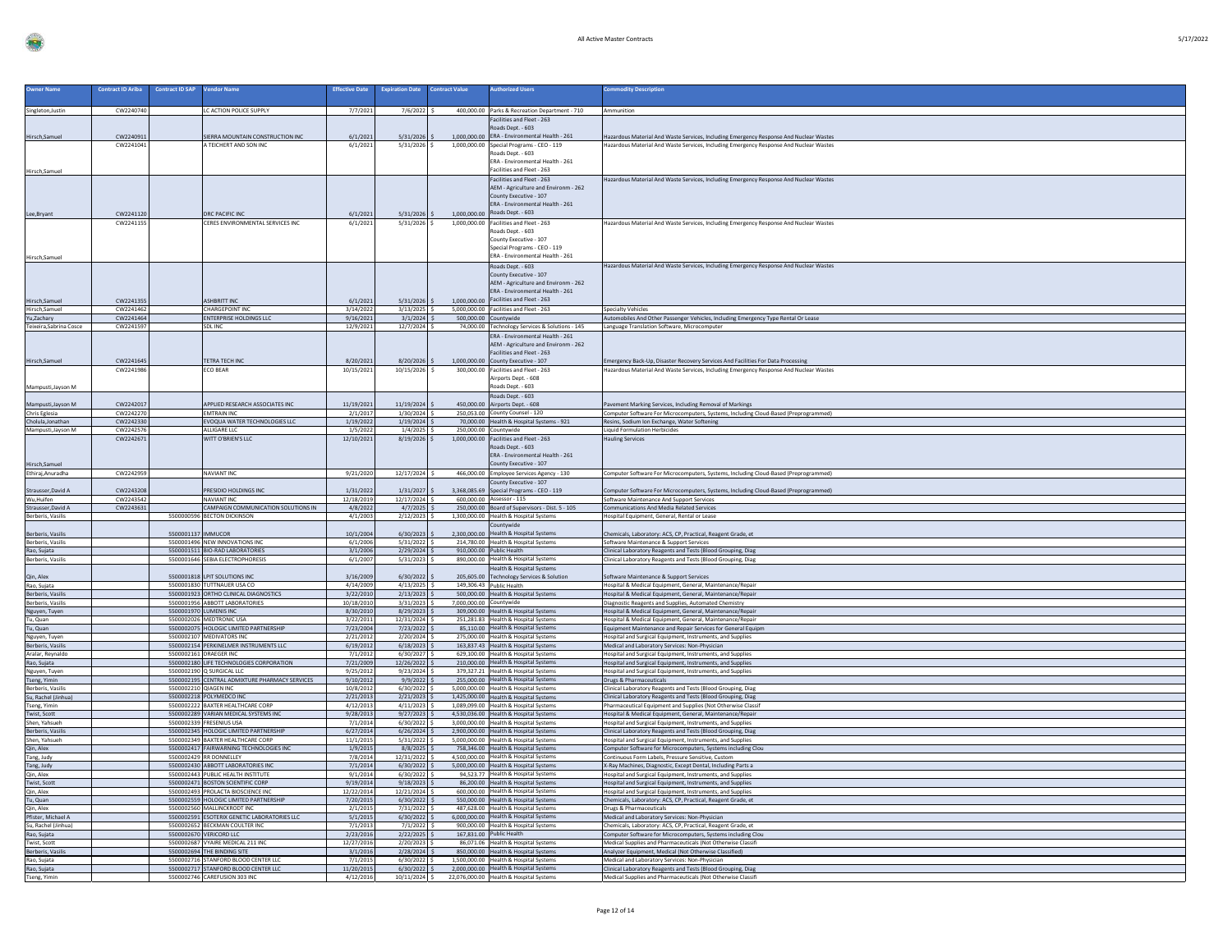| Owner Name | Contract ID Ariba | Contract ID SAP | Vendor Name | Effective Date | Expiration Date | Contract Value | Authorized Users | Commodity Description |
|---|---|---|---|---|---|---|---|---|
| Singleton,Justin | CW2240740 | | LC ACTION POLICE SUPPLY | 7/7/2021 | 7/6/2022 | $ 400,000.00 | Parks & Recreation Department - 710 | Ammunition |
| Hirsch,Samuel | CW2240911 | | SIERRA MOUNTAIN CONSTRUCTION INC | 6/1/2021 | 5/31/2026 | $ 1,000,000.00 | Facilities and Fleet - 263<br>Roads Dept. - 603<br>ERA - Environmental Health - 261 | Hazardous Material And Waste Services, Including Emergency Response And Nuclear Wastes |
| Hirsch,Samuel | CW2241041 | | A TEICHERT AND SON INC | 6/1/2021 | 5/31/2026 | $ 1,000,000.00 | Special Programs - CEO - 119<br>Roads Dept. - 603<br>ERA - Environmental Health - 261<br>Facilities and Fleet - 263 | Hazardous Material And Waste Services, Including Emergency Response And Nuclear Wastes |
| Lee,Bryant | CW2241120 | | DRC PACIFIC INC | 6/1/2021 | 5/31/2026 | $ 1,000,000.00 | Facilities and Fleet - 263<br>AEM - Agriculture and Environm - 262<br>County Executive - 107<br>ERA - Environmental Health - 261<br>Roads Dept. - 603 | Hazardous Material And Waste Services, Including Emergency Response And Nuclear Wastes |
| Hirsch,Samuel | CW2241155 | | CERES ENVIRONMENTAL SERVICES INC | 6/1/2021 | 5/31/2026 | $ 1,000,000.00 | Facilities and Fleet - 263<br>Roads Dept. - 603<br>County Executive - 107<br>Special Programs - CEO - 119<br>ERA - Environmental Health - 261 | Hazardous Material And Waste Services, Including Emergency Response And Nuclear Wastes |
| Hirsch,Samuel | CW2241355 | | ASHBRITT INC | 6/1/2021 | 5/31/2026 | $ 1,000,000.00 | Roads Dept. - 603<br>County Executive - 107<br>AEM - Agriculture and Environm - 262<br>ERA - Environmental Health - 261<br>Facilities and Fleet - 263 | Hazardous Material And Waste Services, Including Emergency Response And Nuclear Wastes |
| Hirsch,Samuel | CW2241462 | | CHARGEPOINT INC | 3/14/2022 | 3/13/2025 | $ 5,000,000.00 | Facilities and Fleet - 263 | Specialty Vehicles |
| Yu,Zachary | CW2241464 | | ENTERPRISE HOLDINGS LLC | 9/16/2021 | 3/1/2024 | $ 500,000.00 | Countywide | Automobiles And Other Passenger Vehicles, Including Emergency Type Rental Or Lease |
| Teixeira,Sabrina Cosce | CW2241597 | | SDL INC | 12/9/2021 | 12/7/2024 | $ 74,000.00 | Technology Services & Solutions - 145 | Language Translation Software, Microcomputer |
| Hirsch,Samuel | CW2241645 | | TETRA TECH INC | 8/20/2021 | 8/20/2026 | $ 1,000,000.00 | ERA - Environmental Health - 261<br>AEM - Agriculture and Environm - 262<br>Facilities and Fleet - 263<br>County Executive - 107 | Emergency Back-Up, Disaster Recovery Services And Facilities For Data Processing |
| Mampusti,Jayson M | CW2241986 | | ECO BEAR | 10/15/2021 | 10/15/2026 | $ 300,000.00 | Facilities and Fleet - 263<br>Airports Dept. - 608<br>Roads Dept. - 603 | Hazardous Material And Waste Services, Including Emergency Response And Nuclear Wastes |
| Mampusti,Jayson M | CW2242017 | | APPLIED RESEARCH ASSOCIATES INC | 11/19/2021 | 11/19/2024 | $ 450,000.00 | Roads Dept. - 603<br>Airports Dept. - 608 | Pavement Marking Services, Including Removal of Markings |
| Chris Eglesia | CW2242270 | | EMTRAIN INC | 2/1/2017 | 1/30/2024 | $ 250,053.00 | County Counsel - 120 | Computer Software For Microcomputers, Systems, Including Cloud-Based (Preprogrammed) |
| Cholula,Jonathan | CW2242330 | | EVOQUA WATER TECHNOLOGIES LLC | 1/19/2022 | 1/19/2024 | $ 70,000.00 | Health & Hospital Systems - 921 | Resins, Sodium Ion Exchange, Water Softening |
| Mampusti,Jayson M | CW2242576 | | ALLIGARE LLC | 1/5/2022 | 1/4/2025 | $ 250,000.00 | Countywide | Liquid Formulation Herbicides |
| Hirsch,Samuel | CW2242671 | | WITT O'BRIEN'S LLC | 12/10/2021 | 8/19/2026 | $ 1,000,000.00 | Facilities and Fleet - 263<br>Roads Dept. - 603<br>ERA - Environmental Health - 261<br>County Executive - 107 | Hauling Services |
| Ethiraj,Anuradha | CW2242959 | | NAVIANT INC | 9/21/2020 | 12/17/2024 | $ 466,000.00 | Employee Services Agency - 130 | Computer Software For Microcomputers, Systems, Including Cloud-Based (Preprogrammed) |
| Strausser,David A | CW2243208 | | PRESIDIO HOLDINGS INC | 1/31/2022 | 1/31/2027 | $ 3,368,085.69 | County Executive - 107<br>Special Programs - CEO - 119 | Computer Software For Microcomputers, Systems, Including Cloud-Based (Preprogrammed) |
| Wu,Huifen | CW2243542 | | NAVIANT INC | 12/18/2019 | 12/17/2024 | $ 600,000.00 | Assessor - 115 | Software Maintenance And Support Services |
| Strausser,David A | CW2243631 | | CAMPAIGN COMMUNICATION SOLUTIONS IN | 4/8/2022 | 4/7/2025 | $ 250,000.00 | Board of Supervisors - Dist. 5 - 105 | Communications And Media Related Services |
| Berberis, Vasilis | | 5500000596 | BECTON DICKINSON | 4/1/2003 | 2/12/2023 | $ 1,300,000.00 | Health & Hospital Systems | Hospital Equipment, General, Rental or Lease |
| Berberis, Vasilis | | 5500001137 | IMMUCOR | 10/1/2004 | 6/30/2023 | $ 2,300,000.00 | Countywide<br>Health & Hospital Systems | Chemicals, Laboratory: ACS, CP, Practical, Reagent Grade, et |
| Berberis, Vasilis | | 5500001496 | NEW INNOVATIONS INC | 6/1/2006 | 5/31/2022 | $ 214,780.00 | Health & Hospital Systems | Software Maintenance & Support Services |
| Rao, Sujata | | 5500001511 | BIO-RAD LABORATORIES | 3/1/2006 | 2/29/2024 | $ 910,000.00 | Public Health | Clinical Laboratory Reagents and Tests (Blood Grouping, Diag |
| Berberis, Vasilis | | 5500001646 | SEBIA ELECTROPHORESIS | 6/1/2007 | 5/31/2023 | $ 890,000.00 | Health & Hospital Systems | Clinical Laboratory Reagents and Tests (Blood Grouping, Diag |
| Qin, Alex | | 5500001818 | LPIT SOLUTIONS INC | 3/16/2009 | 6/30/2022 | $ 205,605.00 | Health & Hospital Systems<br>Technology Services & Solution | Software Maintenance & Support Services |
| Rao, Sujata | | 5500001830 | TUTTNAUER USA CO | 4/14/2009 | 4/13/2025 | $ 149,306.43 | Public Health | Hospital & Medical Equipment, General, Maintenance/Repair |
| Berberis, Vasilis | | 5500001923 | ORTHO CLINICAL DIAGNOSTICS | 3/22/2010 | 2/13/2023 | $ 500,000.00 | Health & Hospital Systems | Hospital & Medical Equipment, General, Maintenance/Repair |
| Berberis, Vasilis | | 5500001956 | ABBOTT LABORATORIES | 10/18/2010 | 3/31/2023 | $ 7,000,000.00 | Countywide | Diagnostic Reagents and Supplies, Automated Chemistry |
| Nguyen, Tuyen | | 5500001970 | LUMENIS INC | 8/30/2010 | 8/29/2023 | $ 309,000.00 | Health & Hospital Systems | Hospital & Medical Equipment, General, Maintenance/Repair |
| Tu, Quan | | 5500002026 | MEDTRONIC USA | 3/22/2011 | 12/31/2024 | $ 251,281.83 | Health & Hospital Systems | Hospital & Medical Equipment, General, Maintenance/Repair |
| Tu, Quan | | 5500002075 | HOLOGIC LIMITED PARTNERSHIP | 7/23/2004 | 7/23/2022 | $ 85,110.00 | Health & Hospital Systems | Equipment Maintenance and Repair Services for General Equipm |
| Nguyen, Tuyen | | 5500002107 | MEDIVATORS INC | 2/21/2012 | 2/20/2024 | $ 275,000.00 | Health & Hospital Systems | Hospital and Surgical Equipment, Instruments, and Supplies |
| Berberis, Vasilis | | 5500002154 | PERKINELMER INSTRUMENTS LLC | 6/19/2012 | 6/18/2023 | $ 163,837.43 | Health & Hospital Systems | Medical and Laboratory Services: Non-Physician |
| Aralar, Reynaldo | | 5500002161 | DRAEGER INC | 7/1/2012 | 6/30/2027 | $ 629,100.00 | Health & Hospital Systems | Hospital and Surgical Equipment, Instruments, and Supplies |
| Rao, Sujata | | 5500002180 | LIFE TECHNOLOGIES CORPORATION | 7/21/2009 | 12/26/2022 | $ 210,000.00 | Health & Hospital Systems | Hospital and Surgical Equipment, Instruments, and Supplies |
| Nguyen, Tuyen | | 5500002190 | Q SURGICAL LLC | 9/25/2012 | 9/23/2024 | $ 379,327.21 | Health & Hospital Systems | Hospital and Surgical Equipment, Instruments, and Supplies |
| Tseng, Yimin | | 5500002195 | CENTRAL ADMIXTURE PHARMACY SERVICES | 9/10/2012 | 9/9/2022 | $ 255,000.00 | Health & Hospital Systems | Drugs & Pharmaceuticals |
| Berberis, Vasilis | | 5500002210 | QIAGEN INC | 10/8/2012 | 6/30/2022 | $ 5,000,000.00 | Health & Hospital Systems | Clinical Laboratory Reagents and Tests (Blood Grouping, Diag |
| Su, Rachel (Jinhua) | | 5500002218 | POLYMEDCO INC | 2/21/2013 | 2/21/2023 | $ 1,425,000.00 | Health & Hospital Systems | Clinical Laboratory Reagents and Tests (Blood Grouping, Diag |
| Tseng, Yimin | | 5500002222 | BAXTER HEALTHCARE CORP | 4/12/2013 | 4/11/2023 | $ 1,089,099.00 | Health & Hospital Systems | Pharmaceutical Equipment and Supplies (Not Otherwise Classif |
| Twist, Scott | | 5500002289 | VARIAN MEDICAL SYSTEMS INC | 9/28/2013 | 9/27/2023 | $ 4,530,036.00 | Health & Hospital Systems | Hospital & Medical Equipment, General, Maintenance/Repair |
| Shen, Yahsueh | | 5500002339 | FRESENIUS USA | 7/1/2014 | 6/30/2022 | $ 3,000,000.00 | Health & Hospital Systems | Hospital and Surgical Equipment, Instruments, and Supplies |
| Berberis, Vasilis | | 5500002345 | HOLOGIC LIMITED PARTNERSHIP | 6/27/2014 | 6/26/2024 | $ 2,900,000.00 | Health & Hospital Systems | Clinical Laboratory Reagents and Tests (Blood Grouping, Diag |
| Shen, Yahsueh | | 5500002349 | BAXTER HEALTHCARE CORP | 11/1/2015 | 5/31/2022 | $ 5,000,000.00 | Health & Hospital Systems | Hospital and Surgical Equipment, Instruments, and Supplies |
| Qin, Alex | | 5500002417 | FAIRWARNING TECHNOLOGIES INC | 1/9/2015 | 8/8/2025 | $ 758,346.00 | Health & Hospital Systems | Computer Software for Microcomputers, Systems including Clou |
| Tang, Judy | | 5500002429 | RR DONNELLEY | 7/8/2014 | 12/31/2022 | $ 4,500,000.00 | Health & Hospital Systems | Continuous Form Labels, Pressure Sensitive, Custom |
| Tang, Judy | | 5500002430 | ABBOTT LABORATORIES INC | 7/1/2014 | 6/30/2022 | $ 5,000,000.00 | Health & Hospital Systems | X-Ray Machines, Diagnostic, Except Dental, Including Parts a |
| Qin, Alex | | 5500002443 | PUBLIC HEALTH INSTITUTE | 9/1/2014 | 6/30/2022 | $ 94,523.77 | Health & Hospital Systems | Hospital and Surgical Equipment, Instruments, and Supplies |
| Twist, Scott | | 5500002471 | BOSTON SCIENTIFIC CORP | 9/19/2014 | 9/18/2023 | $ 86,200.00 | Health & Hospital Systems | Hospital and Surgical Equipment, Instruments, and Supplies |
| Qin, Alex | | 5500002493 | PROLACTA BIOSCIENCE INC | 12/22/2014 | 12/21/2024 | $ 600,000.00 | Health & Hospital Systems | Hospital and Surgical Equipment, Instruments, and Supplies |
| Tu, Quan | | 5500002559 | HOLOGIC LIMITED PARTNERSHIP | 7/20/2015 | 6/30/2022 | $ 550,000.00 | Health & Hospital Systems | Chemicals, Laboratory: ACS, CP, Practical, Reagent Grade, et |
| Qin, Alex | | 5500002560 | MALLINCKRODT INC | 2/1/2015 | 7/31/2022 | $ 487,628.00 | Health & Hospital Systems | Drugs & Pharmaceuticals |
| Pfister, Michael A | | 5500002591 | ESOTERIX GENETIC LABORATORIES LLC | 5/1/2015 | 6/30/2022 | $ 6,000,000.00 | Health & Hospital Systems | Medical and Laboratory Services: Non-Physician |
| Su, Rachel (Jinhua) | | 5500002652 | BECKMAN COULTER INC | 7/1/2013 | 7/1/2022 | $ 900,000.00 | Health & Hospital Systems | Chemicals, Laboratory: ACS, CP, Practical, Reagent Grade, et |
| Rao, Sujata | | 5500002670 | VERICORD LLC | 2/23/2016 | 2/22/2025 | $ 167,831.00 | Public Health | Computer Software for Microcomputers, Systems including Clou |
| Twist, Scott | | 5500002687 | VYAIRE MEDICAL 211 INC | 12/27/2016 | 2/20/2023 | $ 86,071.06 | Health & Hospital Systems | Medical Supplies and Pharmaceuticals (Not Otherwise Classifi |
| Berberis, Vasilis | | 5500002694 | THE BINDING SITE | 3/1/2016 | 2/28/2024 | $ 850,000.00 | Health & Hospital Systems | Analyzer Equipment, Medical (Not Otherwise Classified) |
| Rao, Sujata | | 5500002716 | STANFORD BLOOD CENTER LLC | 7/1/2015 | 6/30/2022 | $ 1,500,000.00 | Health & Hospital Systems | Medical and Laboratory Services: Non-Physician |
| Rao, Sujata | | 5500002717 | STANFORD BLOOD CENTER LLC | 11/20/2015 | 6/30/2022 | $ 2,000,000.00 | Health & Hospital Systems | Clinical Laboratory Reagents and Tests (Blood Grouping, Diag |
| Tseng, Yimin | | 5500002746 | CAREFUSION 303 INC | 4/12/2016 | 10/11/2024 | $ 22,076,000.00 | Health & Hospital Systems | Medical Supplies and Pharmaceuticals (Not Otherwise Classifi |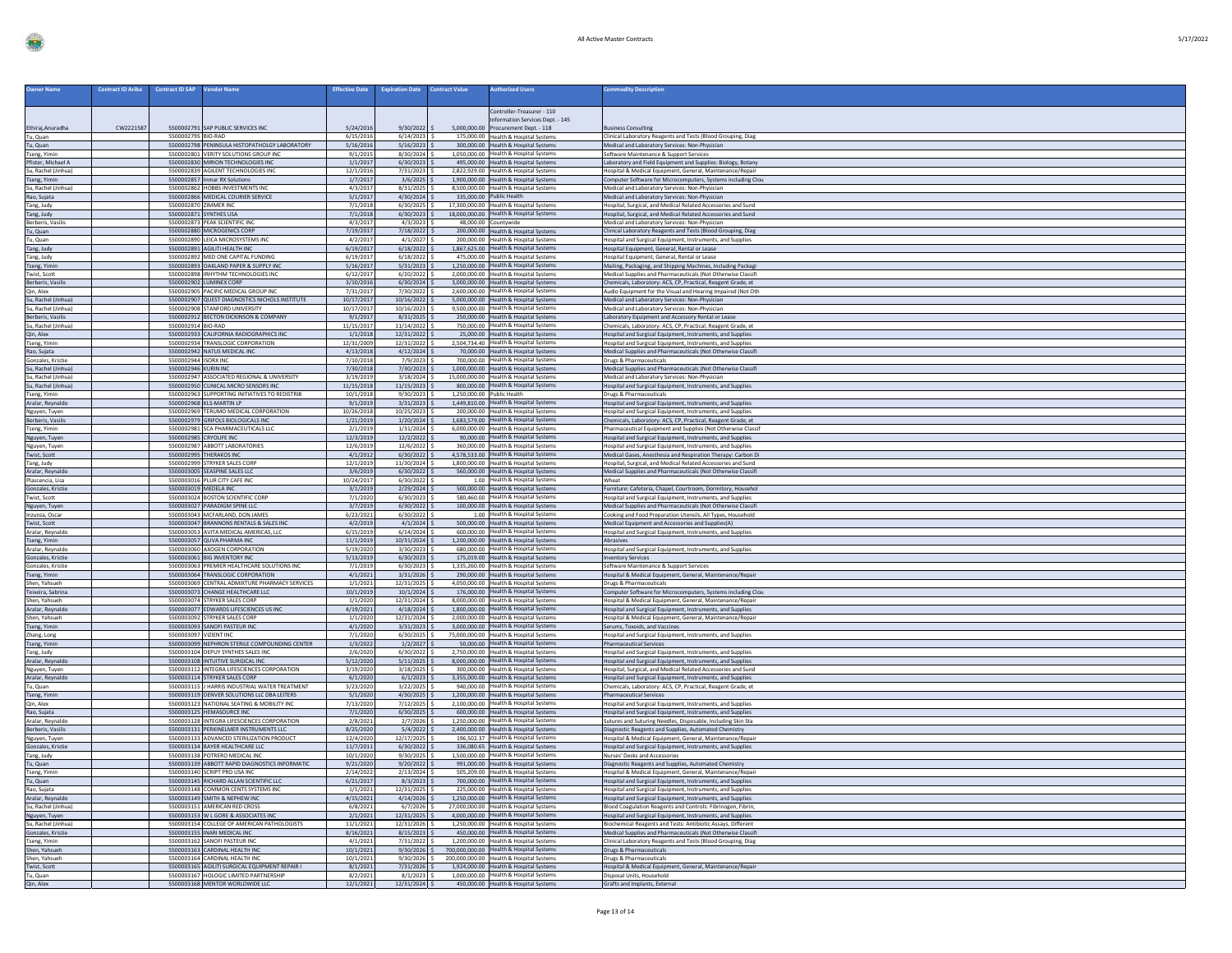| Owner Name | Contract ID Ariba | Contract ID SAP | Vendor Name | Effective Date | Expiration Date | Contract Value | Authorized Users | Commodity Description |
|---|---|---|---|---|---|---|---|---|
| Ethiraj,Anuradha | CW2221587 | 5500002791 | SAP PUBLIC SERVICES INC | 5/24/2016 | 9/30/2022 | $ 5,000,000.00 | Controller-Treasurer - 110 Information Services Dept. - 145 Procurement Dept. - 118 | Business Consulting |
| Tu, Quan | | 5500002795 | BIO-RAD | 6/15/2016 | 6/14/2023 | $ 175,000.00 | Health & Hospital Systems | Clinical Laboratory Reagents and Tests (Blood Grouping, Diag |
| Tu, Quan | | 5500002798 | PENINSULA HISTOPATHOLGY LABORATORY | 5/16/2016 | 5/16/2023 | $ 300,000.00 | Health & Hospital Systems | Medical and Laboratory Services: Non-Physician |
| Tseng, Yimin | | 5500002801 | VERITY SOLUTIONS GROUP INC | 9/1/2015 | 8/30/2024 | $ 1,050,000.00 | Health & Hospital Systems | Software Maintenance & Support Services |
| Pfister, Michael A | | 5500002830 | MIRION TECHNOLOGIES INC | 1/1/2017 | 6/30/2023 | $ 495,000.00 | Health & Hospital Systems | Laboratory and Field Equipment and Supplies: Biology, Botany |
| Su, Rachel (Jinhua) | | 5500002839 | AGILENT TECHNOLOGIES INC | 12/1/2016 | 7/31/2023 | $ 2,822,929.00 | Health & Hospital Systems | Hospital & Medical Equipment, General, Maintenance/Repair |
| Tseng, Yimin | | 5500002857 | Inmar RX Solutions | 1/7/2017 | 3/6/2025 | $ 1,900,000.00 | Health & Hospital Systems | Computer Software for Microcomputers, Systems including Clou |
| Su, Rachel (Jinhua) | | 5500002862 | HOBBS INVESTMENTS INC | 4/3/2017 | 8/31/2025 | $ 8,500,000.00 | Health & Hospital Systems | Medical and Laboratory Services: Non-Physician |
| Rao, Sujata | | 5500002866 | MEDICAL COURIER SERVICE | 5/1/2017 | 4/30/2024 | $ 335,000.00 | Public Health | Medical and Laboratory Services: Non-Physician |
| Tang, Judy | | 5500002870 | ZIMMER INC | 7/1/2018 | 6/30/2025 | $ 17,300,000.00 | Health & Hospital Systems | Hospital, Surgical, and Medical Related Accessories and Sund |
| Tang, Judy | | 5500002871 | SYNTHES USA | 7/1/2018 | 6/30/2023 | $ 18,000,000.00 | Health & Hospital Systems | Hospital, Surgical, and Medical Related Accessories and Sund |
| Berberis, Vasilis | | 5500002873 | PEAK SCIENTIFIC INC | 4/3/2017 | 4/3/2023 | $ 48,000.00 | Countywide | Medical and Laboratory Services: Non-Physician |
| Tu, Quan | | 5500002880 | MICROGENICS CORP | 7/19/2017 | 7/18/2022 | $ 200,000.00 | Health & Hospital Systems | Clinical Laboratory Reagents and Tests (Blood Grouping, Diag |
| Tu, Quan | | 5500002890 | LEICA MICROSYSTEMS INC | 4/2/2017 | 4/1/2027 | $ 200,000.00 | Health & Hospital Systems | Hospital and Surgical Equipment, Instruments, and Supplies |
| Tang, Judy | | 5500002891 | AGILITI HEALTH INC | 6/19/2017 | 6/18/2022 | $ 1,867,625.00 | Health & Hospital Systems | Hospital Equipment, General, Rental or Lease |
| Tang, Judy | | 5500002892 | MED ONE CAPITAL FUNDING | 6/19/2017 | 6/18/2022 | $ 475,000.00 | Health & Hospital Systems | Hospital Equipment, General, Rental or Lease |
| Tseng, Yimin | | 5500002893 | OAKLAND PAPER & SUPPLY INC | 5/16/2017 | 5/31/2023 | $ 1,250,000.00 | Health & Hospital Systems | Mailing, Packaging, and Shipping Machines, Including Packagi |
| Twist, Scott | | 5500002898 | RHYTHM TECHNOLOGIES INC | 6/12/2017 | 6/20/2023 | $ 2,000,000.00 | Health & Hospital Systems | Medical Supplies and Pharmaceuticals (Not Otherwise Classifi |
| Berberis, Vasilis | | 5500002902 | LUMINEX CORP | 3/10/2016 | 6/30/2024 | $ 3,000,000.00 | Health & Hospital Systems | Chemicals, Laboratory: ACS, CP, Practical, Reagent Grade, et |
| Qin, Alex | | 5500002905 | PACIFIC MEDICAL GROUP INC | 7/31/2017 | 7/30/2022 | $ 2,600,000.00 | Health & Hospital Systems | Audio Equipment for the Visual and Hearing Impaired (Not Oth |
| Su, Rachel (Jinhua) | | 5500002907 | QUEST DIAGNOSTICS NICHOLS INSTITUTE | 10/17/2017 | 10/16/2022 | $ 5,000,000.00 | Health & Hospital Systems | Medical and Laboratory Services: Non-Physician |
| Su, Rachel (Jinhua) | | 5500002908 | STANFORD UNIVERSITY | 10/17/2017 | 10/16/2023 | $ 9,500,000.00 | Health & Hospital Systems | Medical and Laboratory Services: Non-Physician |
| Berberis, Vasilis | | 5500002912 | BECTON DICKINSON & COMPANY | 9/1/2017 | 8/31/2025 | $ 250,000.00 | Health & Hospital Systems | Laboratory Equipment and Accessory Rental or Lease |
| Su, Rachel (Jinhua) | | 5500002914 | BIO-RAD | 11/15/2017 | 11/14/2022 | $ 750,000.00 | Health & Hospital Systems | Chemicals, Laboratory: ACS, CP, Practical, Reagent Grade, et |
| Qin, Alex | | 5500002933 | CALIFORNIA RADIOGRAPHICS INC | 1/1/2018 | 12/31/2022 | $ 25,000.00 | Health & Hospital Systems | Hospital and Surgical Equipment, Instruments, and Supplies |
| Tseng, Yimin | | 5500002934 | TRANSLOGIC CORPORATION | 12/31/2009 | 12/31/2022 | $ 2,504,734.40 | Health & Hospital Systems | Hospital and Surgical Equipment, Instruments, and Supplies |
| Rao, Sujata | | 5500002942 | NATUS MEDICAL INC | 4/13/2018 | 4/12/2024 | $ 70,000.00 | Health & Hospital Systems | Medical Supplies and Pharmaceuticals (Not Otherwise Classifi |
| Gonzales, Kristie | | 5500002944 | ISORX INC | 7/10/2018 | 7/9/2023 | $ 700,000.00 | Health & Hospital Systems | Drugs & Pharmaceuticals |
| Su, Rachel (Jinhua) | | 5500002946 | KURIN INC | 7/30/2018 | 7/30/2023 | $ 1,000,000.00 | Health & Hospital Systems | Medical Supplies and Pharmaceuticals (Not Otherwise Classifi |
| Su, Rachel (Jinhua) | | 5500002947 | ASSOCIATED REGIONAL & UNIVERSITY | 3/19/2019 | 3/18/2024 | $ 15,000,000.00 | Health & Hospital Systems | Medical and Laboratory Services: Non-Physician |
| Su, Rachel (Jinhua) | | 5500002950 | CLINICAL MICRO SENSORS INC | 11/15/2018 | 11/15/2023 | $ 800,000.00 | Health & Hospital Systems | Hospital and Surgical Equipment, Instruments, and Supplies |
| Tseng, Yimin | | 5500002963 | SUPPORTING INITIATIVES TO REDISTRIB | 10/1/2018 | 9/30/2023 | $ 1,250,000.00 | Public Health | Drugs & Pharmaceuticals |
| Aralar, Reynaldo | | 5500002968 | KLS-MARTIN LP | 9/1/2019 | 3/31/2023 | $ 1,449,810.00 | Health & Hospital Systems | Hospital and Surgical Equipment, Instruments, and Supplies |
| Nguyen, Tuyen | | 5500002969 | TERUMO MEDICAL CORPORATION | 10/26/2018 | 10/25/2023 | $ 200,000.00 | Health & Hospital Systems | Hospital and Surgical Equipment, Instruments, and Supplies |
| Berberis, Vasilis | | 5500002979 | GRIFOLS BIOLOGICALS INC | 1/21/2019 | 1/20/2024 | $ 1,683,579.00 | Health & Hospital Systems | Chemicals, Laboratory: ACS, CP, Practical, Reagent Grade, et |
| Tseng, Yimin | | 5500002981 | SCA PHARMACEUTICALS LLC | 2/1/2019 | 1/31/2024 | $ 6,000,000.00 | Health & Hospital Systems | Pharmaceutical Equipment and Supplies (Not Otherwise Classif |
| Nguyen, Tuyen | | 5500002985 | CRYOLIFE INC | 12/3/2019 | 12/2/2022 | $ 90,000.00 | Health & Hospital Systems | Hospital and Surgical Equipment, Instruments, and Supplies |
| Nguyen, Tuyen | | 5500002987 | ABBOTT LABORATORIES | 12/6/2019 | 12/6/2022 | $ 360,000.00 | Health & Hospital Systems | Hospital and Surgical Equipment, Instruments, and Supplies |
| Twist, Scott | | 5500002995 | THERAKOS INC | 4/1/2012 | 6/30/2022 | $ 4,578,533.00 | Health & Hospital Systems | Medical Gases, Anesthesia and Respiration Therapy: Carbon Di |
| Tang, Judy | | 5500002999 | STRYKER SALES CORP | 12/1/2019 | 11/30/2024 | $ 1,800,000.00 | Health & Hospital Systems | Hospital, Surgical, and Medical Related Accessories and Sund |
| Aralar, Reynaldo | | 5500003005 | SEASPINE SALES LLC | 3/6/2019 | 6/30/2022 | $ 560,000.00 | Health & Hospital Systems | Medical Supplies and Pharmaceuticals (Not Otherwise Classifi |
| Plascencia, Lisa | | 5500003016 | PLUR CITY CAFE INC | 10/24/2017 | 6/30/2022 | $ 1.00 | Health & Hospital Systems | Wheat |
| Gonzales, Kristie | | 5500003019 | MEDELA INC | 3/1/2019 | 2/29/2024 | $ 500,000.00 | Health & Hospital Systems | Furniture: Cafeteria, Chapel, Courtroom, Dormitory, Househol |
| Twist, Scott | | 5500003024 | BOSTON SCIENTIFIC CORP | 7/1/2020 | 6/30/2023 | $ 580,460.00 | Health & Hospital Systems | Hospital and Surgical Equipment, Instruments, and Supplies |
| Nguyen, Tuyen | | 5500003027 | PARADIGM SPINE LLC | 3/7/2019 | 6/30/2022 | $ 100,000.00 | Health & Hospital Systems | Medical Supplies and Pharmaceuticals (Not Otherwise Classifi |
| Inzunza, Oscar | | 5500003043 | MCFARLAND, DON JAMES | 6/23/2021 | 6/30/2022 | $ 1.00 | Health & Hospital Systems | Cooking and Food Preparation Utensils, All Types, Household |
| Twist, Scott | | 5500003047 | BRANNONS RENTALS & SALES INC | 4/2/2019 | 4/1/2024 | $ 500,000.00 | Health & Hospital Systems | Medical Equipment and Accessories and Supplies(A) |
| Aralar, Reynaldo | | 5500003053 | AVITA MEDICAL AMERICAS, LLC | 6/15/2019 | 6/14/2024 | $ 600,000.00 | Health & Hospital Systems | Hospital and Surgical Equipment, Instruments, and Supplies |
| Tseng, Yimin | | 5500003057 | QUVA PHARMA INC | 11/1/2019 | 10/31/2024 | $ 1,200,000.00 | Health & Hospital Systems | Abrasives |
| Aralar, Reynaldo | | 5500003060 | AXOGEN CORPORATION | 5/19/2020 | 3/30/2023 | $ 680,000.00 | Health & Hospital Systems | Hospital and Surgical Equipment, Instruments, and Supplies |
| Gonzales, Kristie | | 5500003061 | BIG INVENTORY INC | 5/13/2019 | 6/30/2023 | $ 175,019.00 | Health & Hospital Systems | Inventory Services |
| Gonzales, Kristie | | 5500003063 | PREMIER HEALTHCARE SOLUTIONS INC | 7/1/2019 | 6/30/2023 | $ 1,335,260.00 | Health & Hospital Systems | Software Maintenance & Support Services |
| Tseng, Yimin | | 5500003064 | TRANSLOGIC CORPORATION | 4/1/2021 | 3/31/2026 | $ 290,000.00 | Health & Hospital Systems | Hospital & Medical Equipment, General, Maintenance/Repair |
| Shen, Yahsueh | | 5500003069 | CENTRAL ADMIXTURE PHARMACY SERVICES | 1/1/2021 | 12/31/2025 | $ 4,050,000.00 | Health & Hospital Systems | Drugs & Pharmaceuticals |
| Teixeira, Sabrina | | 5500003073 | CHANGE HEALTHCARE LLC | 10/1/2019 | 10/1/2024 | $ 176,000.00 | Health & Hospital Systems | Computer Software for Microcomputers, Systems including Clou |
| Shen, Yahsueh | | 5500003074 | STRYKER SALES CORP | 1/1/2020 | 12/31/2024 | $ 8,000,000.00 | Health & Hospital Systems | Hospital & Medical Equipment, General, Maintenance/Repair |
| Aralar, Reynaldo | | 5500003077 | EDWARDS LIFESCIENCES US INC | 4/19/2021 | 4/18/2024 | $ 1,800,000.00 | Health & Hospital Systems | Hospital and Surgical Equipment, Instruments, and Supplies |
| Shen, Yahsueh | | 5500003092 | STRYKER SALES CORP | 1/1/2020 | 12/31/2024 | $ 2,000,000.00 | Health & Hospital Systems | Hospital & Medical Equipment, General, Maintenance/Repair |
| Tseng, Yimin | | 5500003093 | SANOFI PASTEUR INC | 4/1/2020 | 3/31/2023 | $ 3,000,000.00 | Health & Hospital Systems | Serums, Toxoids, and Vaccines |
| Zhang, Long | | 5500003097 | VIZIENT INC | 7/1/2020 | 6/30/2025 | $ 75,000,000.00 | Health & Hospital Systems | Hospital and Surgical Equipment, Instruments, and Supplies |
| Tseng, Yimin | | 5500003099 | NEPHRON STERILE COMPOUNDING CENTER | 1/3/2022 | 1/2/2027 | $ 50,000.00 | Health & Hospital Systems | Pharmaceutical Services |
| Tang, Judy | | 5500003104 | DEPUY SYNTHES SALES INC | 2/6/2020 | 6/30/2022 | $ 2,750,000.00 | Health & Hospital Systems | Hospital and Surgical Equipment, Instruments, and Supplies |
| Aralar, Reynaldo | | 5500003108 | INTUITIVE SURGICAL INC | 5/12/2020 | 5/11/2025 | $ 8,000,000.00 | Health & Hospital Systems | Hospital and Surgical Equipment, Instruments, and Supplies |
| Nguyen, Tuyen | | 5500003112 | INTEGRA LIFESCIENCES CORPORATION | 3/19/2020 | 3/18/2025 | $ 300,000.00 | Health & Hospital Systems | Hospital, Surgical, and Medical Related Accessories and Sund |
| Aralar, Reynaldo | | 5500003114 | STRYKER SALES CORP | 6/1/2020 | 6/1/2023 | $ 3,355,000.00 | Health & Hospital Systems | Hospital and Surgical Equipment, Instruments, and Supplies |
| Tu, Quan | | 5500003115 | J HARRIS INDUSTRIAL WATER TREATMENT | 3/23/2020 | 3/22/2025 | $ 940,000.00 | Health & Hospital Systems | Chemicals, Laboratory: ACS, CP, Practical, Reagent Grade, et |
| Tseng, Yimin | | 5500003119 | DENVER SOLUTIONS LLC DBA LEITERS | 5/1/2020 | 4/30/2025 | $ 1,200,000.00 | Health & Hospital Systems | Pharmaceutical Services |
| Qin, Alex | | 5500003123 | NATIONAL SEATING & MOBILITY INC | 7/13/2020 | 7/12/2025 | $ 2,100,000.00 | Health & Hospital Systems | Hospital and Surgical Equipment, Instruments, and Supplies |
| Rao, Sujata | | 5500003125 | HEMASOURCE INC | 7/1/2020 | 6/30/2025 | $ 600,000.00 | Health & Hospital Systems | Hospital and Surgical Equipment, Instruments, and Supplies |
| Aralar, Reynaldo | | 5500003128 | INTEGRA LIFESCIENCES CORPORATION | 2/8/2021 | 2/7/2026 | $ 1,250,000.00 | Health & Hospital Systems | Sutures and Suturing Needles, Disposable, Including Skin Sta |
| Berberis, Vasilis | | 5500003131 | PERKINELMER INSTRUMENTS LLC | 8/25/2020 | 5/4/2022 | $ 2,400,000.00 | Health & Hospital Systems | Diagnostic Reagents and Supplies, Automated Chemistry |
| Nguyen, Tuyen | | 5500003133 | ADVANCED STERILIZATION PRODUCT | 12/4/2020 | 12/17/2023 | $ 196,502.37 | Health & Hospital Systems | Hospital & Medical Equipment, General, Maintenance/Repair |
| Gonzales, Kristie | | 5500003134 | BAYER HEALTHCARE LLC | 11/7/2011 | 6/30/2022 | $ 336,080.65 | Health & Hospital Systems | Hospital and Surgical Equipment, Instruments, and Supplies |
| Tang, Judy | | 5500003138 | POTRERO MEDICAL INC | 10/1/2020 | 9/30/2025 | $ 1,500,000.00 | Health & Hospital Systems | Nurses' Desks and Accessories |
| Tu, Quan | | 5500003139 | ABBOTT RAPID DIAGNOSTICS INFORMATIC | 9/21/2020 | 9/20/2022 | $ 991,000.00 | Health & Hospital Systems | Diagnostic Reagents and Supplies, Automated Chemistry |
| Tseng, Yimin | | 5500003140 | SCRIPT PRO USA INC | 2/14/2022 | 2/13/2024 | $ 505,209.00 | Health & Hospital Systems | Hospital & Medical Equipment, General, Maintenance/Repair |
| Tu, Quan | | 5500003145 | RICHARD ALLAN SCIENTIFIC LLC | 6/21/2017 | 8/3/2023 | $ 700,000.00 | Health & Hospital Systems | Hospital and Surgical Equipment, Instruments, and Supplies |
| Rao, Sujata | | 5500003148 | COMMON CENTS SYSTEMS INC | 1/1/2021 | 12/31/2025 | $ 225,000.00 | Health & Hospital Systems | Hospital and Surgical Equipment, Instruments, and Supplies |
| Aralar, Reynaldo | | 5500003149 | SMITH & NEPHEW INC | 4/15/2021 | 4/14/2026 | $ 1,250,000.00 | Health & Hospital Systems | Hospital and Surgical Equipment, Instruments, and Supplies |
| Su, Rachel (Jinhua) | | 5500003151 | AMERICAN RED CROSS | 6/8/2021 | 6/7/2026 | $ 27,000,000.00 | Health & Hospital Systems | Blood Coagulation Reagents and Controls: Fibrinogen, Fibrin, |
| Nguyen, Tuyen | | 5500003153 | W L GORE & ASSOCIATES INC | 2/1/2021 | 12/31/2025 | $ 4,000,000.00 | Health & Hospital Systems | Hospital and Surgical Equipment, Instruments, and Supplies |
| Su, Rachel (Jinhua) | | 5500003154 | COLLEGE OF AMERICAN PATHOLOGISTS | 11/1/2021 | 12/31/2026 | $ 1,250,000.00 | Health & Hospital Systems | Biochemical Reagents and Tests: Antibiotic Assays, Different |
| Gonzales, Kristie | | 5500003155 | INARI MEDICAL INC | 8/16/2021 | 8/15/2023 | $ 450,000.00 | Health & Hospital Systems | Medical Supplies and Pharmaceuticals (Not Otherwise Classifi |
| Tseng, Yimin | | 5500003162 | SANOFI PASTEUR INC | 4/1/2021 | 7/31/2022 | $ 1,200,000.00 | Health & Hospital Systems | Clinical Laboratory Reagents and Tests (Blood Grouping, Diag |
| Shen, Yahsueh | | 5500003163 | CARDINAL HEALTH INC | 10/1/2021 | 9/30/2026 | $ 700,000,000.00 | Health & Hospital Systems | Drugs & Pharmaceuticals |
| Shen, Yahsueh | | 5500003164 | CARDINAL HEALTH INC | 10/1/2021 | 9/30/2026 | $ 200,000,000.00 | Health & Hospital Systems | Drugs & Pharmaceuticals |
| Twist, Scott | | 5500003165 | AGILITI SURGICAL EQUIPMENT REPAIR I | 8/1/2021 | 7/31/2026 | $ 1,924,000.00 | Health & Hospital Systems | Hospital & Medical Equipment, General, Maintenance/Repair |
| Tu, Quan | | 5500003167 | HOLOGIC LIMITED PARTNERSHIP | 8/2/2021 | 8/1/2023 | $ 1,000,000.00 | Health & Hospital Systems | Disposal Units, Household |
| Qin, Alex | | 5500003168 | MENTOR WORLDWIDE LLC | 12/1/2021 | 12/31/2024 | $ 450,000.00 | Health & Hospital Systems | Grafts and Implants, External |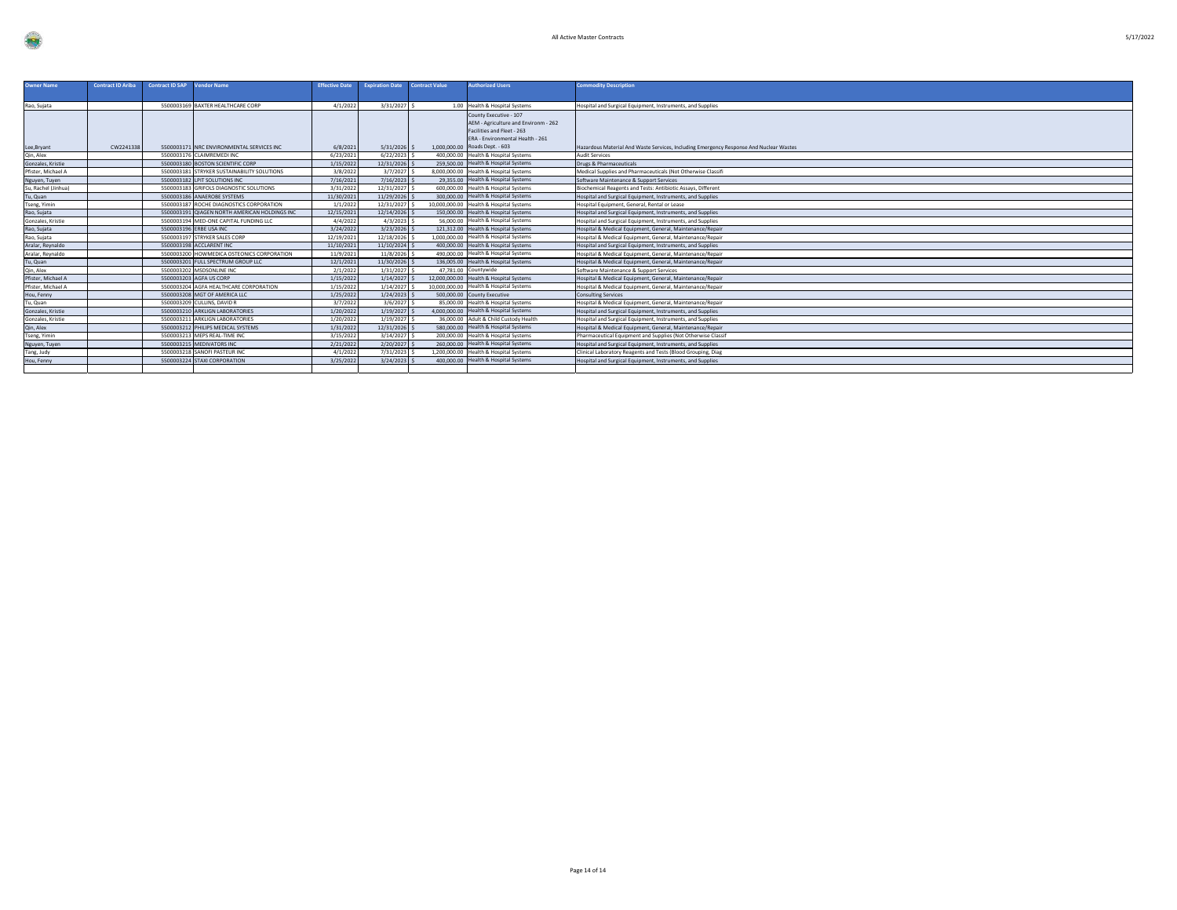All Active Master Contracts

| Owner Name | Contract ID Ariba | Contract ID SAP | Vendor Name | Effective Date | Expiration Date | Contract Value | Authorized Users | Commodity Description |
|---|---|---|---|---|---|---|---|---|
| Rao, Sujata | | 5500003169 | BAXTER HEALTHCARE CORP | 4/1/2022 | 3/31/2027 | $ 1.00 | Health & Hospital Systems | Hospital and Surgical Equipment, Instruments, and Supplies |
| Lee,Bryant | CW2241338 | 5500003171 | NRC ENVIRONMENTAL SERVICES INC | 6/8/2021 | 5/31/2026 | $ 1,000,000.00 | County Executive - 107<br>AEM - Agriculture and Environm - 262<br>Facilities and Fleet - 263<br>ERA - Environmental Health - 261<br>Roads Dept. - 603 | Hazardous Material And Waste Services, Including Emergency Response And Nuclear Wastes |
| Qin, Alex | | 5500003176 | CLAIMREMEDI INC | 6/23/2021 | 6/22/2023 | $ 400,000.00 | Health & Hospital Systems | Audit Services |
| Gonzales, Kristie | | 5500003180 | BOSTON SCIENTIFIC CORP | 1/15/2022 | 12/31/2026 | $ 259,500.00 | Health & Hospital Systems | Drugs & Pharmaceuticals |
| Pfister, Michael A | | 5500003181 | STRYKER SUSTAINABILITY SOLUTIONS | 3/8/2022 | 3/7/2027 | $ 8,000,000.00 | Health & Hospital Systems | Medical Supplies and Pharmaceuticals (Not Otherwise Classifi |
| Nguyen, Tuyen | | 5500003182 | LPIT SOLUTIONS INC | 7/16/2021 | 7/16/2023 | $ 29,355.00 | Health & Hospital Systems | Software Maintenance & Support Services |
| Su, Rachel (Jinhua) | | 5500003183 | GRIFOLS DIAGNOSTIC SOLUTIONS | 3/31/2022 | 12/31/2027 | $ 600,000.00 | Health & Hospital Systems | Biochemical Reagents and Tests: Antibiotic Assays, Different |
| Tu, Quan | | 5500003186 | ANAEROBE SYSTEMS | 11/30/2021 | 11/29/2026 | $ 300,000.00 | Health & Hospital Systems | Hospital and Surgical Equipment, Instruments, and Supplies |
| Tseng, Yimin | | 5500003187 | ROCHE DIAGNOSTICS CORPORATION | 1/1/2022 | 12/31/2027 | $ 10,000,000.00 | Health & Hospital Systems | Hospital Equipment, General, Rental or Lease |
| Rao, Sujata | | 5500003191 | QIAGEN NORTH AMERICAN HOLDINGS INC | 12/15/2021 | 12/14/2026 | $ 150,000.00 | Health & Hospital Systems | Hospital and Surgical Equipment, Instruments, and Supplies |
| Gonzales, Kristie | | 5500003194 | MED-ONE CAPITAL FUNDING LLC | 4/4/2022 | 4/3/2023 | $ 56,000.00 | Health & Hospital Systems | Hospital and Surgical Equipment, Instruments, and Supplies |
| Rao, Sujata | | 5500003196 | ERBE USA INC | 3/24/2022 | 3/23/2026 | $ 121,312.00 | Health & Hospital Systems | Hospital & Medical Equipment, General, Maintenance/Repair |
| Rao, Sujata | | 5500003197 | STRYKER SALES CORP | 12/19/2021 | 12/18/2026 | $ 1,000,000.00 | Health & Hospital Systems | Hospital & Medical Equipment, General, Maintenance/Repair |
| Aralar, Reynaldo | | 5500003198 | ACCLARENT INC | 11/10/2021 | 11/10/2024 | $ 400,000.00 | Health & Hospital Systems | Hospital and Surgical Equipment, Instruments, and Supplies |
| Aralar, Reynaldo | | 5500003200 | HOWMEDICA OSTEONICS CORPORATION | 11/9/2021 | 11/8/2026 | $ 490,000.00 | Health & Hospital Systems | Hospital & Medical Equipment, General, Maintenance/Repair |
| Tu, Quan | | 5500003201 | FULL SPECTRUM GROUP LLC | 12/1/2021 | 11/30/2026 | $ 136,005.00 | Health & Hospital Systems | Hospital & Medical Equipment, General, Maintenance/Repair |
| Qin, Alex | | 5500003202 | MSDSONLINE INC | 2/1/2022 | 1/31/2027 | $ 47,781.00 | Countywide | Software Maintenance & Support Services |
| Pfister, Michael A | | 5500003203 | AGFA US CORP | 1/15/2022 | 1/14/2027 | $ 12,000,000.00 | Health & Hospital Systems | Hospital & Medical Equipment, General, Maintenance/Repair |
| Pfister, Michael A | | 5500003204 | AGFA HEALTHCARE CORPORATION | 1/15/2022 | 1/14/2027 | $ 10,000,000.00 | Health & Hospital Systems | Hospital & Medical Equipment, General, Maintenance/Repair |
| Hou, Fenny | | 5500003208 | MGT OF AMERICA LLC | 1/25/2022 | 1/24/2023 | $ 500,000.00 | County Executive | Consulting Services |
| Tu, Quan | | 5500003209 | CULLINS, DAVID R | 3/7/2022 | 3/6/2027 | $ 85,000.00 | Health & Hospital Systems | Hospital & Medical Equipment, General, Maintenance/Repair |
| Gonzales, Kristie | | 5500003210 | ARKLIGN LABORATORIES | 1/20/2022 | 1/19/2027 | $ 4,000,000.00 | Health & Hospital Systems | Hospital and Surgical Equipment, Instruments, and Supplies |
| Gonzales, Kristie | | 5500003211 | ARKLIGN LABORATORIES | 1/20/2022 | 1/19/2027 | $ 36,000.00 | Adult & Child Custody Health | Hospital and Surgical Equipment, Instruments, and Supplies |
| Qin, Alex | | 5500003212 | PHILIPS MEDICAL SYSTEMS | 1/31/2022 | 12/31/2026 | $ 580,000.00 | Health & Hospital Systems | Hospital & Medical Equipment, General, Maintenance/Repair |
| Tseng, Yimin | | 5500003213 | MEPS REAL-TIME INC | 3/15/2022 | 3/14/2027 | $ 200,000.00 | Health & Hospital Systems | Pharmaceutical Equipment and Supplies (Not Otherwise Classif |
| Nguyen, Tuyen | | 5500003215 | MEDIVATORS INC | 2/21/2022 | 2/20/2027 | $ 260,000.00 | Health & Hospital Systems | Hospital and Surgical Equipment, Instruments, and Supplies |
| Tang, Judy | | 5500003218 | SANOFI PASTEUR INC | 4/1/2022 | 7/31/2023 | $ 1,200,000.00 | Health & Hospital Systems | Clinical Laboratory Reagents and Tests (Blood Grouping, Diag |
| Hou, Fenny | | 5500003224 | STAXI CORPORATION | 3/25/2022 | 3/24/2023 | $ 400,000.00 | Health & Hospital Systems | Hospital and Surgical Equipment, Instruments, and Supplies |